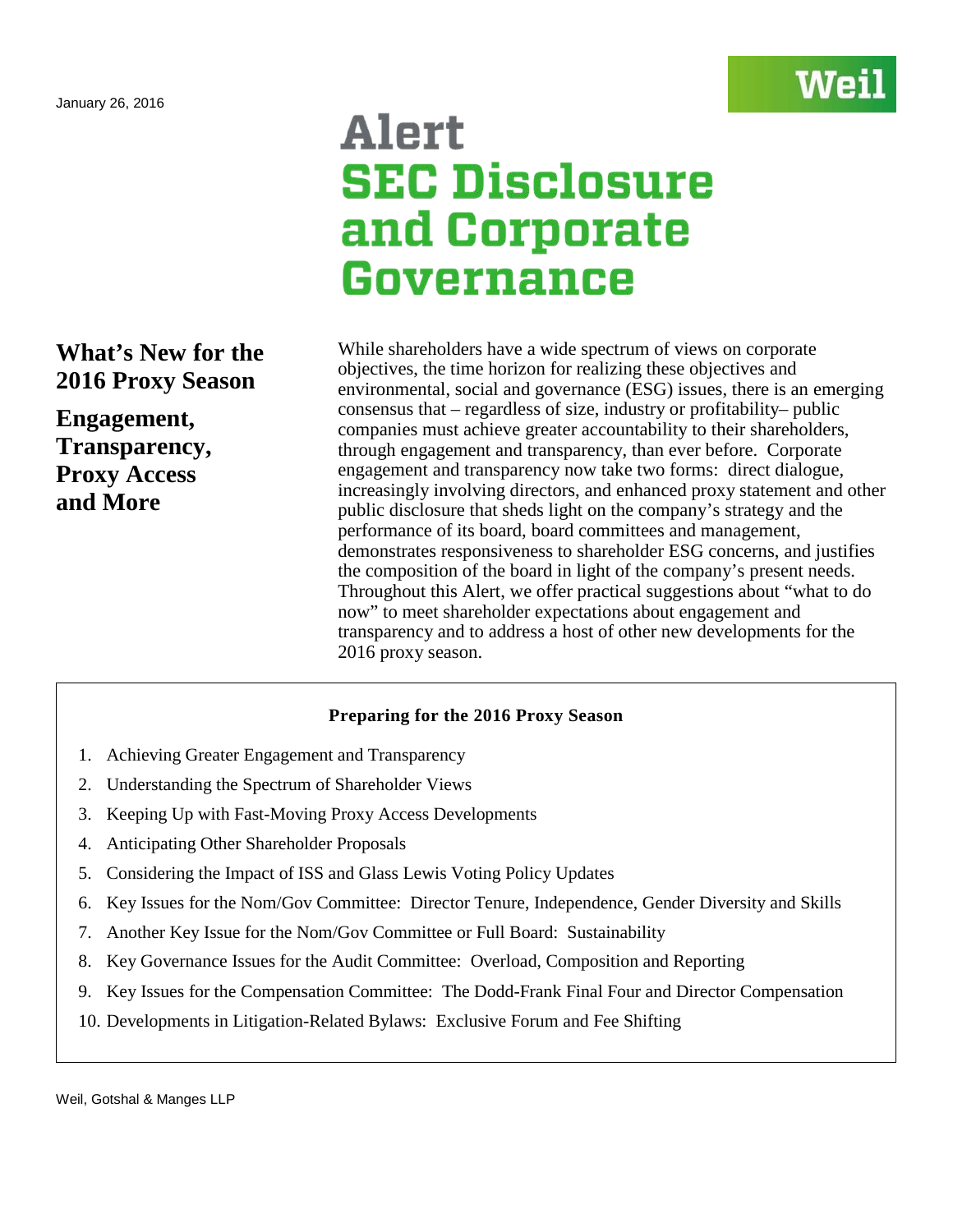January 26, 2016

Weil

# Alert
# SEC Disclosure and Corporate Governance

## What's New for the 2016 Proxy Season

## Engagement, Transparency, Proxy Access and More

While shareholders have a wide spectrum of views on corporate objectives, the time horizon for realizing these objectives and environmental, social and governance (ESG) issues, there is an emerging consensus that – regardless of size, industry or profitability– public companies must achieve greater accountability to their shareholders, through engagement and transparency, than ever before. Corporate engagement and transparency now take two forms: direct dialogue, increasingly involving directors, and enhanced proxy statement and other public disclosure that sheds light on the company's strategy and the performance of its board, board committees and management, demonstrates responsiveness to shareholder ESG concerns, and justifies the composition of the board in light of the company's present needs. Throughout this Alert, we offer practical suggestions about "what to do now" to meet shareholder expectations about engagement and transparency and to address a host of other new developments for the 2016 proxy season.

**Preparing for the 2016 Proxy Season**

1. Achieving Greater Engagement and Transparency
2. Understanding the Spectrum of Shareholder Views
3. Keeping Up with Fast-Moving Proxy Access Developments
4. Anticipating Other Shareholder Proposals
5. Considering the Impact of ISS and Glass Lewis Voting Policy Updates
6. Key Issues for the Nom/Gov Committee: Director Tenure, Independence, Gender Diversity and Skills
7. Another Key Issue for the Nom/Gov Committee or Full Board: Sustainability
8. Key Governance Issues for the Audit Committee: Overload, Composition and Reporting
9. Key Issues for the Compensation Committee: The Dodd-Frank Final Four and Director Compensation
10. Developments in Litigation-Related Bylaws: Exclusive Forum and Fee Shifting

Weil, Gotshal & Manges LLP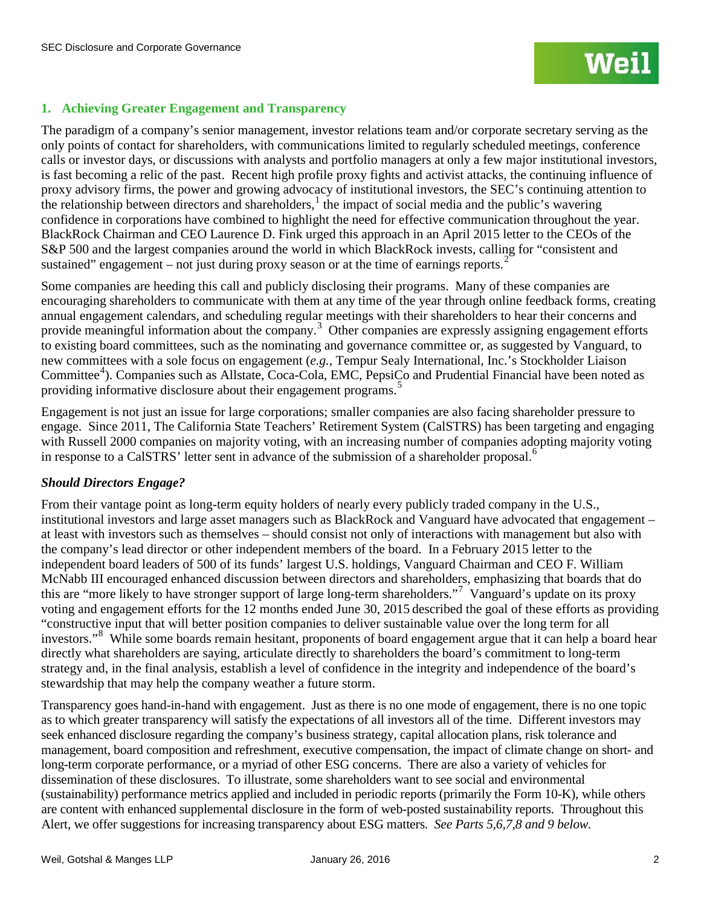## 1. Achieving Greater Engagement and Transparency

The paradigm of a company's senior management, investor relations team and/or corporate secretary serving as the only points of contact for shareholders, with communications limited to regularly scheduled meetings, conference calls or investor days, or discussions with analysts and portfolio managers at only a few major institutional investors, is fast becoming a relic of the past. Recent high profile proxy fights and activist attacks, the continuing influence of proxy advisory firms, the power and growing advocacy of institutional investors, the SEC's continuing attention to the relationship between directors and shareholders,[1] the impact of social media and the public's wavering confidence in corporations have combined to highlight the need for effective communication throughout the year. BlackRock Chairman and CEO Laurence D. Fink urged this approach in an April 2015 letter to the CEOs of the S&P 500 and the largest companies around the world in which BlackRock invests, calling for "consistent and sustained" engagement – not just during proxy season or at the time of earnings reports.[2]

Some companies are heeding this call and publicly disclosing their programs. Many of these companies are encouraging shareholders to communicate with them at any time of the year through online feedback forms, creating annual engagement calendars, and scheduling regular meetings with their shareholders to hear their concerns and provide meaningful information about the company.[3] Other companies are expressly assigning engagement efforts to existing board committees, such as the nominating and governance committee or, as suggested by Vanguard, to new committees with a sole focus on engagement (*e.g.*, Tempur Sealy International, Inc.'s Stockholder Liaison Committee[4]). Companies such as Allstate, Coca-Cola, EMC, PepsiCo and Prudential Financial have been noted as providing informative disclosure about their engagement programs.[5]

Engagement is not just an issue for large corporations; smaller companies are also facing shareholder pressure to engage. Since 2011, The California State Teachers' Retirement System (CalSTRS) has been targeting and engaging with Russell 2000 companies on majority voting, with an increasing number of companies adopting majority voting in response to a CalSTRS' letter sent in advance of the submission of a shareholder proposal.[6]

### *Should Directors Engage?*

From their vantage point as long-term equity holders of nearly every publicly traded company in the U.S., institutional investors and large asset managers such as BlackRock and Vanguard have advocated that engagement – at least with investors such as themselves – should consist not only of interactions with management but also with the company's lead director or other independent members of the board. In a February 2015 letter to the independent board leaders of 500 of its funds' largest U.S. holdings, Vanguard Chairman and CEO F. William McNabb III encouraged enhanced discussion between directors and shareholders, emphasizing that boards that do this are "more likely to have stronger support of large long-term shareholders."[7] Vanguard's update on its proxy voting and engagement efforts for the 12 months ended June 30, 2015 described the goal of these efforts as providing "constructive input that will better position companies to deliver sustainable value over the long term for all investors."[8] While some boards remain hesitant, proponents of board engagement argue that it can help a board hear directly what shareholders are saying, articulate directly to shareholders the board's commitment to long-term strategy and, in the final analysis, establish a level of confidence in the integrity and independence of the board's stewardship that may help the company weather a future storm.

Transparency goes hand-in-hand with engagement. Just as there is no one mode of engagement, there is no one topic as to which greater transparency will satisfy the expectations of all investors all of the time. Different investors may seek enhanced disclosure regarding the company's business strategy, capital allocation plans, risk tolerance and management, board composition and refreshment, executive compensation, the impact of climate change on short- and long-term corporate performance, or a myriad of other ESG concerns. There are also a variety of vehicles for dissemination of these disclosures. To illustrate, some shareholders want to see social and environmental (sustainability) performance metrics applied and included in periodic reports (primarily the Form 10-K), while others are content with enhanced supplemental disclosure in the form of web-posted sustainability reports. Throughout this Alert, we offer suggestions for increasing transparency about ESG matters. *See Parts 5,6,7,8 and 9 below.*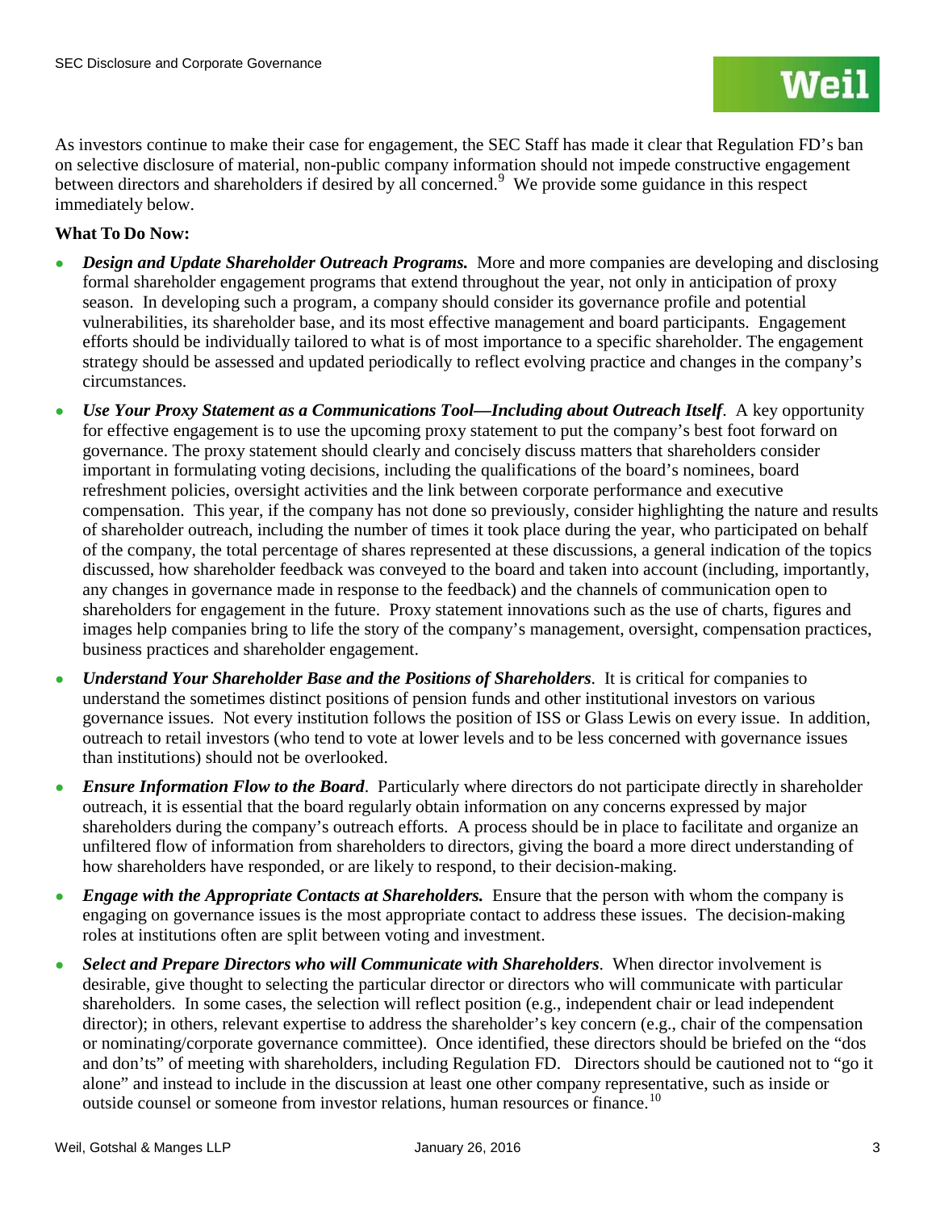As investors continue to make their case for engagement, the SEC Staff has made it clear that Regulation FD's ban on selective disclosure of material, non-public company information should not impede constructive engagement between directors and shareholders if desired by all concerned.[9] We provide some guidance in this respect immediately below.

**What To Do Now:**

- ***Design and Update Shareholder Outreach Programs.*** More and more companies are developing and disclosing formal shareholder engagement programs that extend throughout the year, not only in anticipation of proxy season. In developing such a program, a company should consider its governance profile and potential vulnerabilities, its shareholder base, and its most effective management and board participants. Engagement efforts should be individually tailored to what is of most importance to a specific shareholder. The engagement strategy should be assessed and updated periodically to reflect evolving practice and changes in the company's circumstances.
- ***Use Your Proxy Statement as a Communications Tool—Including about Outreach Itself***. A key opportunity for effective engagement is to use the upcoming proxy statement to put the company's best foot forward on governance. The proxy statement should clearly and concisely discuss matters that shareholders consider important in formulating voting decisions, including the qualifications of the board's nominees, board refreshment policies, oversight activities and the link between corporate performance and executive compensation. This year, if the company has not done so previously, consider highlighting the nature and results of shareholder outreach, including the number of times it took place during the year, who participated on behalf of the company, the total percentage of shares represented at these discussions, a general indication of the topics discussed, how shareholder feedback was conveyed to the board and taken into account (including, importantly, any changes in governance made in response to the feedback) and the channels of communication open to shareholders for engagement in the future. Proxy statement innovations such as the use of charts, figures and images help companies bring to life the story of the company's management, oversight, compensation practices, business practices and shareholder engagement.
- ***Understand Your Shareholder Base and the Positions of Shareholders***. It is critical for companies to understand the sometimes distinct positions of pension funds and other institutional investors on various governance issues. Not every institution follows the position of ISS or Glass Lewis on every issue. In addition, outreach to retail investors (who tend to vote at lower levels and to be less concerned with governance issues than institutions) should not be overlooked.
- ***Ensure Information Flow to the Board***. Particularly where directors do not participate directly in shareholder outreach, it is essential that the board regularly obtain information on any concerns expressed by major shareholders during the company's outreach efforts. A process should be in place to facilitate and organize an unfiltered flow of information from shareholders to directors, giving the board a more direct understanding of how shareholders have responded, or are likely to respond, to their decision-making.
- ***Engage with the Appropriate Contacts at Shareholders.*** Ensure that the person with whom the company is engaging on governance issues is the most appropriate contact to address these issues. The decision-making roles at institutions often are split between voting and investment.
- ***Select and Prepare Directors who will Communicate with Shareholders***. When director involvement is desirable, give thought to selecting the particular director or directors who will communicate with particular shareholders. In some cases, the selection will reflect position (e.g., independent chair or lead independent director); in others, relevant expertise to address the shareholder's key concern (e.g., chair of the compensation or nominating/corporate governance committee). Once identified, these directors should be briefed on the "dos and don'ts" of meeting with shareholders, including Regulation FD. Directors should be cautioned not to "go it alone" and instead to include in the discussion at least one other company representative, such as inside or outside counsel or someone from investor relations, human resources or finance.[10]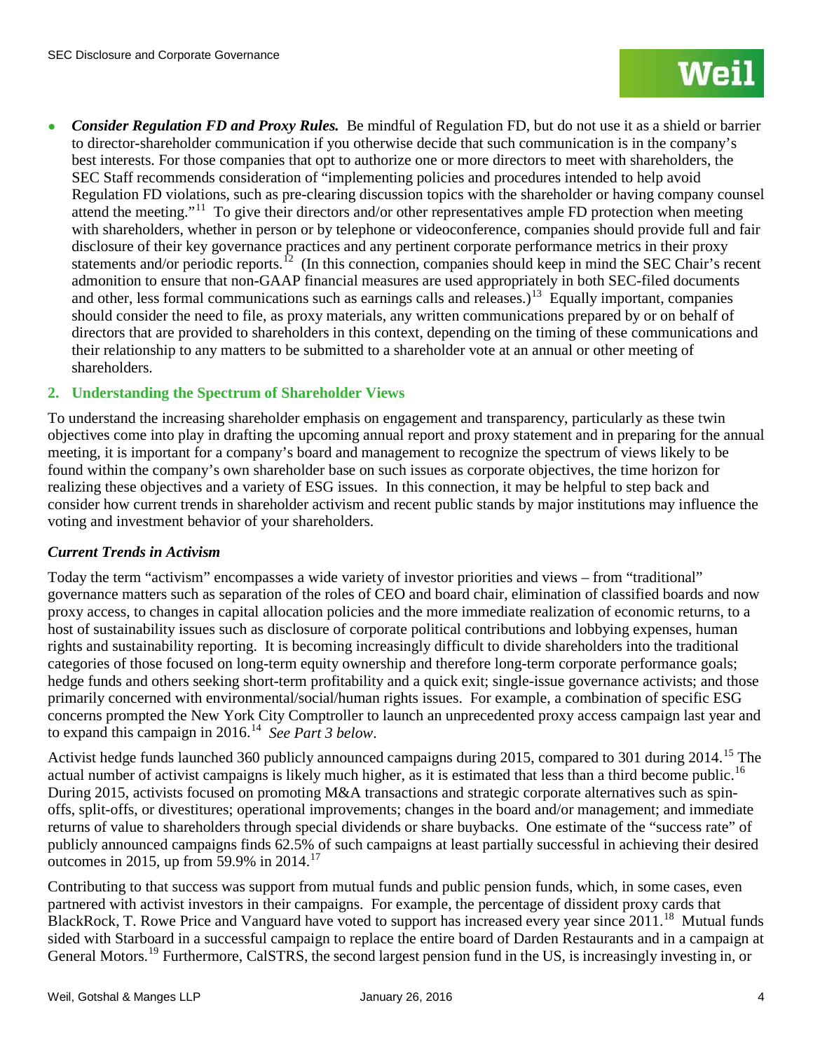- ***Consider Regulation FD and Proxy Rules.*** Be mindful of Regulation FD, but do not use it as a shield or barrier to director-shareholder communication if you otherwise decide that such communication is in the company's best interests. For those companies that opt to authorize one or more directors to meet with shareholders, the SEC Staff recommends consideration of "implementing policies and procedures intended to help avoid Regulation FD violations, such as pre-clearing discussion topics with the shareholder or having company counsel attend the meeting."[11] To give their directors and/or other representatives ample FD protection when meeting with shareholders, whether in person or by telephone or videoconference, companies should provide full and fair disclosure of their key governance practices and any pertinent corporate performance metrics in their proxy statements and/or periodic reports.[12] (In this connection, companies should keep in mind the SEC Chair's recent admonition to ensure that non-GAAP financial measures are used appropriately in both SEC-filed documents and other, less formal communications such as earnings calls and releases.)[13] Equally important, companies should consider the need to file, as proxy materials, any written communications prepared by or on behalf of directors that are provided to shareholders in this context, depending on the timing of these communications and their relationship to any matters to be submitted to a shareholder vote at an annual or other meeting of shareholders.

## 2. Understanding the Spectrum of Shareholder Views

To understand the increasing shareholder emphasis on engagement and transparency, particularly as these twin objectives come into play in drafting the upcoming annual report and proxy statement and in preparing for the annual meeting, it is important for a company's board and management to recognize the spectrum of views likely to be found within the company's own shareholder base on such issues as corporate objectives, the time horizon for realizing these objectives and a variety of ESG issues. In this connection, it may be helpful to step back and consider how current trends in shareholder activism and recent public stands by major institutions may influence the voting and investment behavior of your shareholders.

### *Current Trends in Activism*

Today the term "activism" encompasses a wide variety of investor priorities and views – from "traditional" governance matters such as separation of the roles of CEO and board chair, elimination of classified boards and now proxy access, to changes in capital allocation policies and the more immediate realization of economic returns, to a host of sustainability issues such as disclosure of corporate political contributions and lobbying expenses, human rights and sustainability reporting. It is becoming increasingly difficult to divide shareholders into the traditional categories of those focused on long-term equity ownership and therefore long-term corporate performance goals; hedge funds and others seeking short-term profitability and a quick exit; single-issue governance activists; and those primarily concerned with environmental/social/human rights issues. For example, a combination of specific ESG concerns prompted the New York City Comptroller to launch an unprecedented proxy access campaign last year and to expand this campaign in 2016.[14] *See Part 3 below*.

Activist hedge funds launched 360 publicly announced campaigns during 2015, compared to 301 during 2014.[15] The actual number of activist campaigns is likely much higher, as it is estimated that less than a third become public.[16] During 2015, activists focused on promoting M&A transactions and strategic corporate alternatives such as spin-offs, split-offs, or divestitures; operational improvements; changes in the board and/or management; and immediate returns of value to shareholders through special dividends or share buybacks. One estimate of the "success rate" of publicly announced campaigns finds 62.5% of such campaigns at least partially successful in achieving their desired outcomes in 2015, up from 59.9% in 2014.[17]

Contributing to that success was support from mutual funds and public pension funds, which, in some cases, even partnered with activist investors in their campaigns. For example, the percentage of dissident proxy cards that BlackRock, T. Rowe Price and Vanguard have voted to support has increased every year since 2011.[18] Mutual funds sided with Starboard in a successful campaign to replace the entire board of Darden Restaurants and in a campaign at General Motors.[19] Furthermore, CalSTRS, the second largest pension fund in the US, is increasingly investing in, or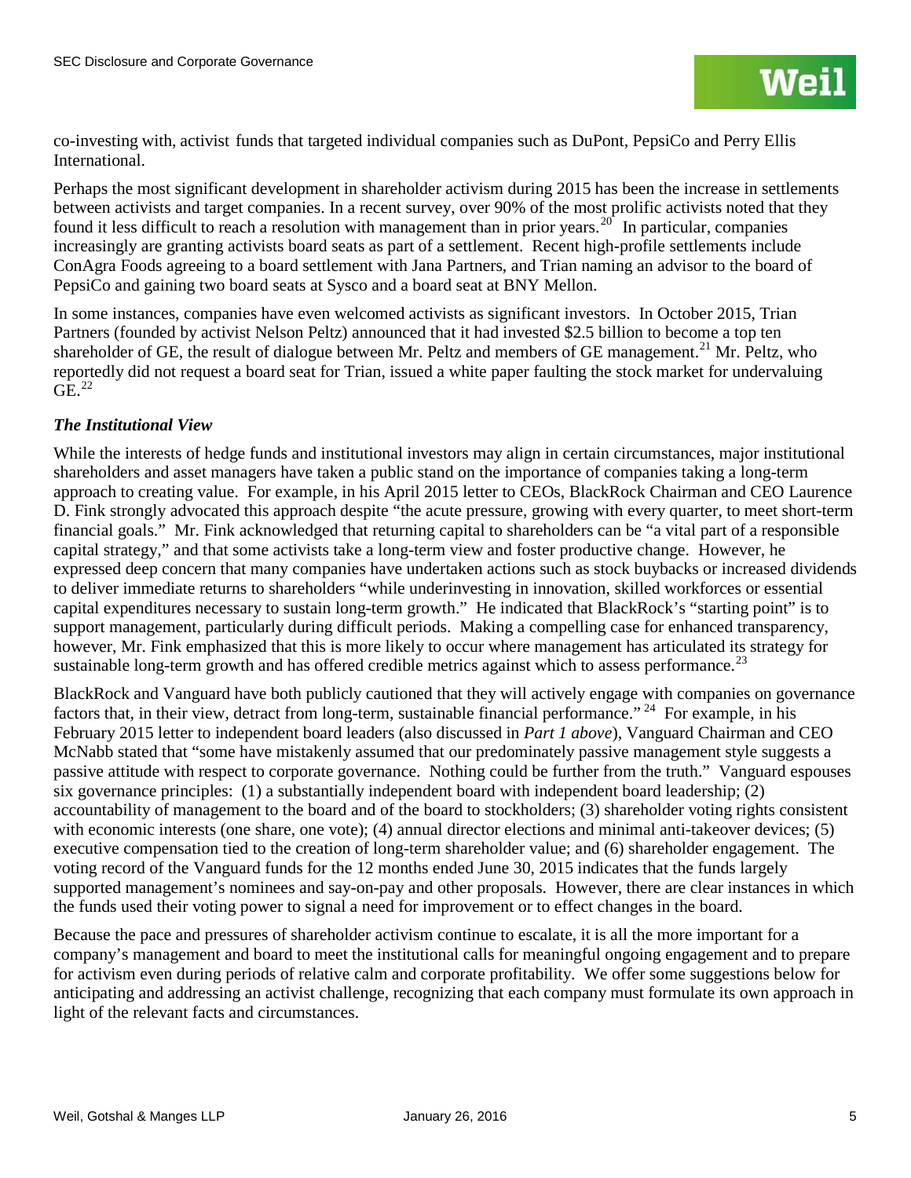co-investing with, activist funds that targeted individual companies such as DuPont, PepsiCo and Perry Ellis International.

Perhaps the most significant development in shareholder activism during 2015 has been the increase in settlements between activists and target companies. In a recent survey, over 90% of the most prolific activists noted that they found it less difficult to reach a resolution with management than in prior years.[20] In particular, companies increasingly are granting activists board seats as part of a settlement. Recent high-profile settlements include ConAgra Foods agreeing to a board settlement with Jana Partners, and Trian naming an advisor to the board of PepsiCo and gaining two board seats at Sysco and a board seat at BNY Mellon.

In some instances, companies have even welcomed activists as significant investors. In October 2015, Trian Partners (founded by activist Nelson Peltz) announced that it had invested $2.5 billion to become a top ten shareholder of GE, the result of dialogue between Mr. Peltz and members of GE management.[21] Mr. Peltz, who reportedly did not request a board seat for Trian, issued a white paper faulting the stock market for undervaluing GE.[22]

### *The Institutional View*

While the interests of hedge funds and institutional investors may align in certain circumstances, major institutional shareholders and asset managers have taken a public stand on the importance of companies taking a long-term approach to creating value. For example, in his April 2015 letter to CEOs, BlackRock Chairman and CEO Laurence D. Fink strongly advocated this approach despite "the acute pressure, growing with every quarter, to meet short-term financial goals." Mr. Fink acknowledged that returning capital to shareholders can be "a vital part of a responsible capital strategy," and that some activists take a long-term view and foster productive change. However, he expressed deep concern that many companies have undertaken actions such as stock buybacks or increased dividends to deliver immediate returns to shareholders "while underinvesting in innovation, skilled workforces or essential capital expenditures necessary to sustain long-term growth." He indicated that BlackRock's "starting point" is to support management, particularly during difficult periods. Making a compelling case for enhanced transparency, however, Mr. Fink emphasized that this is more likely to occur where management has articulated its strategy for sustainable long-term growth and has offered credible metrics against which to assess performance.[23]

BlackRock and Vanguard have both publicly cautioned that they will actively engage with companies on governance factors that, in their view, detract from long-term, sustainable financial performance." [24] For example, in his February 2015 letter to independent board leaders (also discussed in *Part 1 above*), Vanguard Chairman and CEO McNabb stated that "some have mistakenly assumed that our predominately passive management style suggests a passive attitude with respect to corporate governance. Nothing could be further from the truth." Vanguard espouses six governance principles: (1) a substantially independent board with independent board leadership; (2) accountability of management to the board and of the board to stockholders; (3) shareholder voting rights consistent with economic interests (one share, one vote); (4) annual director elections and minimal anti-takeover devices; (5) executive compensation tied to the creation of long-term shareholder value; and (6) shareholder engagement. The voting record of the Vanguard funds for the 12 months ended June 30, 2015 indicates that the funds largely supported management's nominees and say-on-pay and other proposals. However, there are clear instances in which the funds used their voting power to signal a need for improvement or to effect changes in the board.

Because the pace and pressures of shareholder activism continue to escalate, it is all the more important for a company's management and board to meet the institutional calls for meaningful ongoing engagement and to prepare for activism even during periods of relative calm and corporate profitability. We offer some suggestions below for anticipating and addressing an activist challenge, recognizing that each company must formulate its own approach in light of the relevant facts and circumstances.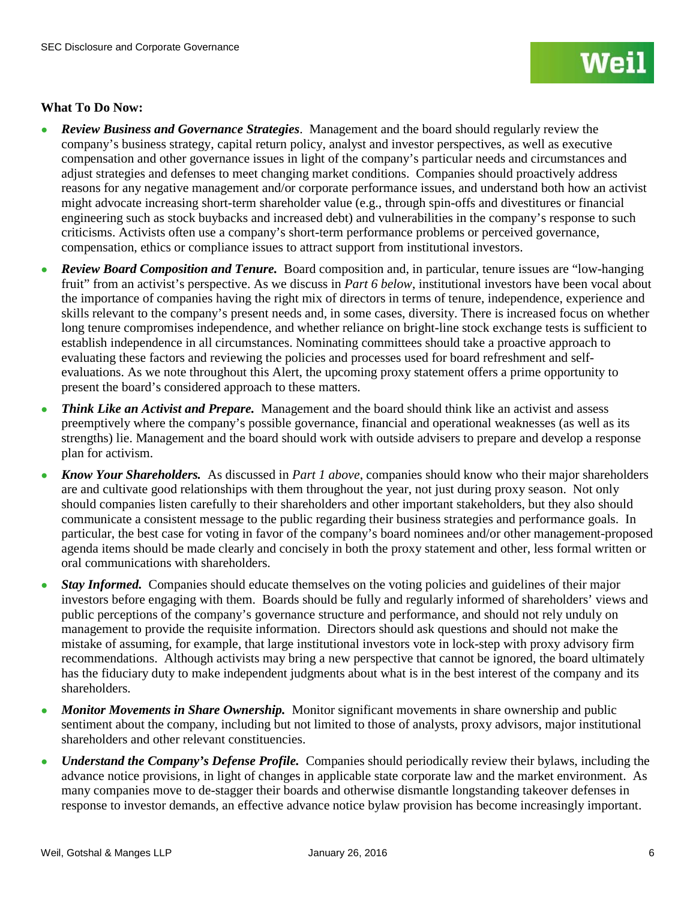**What To Do Now:**

- ***Review Business and Governance Strategies***. Management and the board should regularly review the company's business strategy, capital return policy, analyst and investor perspectives, as well as executive compensation and other governance issues in light of the company's particular needs and circumstances and adjust strategies and defenses to meet changing market conditions. Companies should proactively address reasons for any negative management and/or corporate performance issues, and understand both how an activist might advocate increasing short-term shareholder value (e.g., through spin-offs and divestitures or financial engineering such as stock buybacks and increased debt) and vulnerabilities in the company's response to such criticisms. Activists often use a company's short-term performance problems or perceived governance, compensation, ethics or compliance issues to attract support from institutional investors.
- ***Review Board Composition and Tenure.*** Board composition and, in particular, tenure issues are "low-hanging fruit" from an activist's perspective. As we discuss in *Part 6 below*, institutional investors have been vocal about the importance of companies having the right mix of directors in terms of tenure, independence, experience and skills relevant to the company's present needs and, in some cases, diversity. There is increased focus on whether long tenure compromises independence, and whether reliance on bright-line stock exchange tests is sufficient to establish independence in all circumstances. Nominating committees should take a proactive approach to evaluating these factors and reviewing the policies and processes used for board refreshment and self-evaluations. As we note throughout this Alert, the upcoming proxy statement offers a prime opportunity to present the board's considered approach to these matters.
- ***Think Like an Activist and Prepare.*** Management and the board should think like an activist and assess preemptively where the company's possible governance, financial and operational weaknesses (as well as its strengths) lie. Management and the board should work with outside advisers to prepare and develop a response plan for activism.
- ***Know Your Shareholders.*** As discussed in *Part 1 above*, companies should know who their major shareholders are and cultivate good relationships with them throughout the year, not just during proxy season. Not only should companies listen carefully to their shareholders and other important stakeholders, but they also should communicate a consistent message to the public regarding their business strategies and performance goals. In particular, the best case for voting in favor of the company's board nominees and/or other management-proposed agenda items should be made clearly and concisely in both the proxy statement and other, less formal written or oral communications with shareholders.
- ***Stay Informed.*** Companies should educate themselves on the voting policies and guidelines of their major investors before engaging with them. Boards should be fully and regularly informed of shareholders' views and public perceptions of the company's governance structure and performance, and should not rely unduly on management to provide the requisite information. Directors should ask questions and should not make the mistake of assuming, for example, that large institutional investors vote in lock-step with proxy advisory firm recommendations. Although activists may bring a new perspective that cannot be ignored, the board ultimately has the fiduciary duty to make independent judgments about what is in the best interest of the company and its shareholders.
- ***Monitor Movements in Share Ownership.*** Monitor significant movements in share ownership and public sentiment about the company, including but not limited to those of analysts, proxy advisors, major institutional shareholders and other relevant constituencies.
- ***Understand the Company's Defense Profile.*** Companies should periodically review their bylaws, including the advance notice provisions, in light of changes in applicable state corporate law and the market environment. As many companies move to de-stagger their boards and otherwise dismantle longstanding takeover defenses in response to investor demands, an effective advance notice bylaw provision has become increasingly important.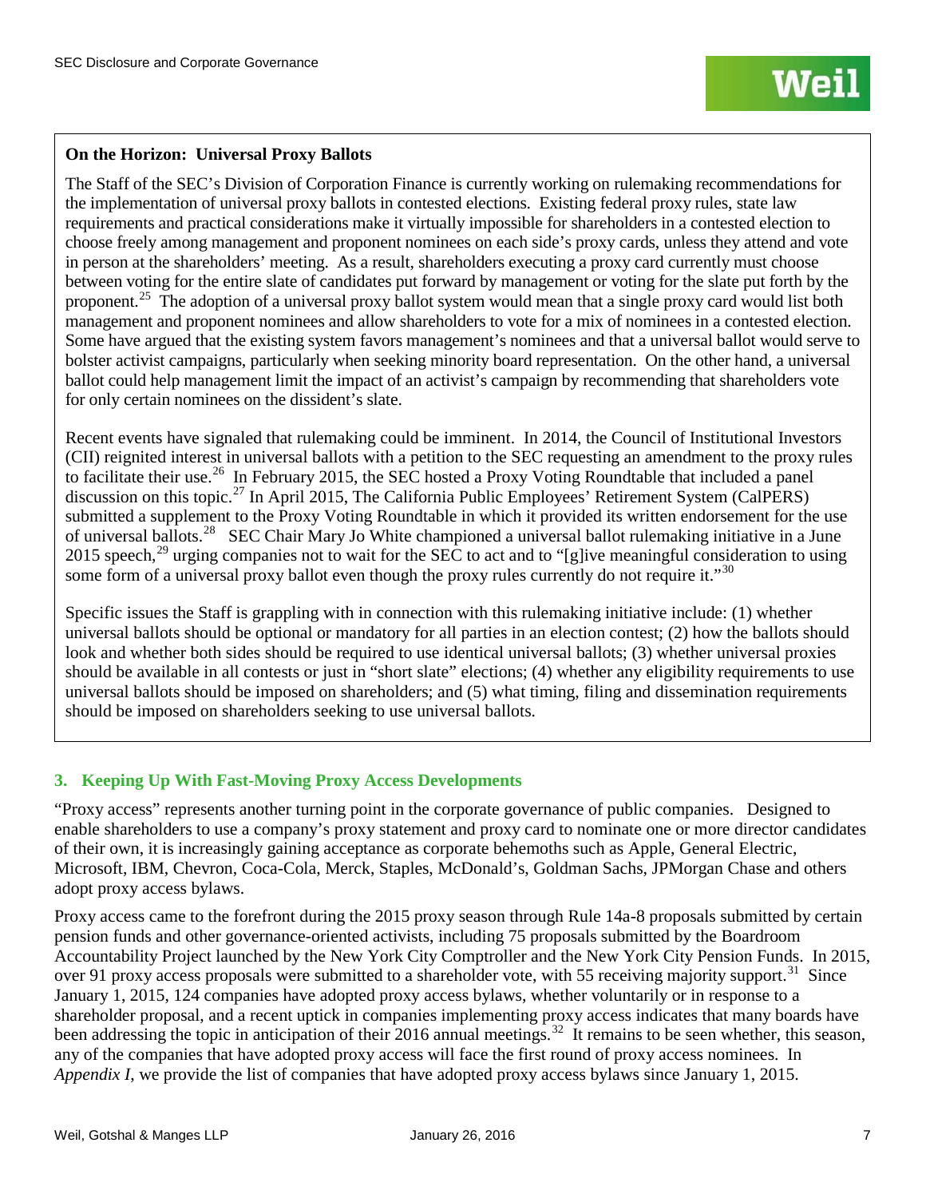**On the Horizon: Universal Proxy Ballots**

The Staff of the SEC's Division of Corporation Finance is currently working on rulemaking recommendations for the implementation of universal proxy ballots in contested elections. Existing federal proxy rules, state law requirements and practical considerations make it virtually impossible for shareholders in a contested election to choose freely among management and proponent nominees on each side's proxy cards, unless they attend and vote in person at the shareholders' meeting. As a result, shareholders executing a proxy card currently must choose between voting for the entire slate of candidates put forward by management or voting for the slate put forth by the proponent.[25] The adoption of a universal proxy ballot system would mean that a single proxy card would list both management and proponent nominees and allow shareholders to vote for a mix of nominees in a contested election. Some have argued that the existing system favors management's nominees and that a universal ballot would serve to bolster activist campaigns, particularly when seeking minority board representation. On the other hand, a universal ballot could help management limit the impact of an activist's campaign by recommending that shareholders vote for only certain nominees on the dissident's slate.

Recent events have signaled that rulemaking could be imminent. In 2014, the Council of Institutional Investors (CII) reignited interest in universal ballots with a petition to the SEC requesting an amendment to the proxy rules to facilitate their use.[26] In February 2015, the SEC hosted a Proxy Voting Roundtable that included a panel discussion on this topic.[27] In April 2015, The California Public Employees' Retirement System (CalPERS) submitted a supplement to the Proxy Voting Roundtable in which it provided its written endorsement for the use of universal ballots.[28] SEC Chair Mary Jo White championed a universal ballot rulemaking initiative in a June 2015 speech,[29] urging companies not to wait for the SEC to act and to "[g]ive meaningful consideration to using some form of a universal proxy ballot even though the proxy rules currently do not require it."[30]

Specific issues the Staff is grappling with in connection with this rulemaking initiative include: (1) whether universal ballots should be optional or mandatory for all parties in an election contest; (2) how the ballots should look and whether both sides should be required to use identical universal ballots; (3) whether universal proxies should be available in all contests or just in "short slate" elections; (4) whether any eligibility requirements to use universal ballots should be imposed on shareholders; and (5) what timing, filing and dissemination requirements should be imposed on shareholders seeking to use universal ballots.

## 3. Keeping Up With Fast-Moving Proxy Access Developments

"Proxy access" represents another turning point in the corporate governance of public companies. Designed to enable shareholders to use a company's proxy statement and proxy card to nominate one or more director candidates of their own, it is increasingly gaining acceptance as corporate behemoths such as Apple, General Electric, Microsoft, IBM, Chevron, Coca-Cola, Merck, Staples, McDonald's, Goldman Sachs, JPMorgan Chase and others adopt proxy access bylaws.

Proxy access came to the forefront during the 2015 proxy season through Rule 14a-8 proposals submitted by certain pension funds and other governance-oriented activists, including 75 proposals submitted by the Boardroom Accountability Project launched by the New York City Comptroller and the New York City Pension Funds. In 2015, over 91 proxy access proposals were submitted to a shareholder vote, with 55 receiving majority support.[31] Since January 1, 2015, 124 companies have adopted proxy access bylaws, whether voluntarily or in response to a shareholder proposal, and a recent uptick in companies implementing proxy access indicates that many boards have been addressing the topic in anticipation of their 2016 annual meetings.[32] It remains to be seen whether, this season, any of the companies that have adopted proxy access will face the first round of proxy access nominees. In *Appendix I*, we provide the list of companies that have adopted proxy access bylaws since January 1, 2015.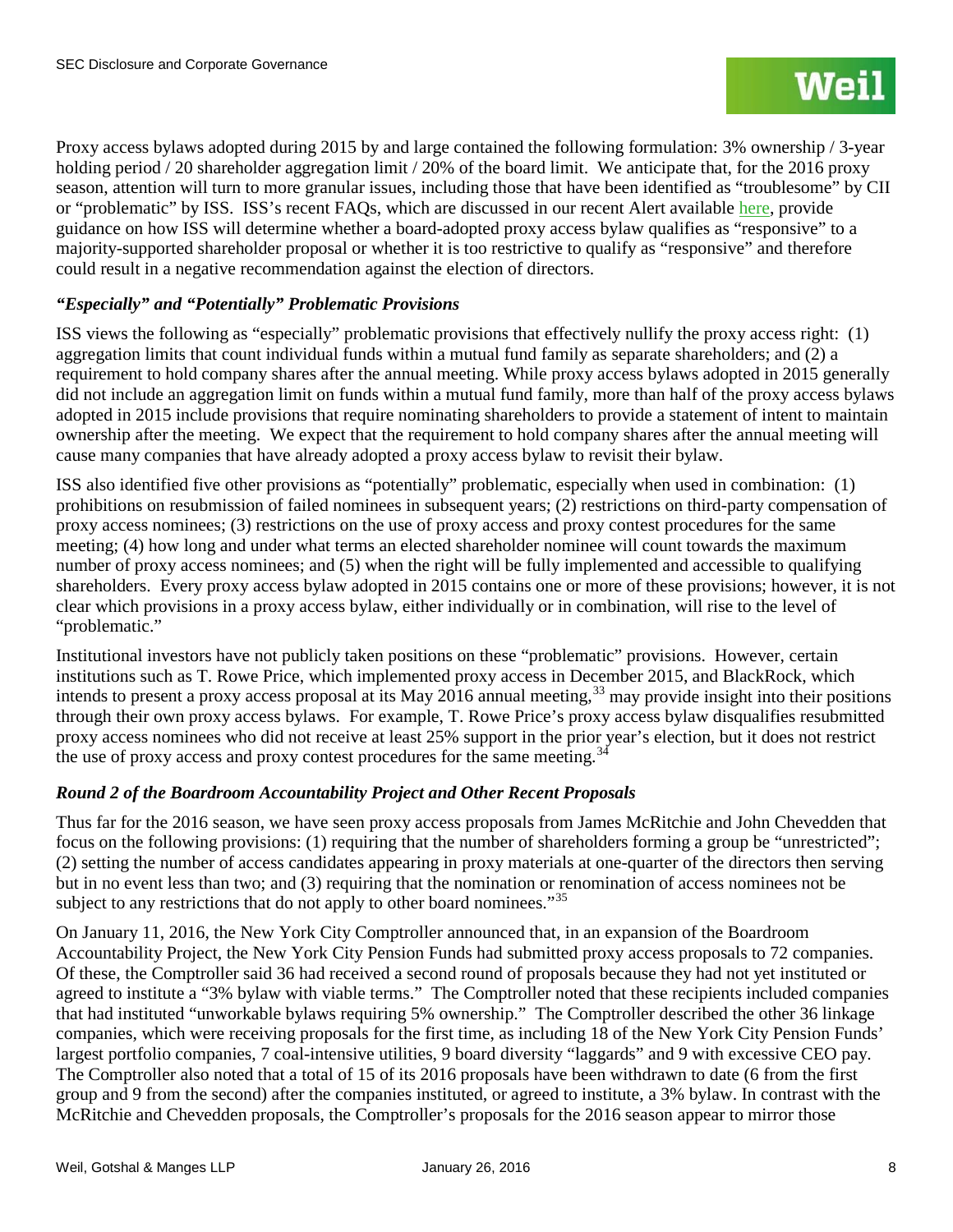Proxy access bylaws adopted during 2015 by and large contained the following formulation: 3% ownership / 3-year holding period / 20 shareholder aggregation limit / 20% of the board limit. We anticipate that, for the 2016 proxy season, attention will turn to more granular issues, including those that have been identified as "troublesome" by CII or "problematic" by ISS. ISS's recent FAQs, which are discussed in our recent Alert available here, provide guidance on how ISS will determine whether a board-adopted proxy access bylaw qualifies as "responsive" to a majority-supported shareholder proposal or whether it is too restrictive to qualify as "responsive" and therefore could result in a negative recommendation against the election of directors.

### *"Especially" and "Potentially" Problematic Provisions*

ISS views the following as "especially" problematic provisions that effectively nullify the proxy access right: (1) aggregation limits that count individual funds within a mutual fund family as separate shareholders; and (2) a requirement to hold company shares after the annual meeting. While proxy access bylaws adopted in 2015 generally did not include an aggregation limit on funds within a mutual fund family, more than half of the proxy access bylaws adopted in 2015 include provisions that require nominating shareholders to provide a statement of intent to maintain ownership after the meeting. We expect that the requirement to hold company shares after the annual meeting will cause many companies that have already adopted a proxy access bylaw to revisit their bylaw.

ISS also identified five other provisions as "potentially" problematic, especially when used in combination: (1) prohibitions on resubmission of failed nominees in subsequent years; (2) restrictions on third-party compensation of proxy access nominees; (3) restrictions on the use of proxy access and proxy contest procedures for the same meeting; (4) how long and under what terms an elected shareholder nominee will count towards the maximum number of proxy access nominees; and (5) when the right will be fully implemented and accessible to qualifying shareholders. Every proxy access bylaw adopted in 2015 contains one or more of these provisions; however, it is not clear which provisions in a proxy access bylaw, either individually or in combination, will rise to the level of "problematic."

Institutional investors have not publicly taken positions on these "problematic" provisions. However, certain institutions such as T. Rowe Price, which implemented proxy access in December 2015, and BlackRock, which intends to present a proxy access proposal at its May 2016 annual meeting,[33] may provide insight into their positions through their own proxy access bylaws. For example, T. Rowe Price's proxy access bylaw disqualifies resubmitted proxy access nominees who did not receive at least 25% support in the prior year's election, but it does not restrict the use of proxy access and proxy contest procedures for the same meeting.[34]

### *Round 2 of the Boardroom Accountability Project and Other Recent Proposals*

Thus far for the 2016 season, we have seen proxy access proposals from James McRitchie and John Chevedden that focus on the following provisions: (1) requiring that the number of shareholders forming a group be "unrestricted"; (2) setting the number of access candidates appearing in proxy materials at one-quarter of the directors then serving but in no event less than two; and (3) requiring that the nomination or renomination of access nominees not be subject to any restrictions that do not apply to other board nominees."[35]

On January 11, 2016, the New York City Comptroller announced that, in an expansion of the Boardroom Accountability Project, the New York City Pension Funds had submitted proxy access proposals to 72 companies. Of these, the Comptroller said 36 had received a second round of proposals because they had not yet instituted or agreed to institute a "3% bylaw with viable terms." The Comptroller noted that these recipients included companies that had instituted "unworkable bylaws requiring 5% ownership." The Comptroller described the other 36 linkage companies, which were receiving proposals for the first time, as including 18 of the New York City Pension Funds' largest portfolio companies, 7 coal-intensive utilities, 9 board diversity "laggards" and 9 with excessive CEO pay. The Comptroller also noted that a total of 15 of its 2016 proposals have been withdrawn to date (6 from the first group and 9 from the second) after the companies instituted, or agreed to institute, a 3% bylaw. In contrast with the McRitchie and Chevedden proposals, the Comptroller's proposals for the 2016 season appear to mirror those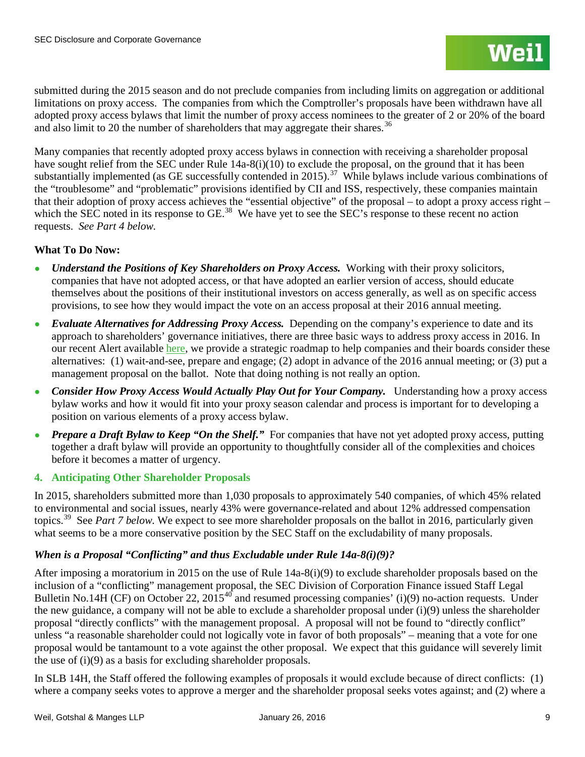submitted during the 2015 season and do not preclude companies from including limits on aggregation or additional limitations on proxy access. The companies from which the Comptroller's proposals have been withdrawn have all adopted proxy access bylaws that limit the number of proxy access nominees to the greater of 2 or 20% of the board and also limit to 20 the number of shareholders that may aggregate their shares.[36]

Many companies that recently adopted proxy access bylaws in connection with receiving a shareholder proposal have sought relief from the SEC under Rule 14a-8(i)(10) to exclude the proposal, on the ground that it has been substantially implemented (as GE successfully contended in 2015).[37] While bylaws include various combinations of the "troublesome" and "problematic" provisions identified by CII and ISS, respectively, these companies maintain that their adoption of proxy access achieves the "essential objective" of the proposal – to adopt a proxy access right – which the SEC noted in its response to GE.[38] We have yet to see the SEC's response to these recent no action requests. *See Part 4 below.*

**What To Do Now:**

- ***Understand the Positions of Key Shareholders on Proxy Access.*** Working with their proxy solicitors, companies that have not adopted access, or that have adopted an earlier version of access, should educate themselves about the positions of their institutional investors on access generally, as well as on specific access provisions, to see how they would impact the vote on an access proposal at their 2016 annual meeting.
- ***Evaluate Alternatives for Addressing Proxy Access.*** Depending on the company's experience to date and its approach to shareholders' governance initiatives, there are three basic ways to address proxy access in 2016. In our recent Alert available here, we provide a strategic roadmap to help companies and their boards consider these alternatives: (1) wait-and-see, prepare and engage; (2) adopt in advance of the 2016 annual meeting; or (3) put a management proposal on the ballot. Note that doing nothing is not really an option.
- ***Consider How Proxy Access Would Actually Play Out for Your Company.*** Understanding how a proxy access bylaw works and how it would fit into your proxy season calendar and process is important for to developing a position on various elements of a proxy access bylaw.
- ***Prepare a Draft Bylaw to Keep "On the Shelf."*** For companies that have not yet adopted proxy access, putting together a draft bylaw will provide an opportunity to thoughtfully consider all of the complexities and choices before it becomes a matter of urgency.

## 4. Anticipating Other Shareholder Proposals

In 2015, shareholders submitted more than 1,030 proposals to approximately 540 companies, of which 45% related to environmental and social issues, nearly 43% were governance-related and about 12% addressed compensation topics.[39] See *Part 7 below.* We expect to see more shareholder proposals on the ballot in 2016, particularly given what seems to be a more conservative position by the SEC Staff on the excludability of many proposals.

### *When is a Proposal "Conflicting" and thus Excludable under Rule 14a-8(i)(9)?*

After imposing a moratorium in 2015 on the use of Rule 14a-8(i)(9) to exclude shareholder proposals based on the inclusion of a "conflicting" management proposal, the SEC Division of Corporation Finance issued Staff Legal Bulletin No.14H (CF) on October 22, 2015[40] and resumed processing companies' (i)(9) no-action requests. Under the new guidance, a company will not be able to exclude a shareholder proposal under (i)(9) unless the shareholder proposal "directly conflicts" with the management proposal. A proposal will not be found to "directly conflict" unless "a reasonable shareholder could not logically vote in favor of both proposals" – meaning that a vote for one proposal would be tantamount to a vote against the other proposal. We expect that this guidance will severely limit the use of (i)(9) as a basis for excluding shareholder proposals.

In SLB 14H, the Staff offered the following examples of proposals it would exclude because of direct conflicts: (1) where a company seeks votes to approve a merger and the shareholder proposal seeks votes against; and (2) where a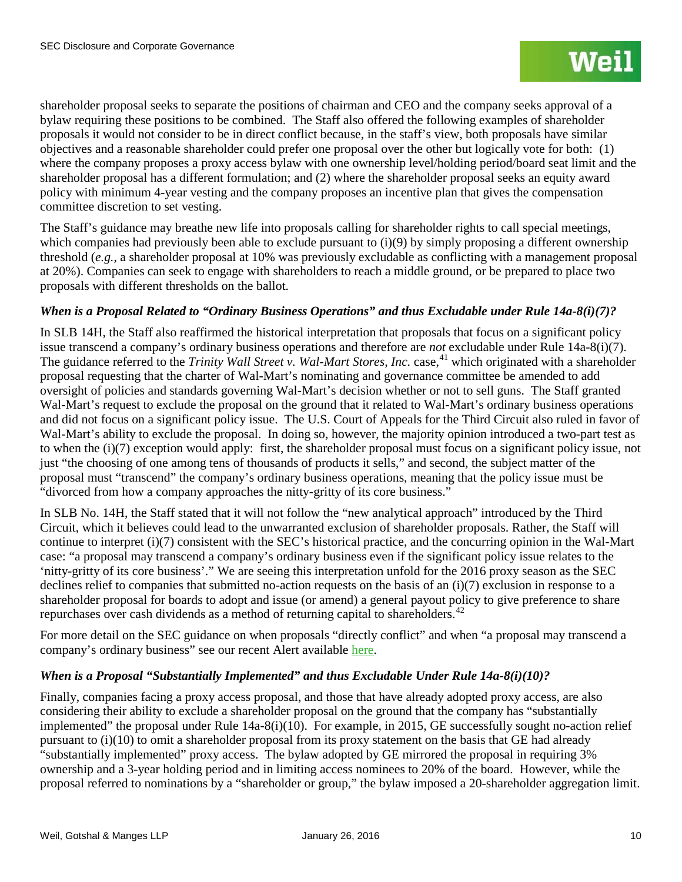shareholder proposal seeks to separate the positions of chairman and CEO and the company seeks approval of a bylaw requiring these positions to be combined. The Staff also offered the following examples of shareholder proposals it would not consider to be in direct conflict because, in the staff's view, both proposals have similar objectives and a reasonable shareholder could prefer one proposal over the other but logically vote for both: (1) where the company proposes a proxy access bylaw with one ownership level/holding period/board seat limit and the shareholder proposal has a different formulation; and (2) where the shareholder proposal seeks an equity award policy with minimum 4-year vesting and the company proposes an incentive plan that gives the compensation committee discretion to set vesting.

The Staff's guidance may breathe new life into proposals calling for shareholder rights to call special meetings, which companies had previously been able to exclude pursuant to (i)(9) by simply proposing a different ownership threshold (*e.g.*, a shareholder proposal at 10% was previously excludable as conflicting with a management proposal at 20%). Companies can seek to engage with shareholders to reach a middle ground, or be prepared to place two proposals with different thresholds on the ballot.

### *When is a Proposal Related to "Ordinary Business Operations" and thus Excludable under Rule 14a-8(i)(7)?*

In SLB 14H, the Staff also reaffirmed the historical interpretation that proposals that focus on a significant policy issue transcend a company's ordinary business operations and therefore are *not* excludable under Rule 14a-8(i)(7). The guidance referred to the *Trinity Wall Street v. Wal-Mart Stores, Inc.* case,[41] which originated with a shareholder proposal requesting that the charter of Wal-Mart's nominating and governance committee be amended to add oversight of policies and standards governing Wal-Mart's decision whether or not to sell guns. The Staff granted Wal-Mart's request to exclude the proposal on the ground that it related to Wal-Mart's ordinary business operations and did not focus on a significant policy issue. The U.S. Court of Appeals for the Third Circuit also ruled in favor of Wal-Mart's ability to exclude the proposal. In doing so, however, the majority opinion introduced a two-part test as to when the (i)(7) exception would apply: first, the shareholder proposal must focus on a significant policy issue, not just "the choosing of one among tens of thousands of products it sells," and second, the subject matter of the proposal must "transcend" the company's ordinary business operations, meaning that the policy issue must be "divorced from how a company approaches the nitty-gritty of its core business."

In SLB No. 14H, the Staff stated that it will not follow the "new analytical approach" introduced by the Third Circuit, which it believes could lead to the unwarranted exclusion of shareholder proposals. Rather, the Staff will continue to interpret (i)(7) consistent with the SEC's historical practice, and the concurring opinion in the Wal-Mart case: "a proposal may transcend a company's ordinary business even if the significant policy issue relates to the 'nitty-gritty of its core business'." We are seeing this interpretation unfold for the 2016 proxy season as the SEC declines relief to companies that submitted no-action requests on the basis of an (i)(7) exclusion in response to a shareholder proposal for boards to adopt and issue (or amend) a general payout policy to give preference to share repurchases over cash dividends as a method of returning capital to shareholders.[42]

For more detail on the SEC guidance on when proposals "directly conflict" and when "a proposal may transcend a company's ordinary business" see our recent Alert available here.

### *When is a Proposal "Substantially Implemented" and thus Excludable Under Rule 14a-8(i)(10)?*

Finally, companies facing a proxy access proposal, and those that have already adopted proxy access, are also considering their ability to exclude a shareholder proposal on the ground that the company has "substantially implemented" the proposal under Rule 14a-8(i)(10). For example, in 2015, GE successfully sought no-action relief pursuant to (i)(10) to omit a shareholder proposal from its proxy statement on the basis that GE had already "substantially implemented" proxy access. The bylaw adopted by GE mirrored the proposal in requiring 3% ownership and a 3-year holding period and in limiting access nominees to 20% of the board. However, while the proposal referred to nominations by a "shareholder or group," the bylaw imposed a 20-shareholder aggregation limit.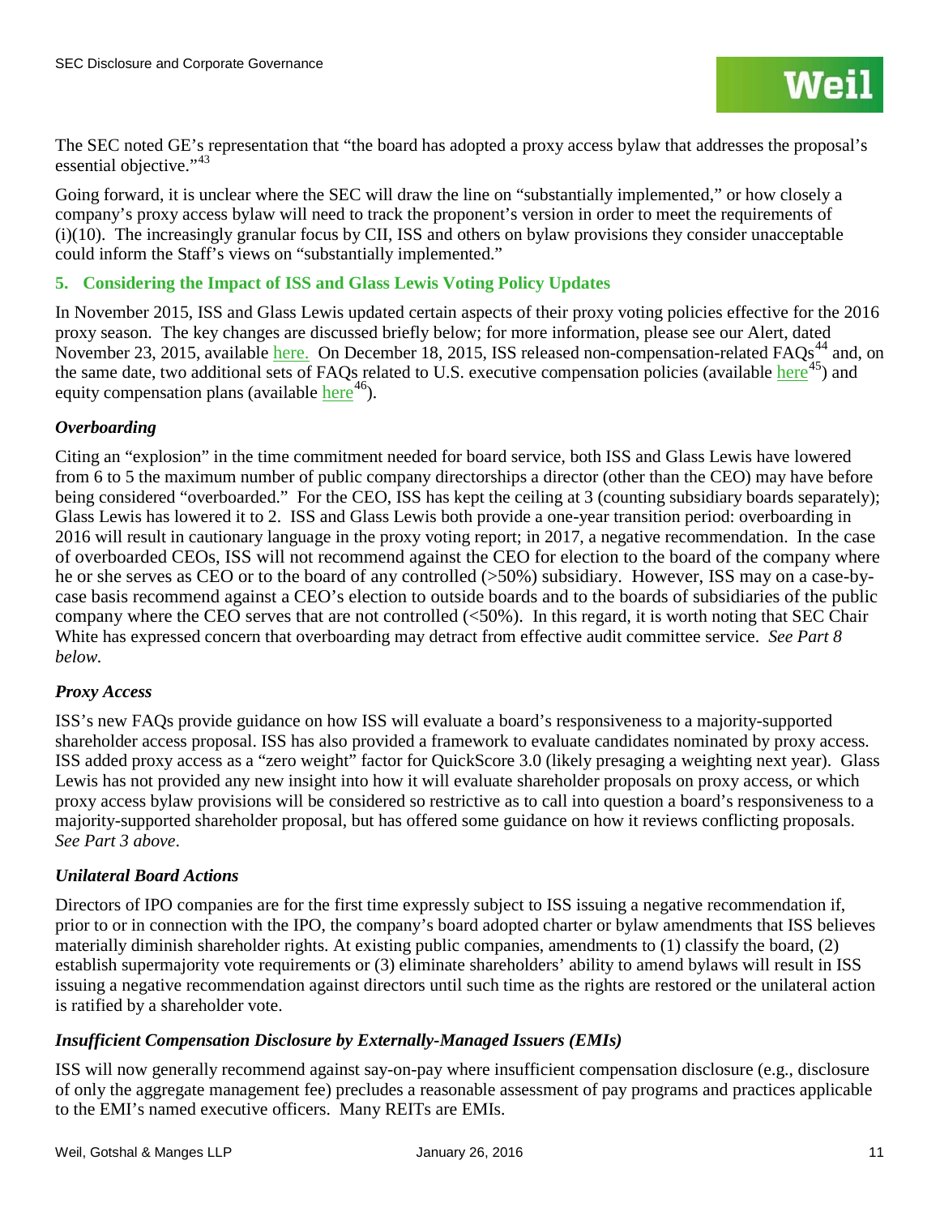The SEC noted GE's representation that "the board has adopted a proxy access bylaw that addresses the proposal's essential objective."[43]

Going forward, it is unclear where the SEC will draw the line on "substantially implemented," or how closely a company's proxy access bylaw will need to track the proponent's version in order to meet the requirements of (i)(10). The increasingly granular focus by CII, ISS and others on bylaw provisions they consider unacceptable could inform the Staff's views on "substantially implemented."

## 5. Considering the Impact of ISS and Glass Lewis Voting Policy Updates

In November 2015, ISS and Glass Lewis updated certain aspects of their proxy voting policies effective for the 2016 proxy season. The key changes are discussed briefly below; for more information, please see our Alert, dated November 23, 2015, available here. On December 18, 2015, ISS released non-compensation-related FAQs[44] and, on the same date, two additional sets of FAQs related to U.S. executive compensation policies (available here[45]) and equity compensation plans (available here[46]).

### *Overboarding*

Citing an "explosion" in the time commitment needed for board service, both ISS and Glass Lewis have lowered from 6 to 5 the maximum number of public company directorships a director (other than the CEO) may have before being considered "overboarded." For the CEO, ISS has kept the ceiling at 3 (counting subsidiary boards separately); Glass Lewis has lowered it to 2. ISS and Glass Lewis both provide a one-year transition period: overboarding in 2016 will result in cautionary language in the proxy voting report; in 2017, a negative recommendation. In the case of overboarded CEOs, ISS will not recommend against the CEO for election to the board of the company where he or she serves as CEO or to the board of any controlled (>50%) subsidiary. However, ISS may on a case-by-case basis recommend against a CEO's election to outside boards and to the boards of subsidiaries of the public company where the CEO serves that are not controlled (<50%). In this regard, it is worth noting that SEC Chair White has expressed concern that overboarding may detract from effective audit committee service. *See Part 8 below.*

### *Proxy Access*

ISS's new FAQs provide guidance on how ISS will evaluate a board's responsiveness to a majority-supported shareholder access proposal. ISS has also provided a framework to evaluate candidates nominated by proxy access. ISS added proxy access as a "zero weight" factor for QuickScore 3.0 (likely presaging a weighting next year). Glass Lewis has not provided any new insight into how it will evaluate shareholder proposals on proxy access, or which proxy access bylaw provisions will be considered so restrictive as to call into question a board's responsiveness to a majority-supported shareholder proposal, but has offered some guidance on how it reviews conflicting proposals. *See Part 3 above*.

### *Unilateral Board Actions*

Directors of IPO companies are for the first time expressly subject to ISS issuing a negative recommendation if, prior to or in connection with the IPO, the company's board adopted charter or bylaw amendments that ISS believes materially diminish shareholder rights. At existing public companies, amendments to (1) classify the board, (2) establish supermajority vote requirements or (3) eliminate shareholders' ability to amend bylaws will result in ISS issuing a negative recommendation against directors until such time as the rights are restored or the unilateral action is ratified by a shareholder vote.

### *Insufficient Compensation Disclosure by Externally-Managed Issuers (EMIs)*

ISS will now generally recommend against say-on-pay where insufficient compensation disclosure (e.g., disclosure of only the aggregate management fee) precludes a reasonable assessment of pay programs and practices applicable to the EMI's named executive officers. Many REITs are EMIs.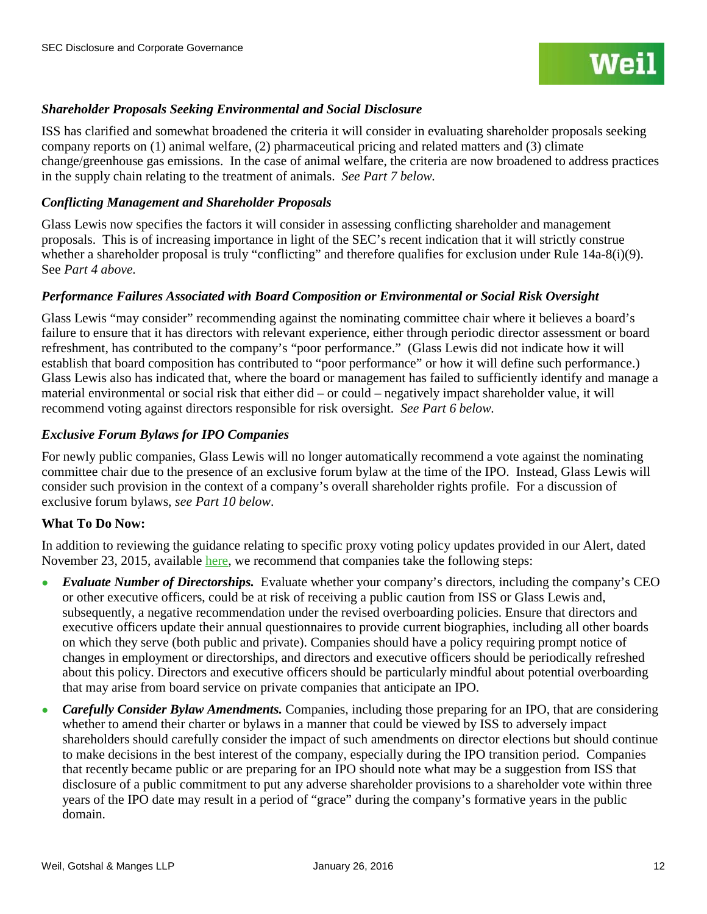### *Shareholder Proposals Seeking Environmental and Social Disclosure*

ISS has clarified and somewhat broadened the criteria it will consider in evaluating shareholder proposals seeking company reports on (1) animal welfare, (2) pharmaceutical pricing and related matters and (3) climate change/greenhouse gas emissions. In the case of animal welfare, the criteria are now broadened to address practices in the supply chain relating to the treatment of animals. *See Part 7 below.*

### *Conflicting Management and Shareholder Proposals*

Glass Lewis now specifies the factors it will consider in assessing conflicting shareholder and management proposals. This is of increasing importance in light of the SEC's recent indication that it will strictly construe whether a shareholder proposal is truly "conflicting" and therefore qualifies for exclusion under Rule 14a-8(i)(9). See *Part 4 above.*

### *Performance Failures Associated with Board Composition or Environmental or Social Risk Oversight*

Glass Lewis "may consider" recommending against the nominating committee chair where it believes a board's failure to ensure that it has directors with relevant experience, either through periodic director assessment or board refreshment, has contributed to the company's "poor performance." (Glass Lewis did not indicate how it will establish that board composition has contributed to "poor performance" or how it will define such performance.) Glass Lewis also has indicated that, where the board or management has failed to sufficiently identify and manage a material environmental or social risk that either did – or could – negatively impact shareholder value, it will recommend voting against directors responsible for risk oversight. *See Part 6 below.*

### *Exclusive Forum Bylaws for IPO Companies*

For newly public companies, Glass Lewis will no longer automatically recommend a vote against the nominating committee chair due to the presence of an exclusive forum bylaw at the time of the IPO. Instead, Glass Lewis will consider such provision in the context of a company's overall shareholder rights profile. For a discussion of exclusive forum bylaws, *see Part 10 below*.

**What To Do Now:**

In addition to reviewing the guidance relating to specific proxy voting policy updates provided in our Alert, dated November 23, 2015, available here, we recommend that companies take the following steps:

- ***Evaluate Number of Directorships.*** Evaluate whether your company's directors, including the company's CEO or other executive officers, could be at risk of receiving a public caution from ISS or Glass Lewis and, subsequently, a negative recommendation under the revised overboarding policies. Ensure that directors and executive officers update their annual questionnaires to provide current biographies, including all other boards on which they serve (both public and private). Companies should have a policy requiring prompt notice of changes in employment or directorships, and directors and executive officers should be periodically refreshed about this policy. Directors and executive officers should be particularly mindful about potential overboarding that may arise from board service on private companies that anticipate an IPO.
- ***Carefully Consider Bylaw Amendments.*** Companies, including those preparing for an IPO, that are considering whether to amend their charter or bylaws in a manner that could be viewed by ISS to adversely impact shareholders should carefully consider the impact of such amendments on director elections but should continue to make decisions in the best interest of the company, especially during the IPO transition period. Companies that recently became public or are preparing for an IPO should note what may be a suggestion from ISS that disclosure of a public commitment to put any adverse shareholder provisions to a shareholder vote within three years of the IPO date may result in a period of "grace" during the company's formative years in the public domain.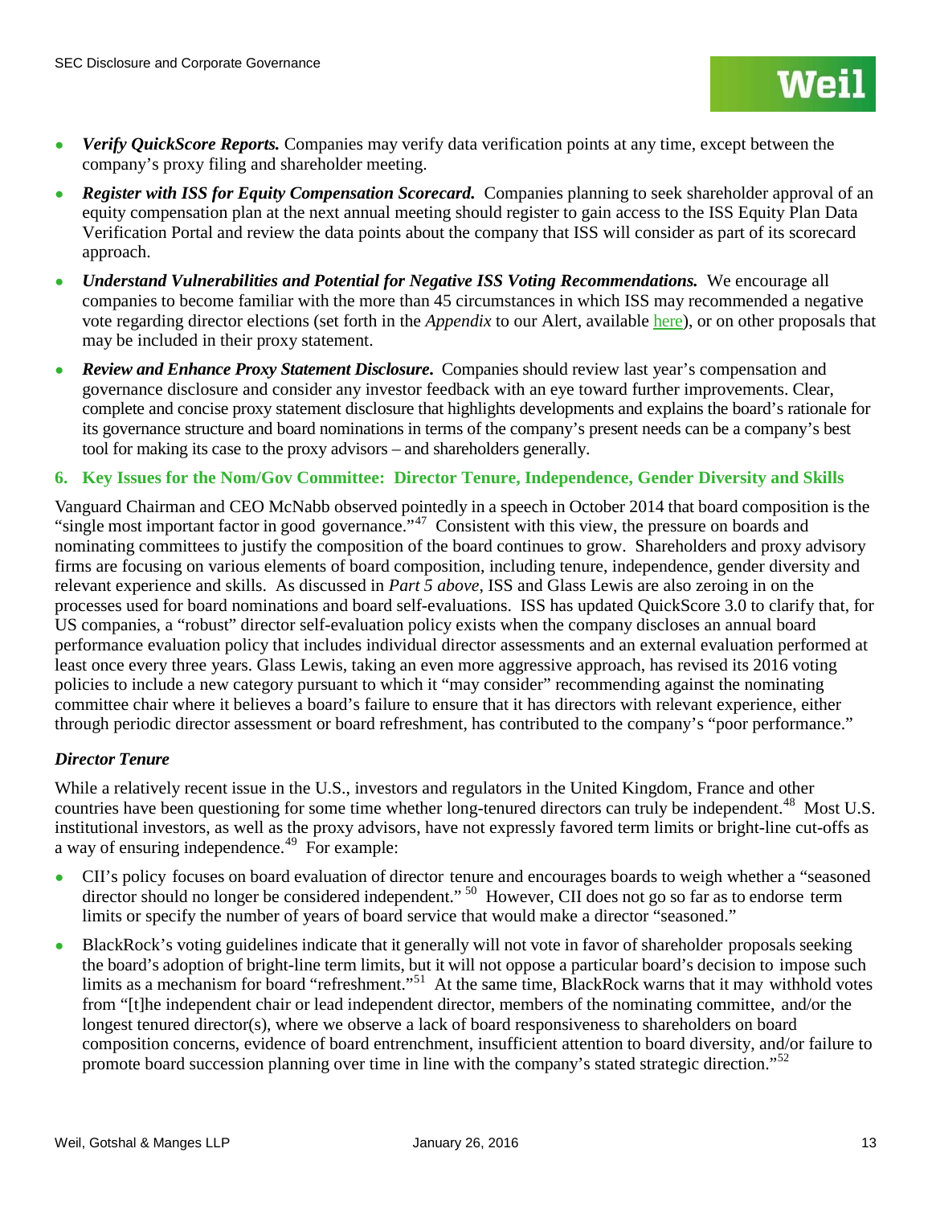- ***Verify QuickScore Reports.*** Companies may verify data verification points at any time, except between the company's proxy filing and shareholder meeting.
- ***Register with ISS for Equity Compensation Scorecard.*** Companies planning to seek shareholder approval of an equity compensation plan at the next annual meeting should register to gain access to the ISS Equity Plan Data Verification Portal and review the data points about the company that ISS will consider as part of its scorecard approach.
- ***Understand Vulnerabilities and Potential for Negative ISS Voting Recommendations.*** We encourage all companies to become familiar with the more than 45 circumstances in which ISS may recommended a negative vote regarding director elections (set forth in the *Appendix* to our Alert, available here), or on other proposals that may be included in their proxy statement.
- ***Review and Enhance Proxy Statement Disclosure.*** Companies should review last year's compensation and governance disclosure and consider any investor feedback with an eye toward further improvements. Clear, complete and concise proxy statement disclosure that highlights developments and explains the board's rationale for its governance structure and board nominations in terms of the company's present needs can be a company's best tool for making its case to the proxy advisors – and shareholders generally.

## 6. Key Issues for the Nom/Gov Committee: Director Tenure, Independence, Gender Diversity and Skills

Vanguard Chairman and CEO McNabb observed pointedly in a speech in October 2014 that board composition is the "single most important factor in good governance."[47] Consistent with this view, the pressure on boards and nominating committees to justify the composition of the board continues to grow. Shareholders and proxy advisory firms are focusing on various elements of board composition, including tenure, independence, gender diversity and relevant experience and skills. As discussed in *Part 5 above*, ISS and Glass Lewis are also zeroing in on the processes used for board nominations and board self-evaluations. ISS has updated QuickScore 3.0 to clarify that, for US companies, a "robust" director self-evaluation policy exists when the company discloses an annual board performance evaluation policy that includes individual director assessments and an external evaluation performed at least once every three years. Glass Lewis, taking an even more aggressive approach, has revised its 2016 voting policies to include a new category pursuant to which it "may consider" recommending against the nominating committee chair where it believes a board's failure to ensure that it has directors with relevant experience, either through periodic director assessment or board refreshment, has contributed to the company's "poor performance."

### *Director Tenure*

While a relatively recent issue in the U.S., investors and regulators in the United Kingdom, France and other countries have been questioning for some time whether long-tenured directors can truly be independent.[48] Most U.S. institutional investors, as well as the proxy advisors, have not expressly favored term limits or bright-line cut-offs as a way of ensuring independence.[49] For example:

- CII's policy focuses on board evaluation of director tenure and encourages boards to weigh whether a "seasoned director should no longer be considered independent." [50] However, CII does not go so far as to endorse term limits or specify the number of years of board service that would make a director "seasoned."
- BlackRock's voting guidelines indicate that it generally will not vote in favor of shareholder proposals seeking the board's adoption of bright-line term limits, but it will not oppose a particular board's decision to impose such limits as a mechanism for board "refreshment."[51] At the same time, BlackRock warns that it may withhold votes from "[t]he independent chair or lead independent director, members of the nominating committee, and/or the longest tenured director(s), where we observe a lack of board responsiveness to shareholders on board composition concerns, evidence of board entrenchment, insufficient attention to board diversity, and/or failure to promote board succession planning over time in line with the company's stated strategic direction."[52]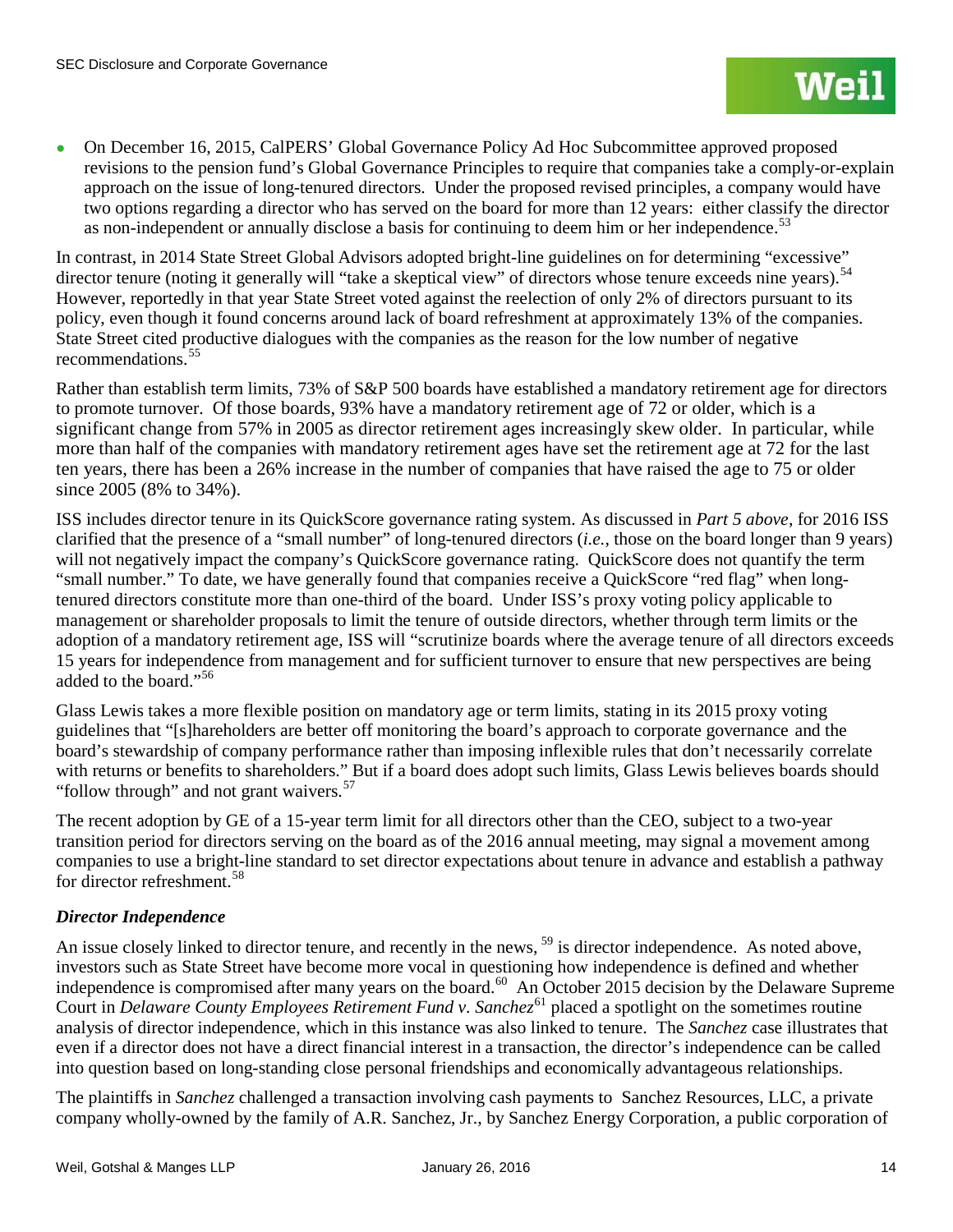- On December 16, 2015, CalPERS' Global Governance Policy Ad Hoc Subcommittee approved proposed revisions to the pension fund's Global Governance Principles to require that companies take a comply-or-explain approach on the issue of long-tenured directors. Under the proposed revised principles, a company would have two options regarding a director who has served on the board for more than 12 years: either classify the director as non-independent or annually disclose a basis for continuing to deem him or her independence.[53]

In contrast, in 2014 State Street Global Advisors adopted bright-line guidelines on for determining "excessive" director tenure (noting it generally will "take a skeptical view" of directors whose tenure exceeds nine years).[54] However, reportedly in that year State Street voted against the reelection of only 2% of directors pursuant to its policy, even though it found concerns around lack of board refreshment at approximately 13% of the companies. State Street cited productive dialogues with the companies as the reason for the low number of negative recommendations.[55]

Rather than establish term limits, 73% of S&P 500 boards have established a mandatory retirement age for directors to promote turnover. Of those boards, 93% have a mandatory retirement age of 72 or older, which is a significant change from 57% in 2005 as director retirement ages increasingly skew older. In particular, while more than half of the companies with mandatory retirement ages have set the retirement age at 72 for the last ten years, there has been a 26% increase in the number of companies that have raised the age to 75 or older since 2005 (8% to 34%).

ISS includes director tenure in its QuickScore governance rating system. As discussed in *Part 5 above*, for 2016 ISS clarified that the presence of a "small number" of long-tenured directors (*i.e.*, those on the board longer than 9 years) will not negatively impact the company's QuickScore governance rating. QuickScore does not quantify the term "small number." To date, we have generally found that companies receive a QuickScore "red flag" when long-tenured directors constitute more than one-third of the board. Under ISS's proxy voting policy applicable to management or shareholder proposals to limit the tenure of outside directors, whether through term limits or the adoption of a mandatory retirement age, ISS will "scrutinize boards where the average tenure of all directors exceeds 15 years for independence from management and for sufficient turnover to ensure that new perspectives are being added to the board."[56]

Glass Lewis takes a more flexible position on mandatory age or term limits, stating in its 2015 proxy voting guidelines that "[s]hareholders are better off monitoring the board's approach to corporate governance and the board's stewardship of company performance rather than imposing inflexible rules that don't necessarily correlate with returns or benefits to shareholders." But if a board does adopt such limits, Glass Lewis believes boards should "follow through" and not grant waivers.[57]

The recent adoption by GE of a 15-year term limit for all directors other than the CEO, subject to a two-year transition period for directors serving on the board as of the 2016 annual meeting, may signal a movement among companies to use a bright-line standard to set director expectations about tenure in advance and establish a pathway for director refreshment.[58]

### *Director Independence*

An issue closely linked to director tenure, and recently in the news, [59] is director independence. As noted above, investors such as State Street have become more vocal in questioning how independence is defined and whether independence is compromised after many years on the board.[60] An October 2015 decision by the Delaware Supreme Court in *Delaware County Employees Retirement Fund v. Sanchez*[61] placed a spotlight on the sometimes routine analysis of director independence, which in this instance was also linked to tenure. The *Sanchez* case illustrates that even if a director does not have a direct financial interest in a transaction, the director's independence can be called into question based on long-standing close personal friendships and economically advantageous relationships.

The plaintiffs in *Sanchez* challenged a transaction involving cash payments to Sanchez Resources, LLC, a private company wholly-owned by the family of A.R. Sanchez, Jr., by Sanchez Energy Corporation, a public corporation of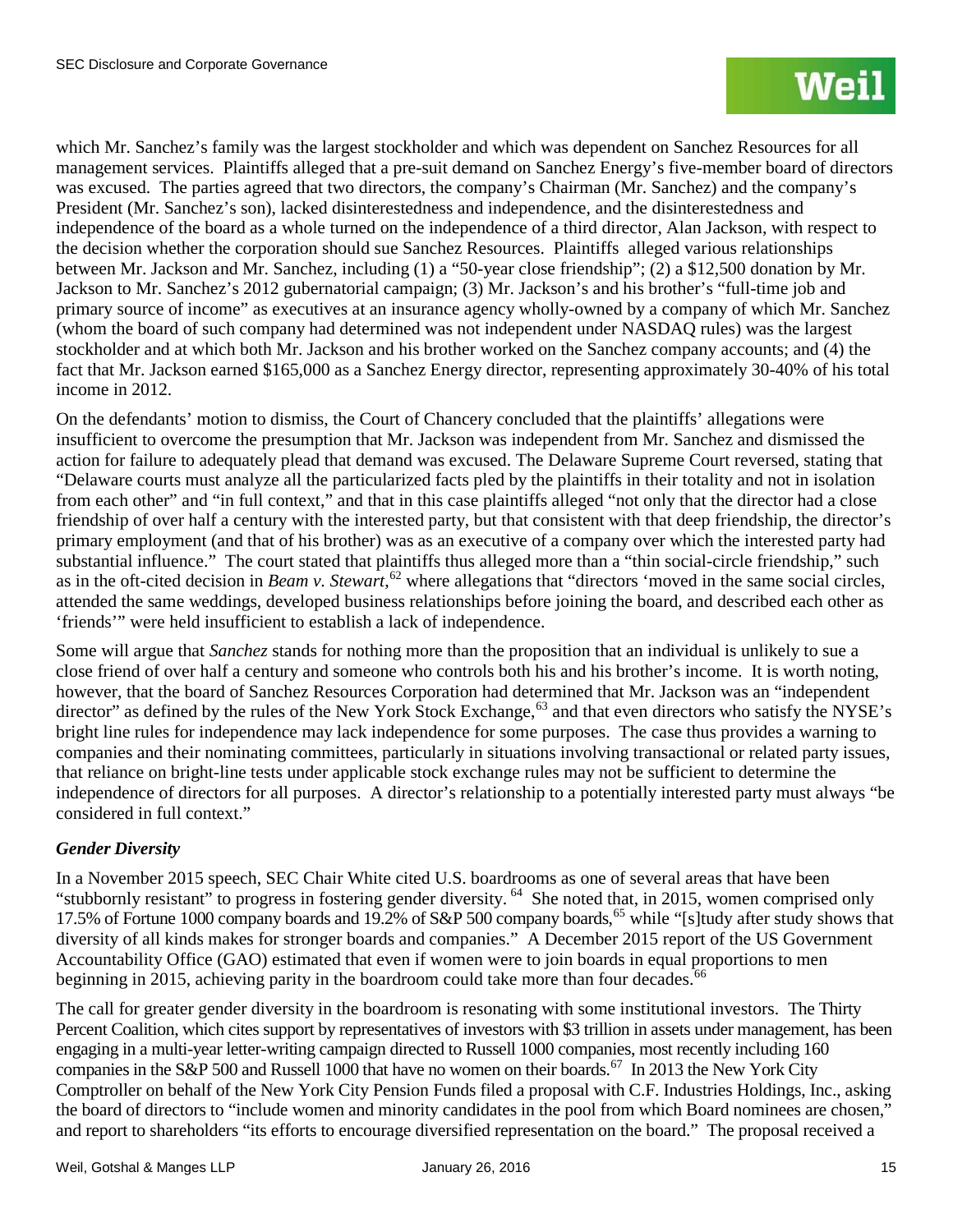which Mr. Sanchez's family was the largest stockholder and which was dependent on Sanchez Resources for all management services. Plaintiffs alleged that a pre-suit demand on Sanchez Energy's five-member board of directors was excused. The parties agreed that two directors, the company's Chairman (Mr. Sanchez) and the company's President (Mr. Sanchez's son), lacked disinterestedness and independence, and the disinterestedness and independence of the board as a whole turned on the independence of a third director, Alan Jackson, with respect to the decision whether the corporation should sue Sanchez Resources. Plaintiffs alleged various relationships between Mr. Jackson and Mr. Sanchez, including (1) a "50-year close friendship"; (2) a $12,500 donation by Mr. Jackson to Mr. Sanchez's 2012 gubernatorial campaign; (3) Mr. Jackson's and his brother's "full-time job and primary source of income" as executives at an insurance agency wholly-owned by a company of which Mr. Sanchez (whom the board of such company had determined was not independent under NASDAQ rules) was the largest stockholder and at which both Mr. Jackson and his brother worked on the Sanchez company accounts; and (4) the fact that Mr. Jackson earned $165,000 as a Sanchez Energy director, representing approximately 30-40% of his total income in 2012.

On the defendants' motion to dismiss, the Court of Chancery concluded that the plaintiffs' allegations were insufficient to overcome the presumption that Mr. Jackson was independent from Mr. Sanchez and dismissed the action for failure to adequately plead that demand was excused. The Delaware Supreme Court reversed, stating that "Delaware courts must analyze all the particularized facts pled by the plaintiffs in their totality and not in isolation from each other" and "in full context," and that in this case plaintiffs alleged "not only that the director had a close friendship of over half a century with the interested party, but that consistent with that deep friendship, the director's primary employment (and that of his brother) was as an executive of a company over which the interested party had substantial influence." The court stated that plaintiffs thus alleged more than a "thin social-circle friendship," such as in the oft-cited decision in *Beam v. Stewart*,[62] where allegations that "directors 'moved in the same social circles, attended the same weddings, developed business relationships before joining the board, and described each other as 'friends'" were held insufficient to establish a lack of independence.

Some will argue that *Sanchez* stands for nothing more than the proposition that an individual is unlikely to sue a close friend of over half a century and someone who controls both his and his brother's income. It is worth noting, however, that the board of Sanchez Resources Corporation had determined that Mr. Jackson was an "independent director" as defined by the rules of the New York Stock Exchange,[63] and that even directors who satisfy the NYSE's bright line rules for independence may lack independence for some purposes. The case thus provides a warning to companies and their nominating committees, particularly in situations involving transactional or related party issues, that reliance on bright-line tests under applicable stock exchange rules may not be sufficient to determine the independence of directors for all purposes. A director's relationship to a potentially interested party must always "be considered in full context."

### *Gender Diversity*

In a November 2015 speech, SEC Chair White cited U.S. boardrooms as one of several areas that have been "stubbornly resistant" to progress in fostering gender diversity.[64] She noted that, in 2015, women comprised only 17.5% of Fortune 1000 company boards and 19.2% of S&P 500 company boards,[65] while "[s]tudy after study shows that diversity of all kinds makes for stronger boards and companies." A December 2015 report of the US Government Accountability Office (GAO) estimated that even if women were to join boards in equal proportions to men beginning in 2015, achieving parity in the boardroom could take more than four decades.[66]

The call for greater gender diversity in the boardroom is resonating with some institutional investors. The Thirty Percent Coalition, which cites support by representatives of investors with $3 trillion in assets under management, has been engaging in a multi-year letter-writing campaign directed to Russell 1000 companies, most recently including 160 companies in the S&P 500 and Russell 1000 that have no women on their boards.[67] In 2013 the New York City Comptroller on behalf of the New York City Pension Funds filed a proposal with C.F. Industries Holdings, Inc., asking the board of directors to "include women and minority candidates in the pool from which Board nominees are chosen," and report to shareholders "its efforts to encourage diversified representation on the board." The proposal received a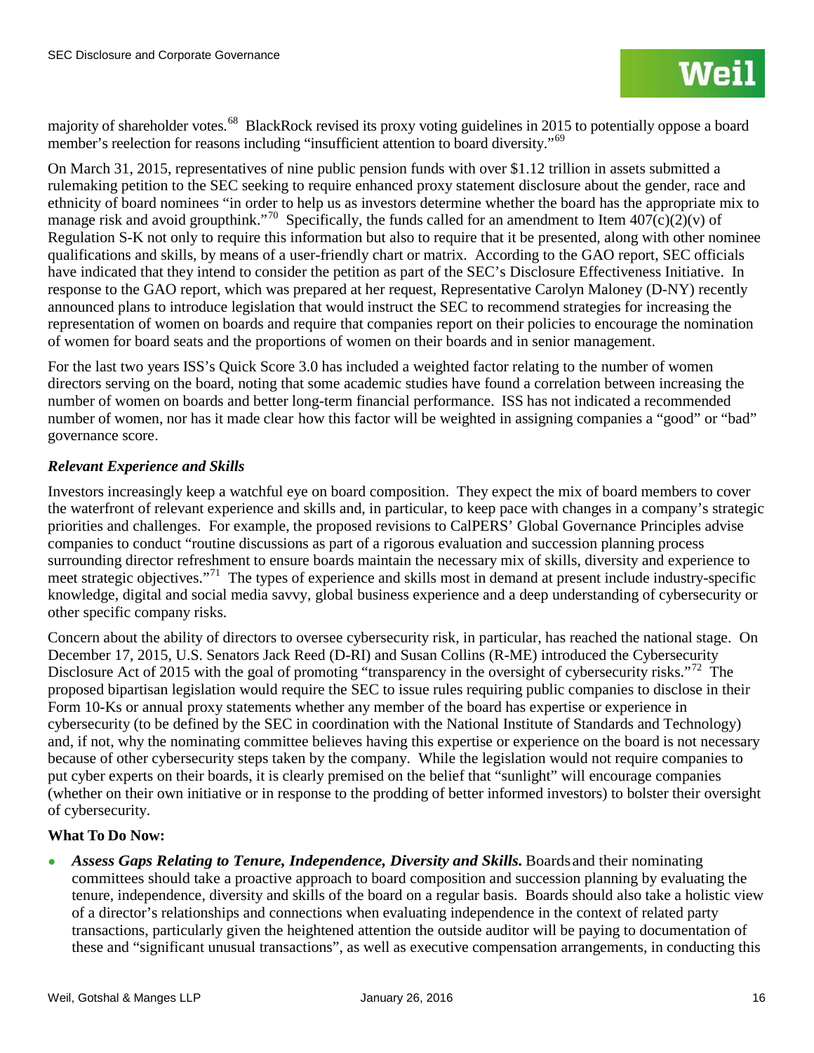majority of shareholder votes.[68] BlackRock revised its proxy voting guidelines in 2015 to potentially oppose a board member's reelection for reasons including "insufficient attention to board diversity."[69]

On March 31, 2015, representatives of nine public pension funds with over $1.12 trillion in assets submitted a rulemaking petition to the SEC seeking to require enhanced proxy statement disclosure about the gender, race and ethnicity of board nominees "in order to help us as investors determine whether the board has the appropriate mix to manage risk and avoid groupthink."[70] Specifically, the funds called for an amendment to Item 407(c)(2)(v) of Regulation S-K not only to require this information but also to require that it be presented, along with other nominee qualifications and skills, by means of a user-friendly chart or matrix. According to the GAO report, SEC officials have indicated that they intend to consider the petition as part of the SEC's Disclosure Effectiveness Initiative. In response to the GAO report, which was prepared at her request, Representative Carolyn Maloney (D-NY) recently announced plans to introduce legislation that would instruct the SEC to recommend strategies for increasing the representation of women on boards and require that companies report on their policies to encourage the nomination of women for board seats and the proportions of women on their boards and in senior management.

For the last two years ISS's Quick Score 3.0 has included a weighted factor relating to the number of women directors serving on the board, noting that some academic studies have found a correlation between increasing the number of women on boards and better long-term financial performance. ISS has not indicated a recommended number of women, nor has it made clear how this factor will be weighted in assigning companies a "good" or "bad" governance score.

### *Relevant Experience and Skills*

Investors increasingly keep a watchful eye on board composition. They expect the mix of board members to cover the waterfront of relevant experience and skills and, in particular, to keep pace with changes in a company's strategic priorities and challenges. For example, the proposed revisions to CalPERS' Global Governance Principles advise companies to conduct "routine discussions as part of a rigorous evaluation and succession planning process surrounding director refreshment to ensure boards maintain the necessary mix of skills, diversity and experience to meet strategic objectives."[71] The types of experience and skills most in demand at present include industry-specific knowledge, digital and social media savvy, global business experience and a deep understanding of cybersecurity or other specific company risks.

Concern about the ability of directors to oversee cybersecurity risk, in particular, has reached the national stage. On December 17, 2015, U.S. Senators Jack Reed (D-RI) and Susan Collins (R-ME) introduced the Cybersecurity Disclosure Act of 2015 with the goal of promoting "transparency in the oversight of cybersecurity risks."[72] The proposed bipartisan legislation would require the SEC to issue rules requiring public companies to disclose in their Form 10-Ks or annual proxy statements whether any member of the board has expertise or experience in cybersecurity (to be defined by the SEC in coordination with the National Institute of Standards and Technology) and, if not, why the nominating committee believes having this expertise or experience on the board is not necessary because of other cybersecurity steps taken by the company. While the legislation would not require companies to put cyber experts on their boards, it is clearly premised on the belief that "sunlight" will encourage companies (whether on their own initiative or in response to the prodding of better informed investors) to bolster their oversight of cybersecurity.

**What To Do Now:**

- ***Assess Gaps Relating to Tenure, Independence, Diversity and Skills.*** Boards and their nominating committees should take a proactive approach to board composition and succession planning by evaluating the tenure, independence, diversity and skills of the board on a regular basis. Boards should also take a holistic view of a director's relationships and connections when evaluating independence in the context of related party transactions, particularly given the heightened attention the outside auditor will be paying to documentation of these and "significant unusual transactions", as well as executive compensation arrangements, in conducting this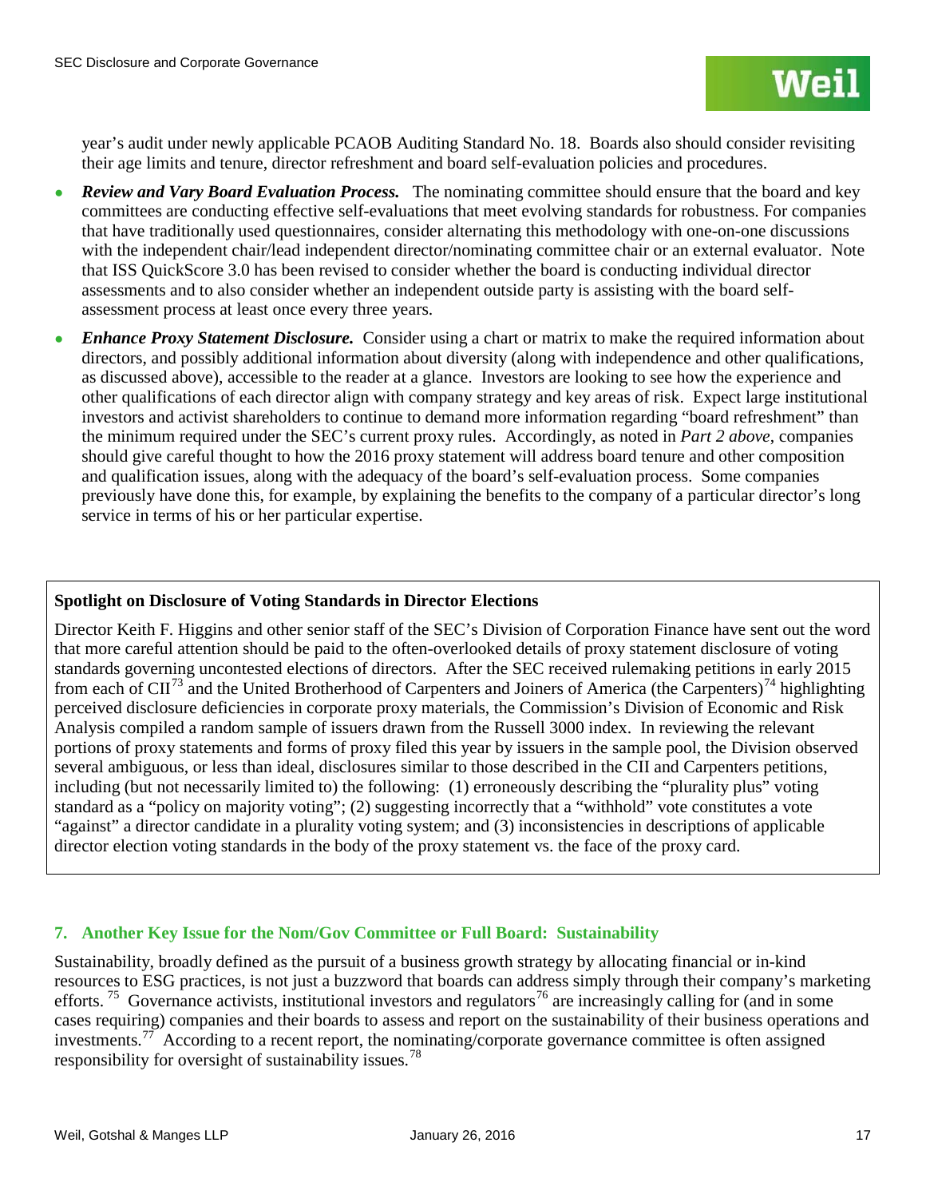year's audit under newly applicable PCAOB Auditing Standard No. 18. Boards also should consider revisiting their age limits and tenure, director refreshment and board self-evaluation policies and procedures.

- ***Review and Vary Board Evaluation Process.*** The nominating committee should ensure that the board and key committees are conducting effective self-evaluations that meet evolving standards for robustness. For companies that have traditionally used questionnaires, consider alternating this methodology with one-on-one discussions with the independent chair/lead independent director/nominating committee chair or an external evaluator. Note that ISS QuickScore 3.0 has been revised to consider whether the board is conducting individual director assessments and to also consider whether an independent outside party is assisting with the board self-assessment process at least once every three years.
- ***Enhance Proxy Statement Disclosure.*** Consider using a chart or matrix to make the required information about directors, and possibly additional information about diversity (along with independence and other qualifications, as discussed above), accessible to the reader at a glance. Investors are looking to see how the experience and other qualifications of each director align with company strategy and key areas of risk. Expect large institutional investors and activist shareholders to continue to demand more information regarding "board refreshment" than the minimum required under the SEC's current proxy rules. Accordingly, as noted in *Part 2 above*, companies should give careful thought to how the 2016 proxy statement will address board tenure and other composition and qualification issues, along with the adequacy of the board's self-evaluation process. Some companies previously have done this, for example, by explaining the benefits to the company of a particular director's long service in terms of his or her particular expertise.

**Spotlight on Disclosure of Voting Standards in Director Elections**

Director Keith F. Higgins and other senior staff of the SEC's Division of Corporation Finance have sent out the word that more careful attention should be paid to the often-overlooked details of proxy statement disclosure of voting standards governing uncontested elections of directors. After the SEC received rulemaking petitions in early 2015 from each of CII[73] and the United Brotherhood of Carpenters and Joiners of America (the Carpenters)[74] highlighting perceived disclosure deficiencies in corporate proxy materials, the Commission's Division of Economic and Risk Analysis compiled a random sample of issuers drawn from the Russell 3000 index. In reviewing the relevant portions of proxy statements and forms of proxy filed this year by issuers in the sample pool, the Division observed several ambiguous, or less than ideal, disclosures similar to those described in the CII and Carpenters petitions, including (but not necessarily limited to) the following: (1) erroneously describing the "plurality plus" voting standard as a "policy on majority voting"; (2) suggesting incorrectly that a "withhold" vote constitutes a vote "against" a director candidate in a plurality voting system; and (3) inconsistencies in descriptions of applicable director election voting standards in the body of the proxy statement vs. the face of the proxy card.

## 7. Another Key Issue for the Nom/Gov Committee or Full Board: Sustainability

Sustainability, broadly defined as the pursuit of a business growth strategy by allocating financial or in-kind resources to ESG practices, is not just a buzzword that boards can address simply through their company's marketing efforts.[75] Governance activists, institutional investors and regulators[76] are increasingly calling for (and in some cases requiring) companies and their boards to assess and report on the sustainability of their business operations and investments.[77] According to a recent report, the nominating/corporate governance committee is often assigned responsibility for oversight of sustainability issues.[78]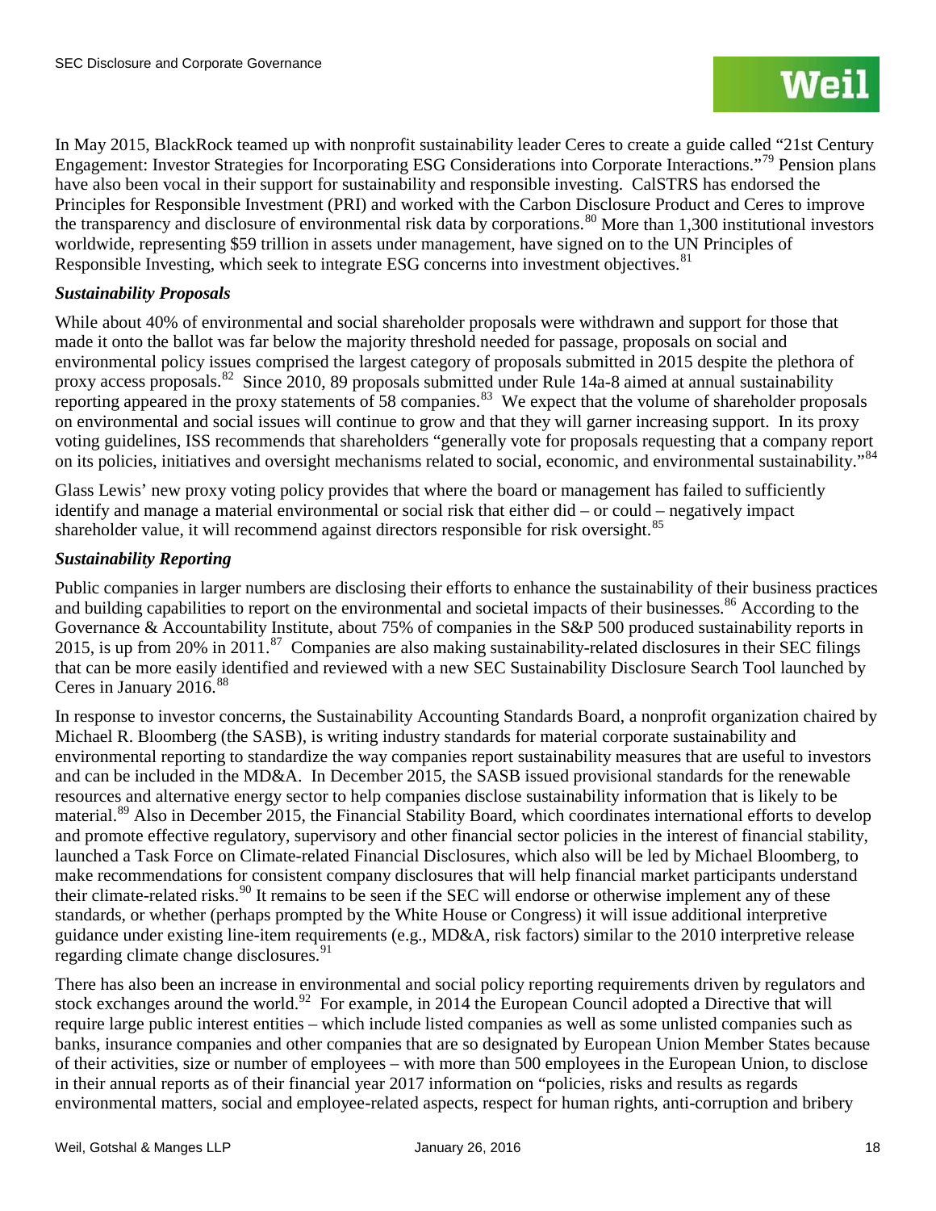In May 2015, BlackRock teamed up with nonprofit sustainability leader Ceres to create a guide called "21st Century Engagement: Investor Strategies for Incorporating ESG Considerations into Corporate Interactions."[79] Pension plans have also been vocal in their support for sustainability and responsible investing. CalSTRS has endorsed the Principles for Responsible Investment (PRI) and worked with the Carbon Disclosure Product and Ceres to improve the transparency and disclosure of environmental risk data by corporations.[80] More than 1,300 institutional investors worldwide, representing $59 trillion in assets under management, have signed on to the UN Principles of Responsible Investing, which seek to integrate ESG concerns into investment objectives.[81]

### *Sustainability Proposals*

While about 40% of environmental and social shareholder proposals were withdrawn and support for those that made it onto the ballot was far below the majority threshold needed for passage, proposals on social and environmental policy issues comprised the largest category of proposals submitted in 2015 despite the plethora of proxy access proposals.[82] Since 2010, 89 proposals submitted under Rule 14a-8 aimed at annual sustainability reporting appeared in the proxy statements of 58 companies.[83] We expect that the volume of shareholder proposals on environmental and social issues will continue to grow and that they will garner increasing support. In its proxy voting guidelines, ISS recommends that shareholders "generally vote for proposals requesting that a company report on its policies, initiatives and oversight mechanisms related to social, economic, and environmental sustainability."[84]

Glass Lewis' new proxy voting policy provides that where the board or management has failed to sufficiently identify and manage a material environmental or social risk that either did – or could – negatively impact shareholder value, it will recommend against directors responsible for risk oversight.[85]

### *Sustainability Reporting*

Public companies in larger numbers are disclosing their efforts to enhance the sustainability of their business practices and building capabilities to report on the environmental and societal impacts of their businesses.[86] According to the Governance & Accountability Institute, about 75% of companies in the S&P 500 produced sustainability reports in 2015, is up from 20% in 2011.[87] Companies are also making sustainability-related disclosures in their SEC filings that can be more easily identified and reviewed with a new SEC Sustainability Disclosure Search Tool launched by Ceres in January 2016.[88]

In response to investor concerns, the Sustainability Accounting Standards Board, a nonprofit organization chaired by Michael R. Bloomberg (the SASB), is writing industry standards for material corporate sustainability and environmental reporting to standardize the way companies report sustainability measures that are useful to investors and can be included in the MD&A. In December 2015, the SASB issued provisional standards for the renewable resources and alternative energy sector to help companies disclose sustainability information that is likely to be material.[89] Also in December 2015, the Financial Stability Board, which coordinates international efforts to develop and promote effective regulatory, supervisory and other financial sector policies in the interest of financial stability, launched a Task Force on Climate-related Financial Disclosures, which also will be led by Michael Bloomberg, to make recommendations for consistent company disclosures that will help financial market participants understand their climate-related risks.[90] It remains to be seen if the SEC will endorse or otherwise implement any of these standards, or whether (perhaps prompted by the White House or Congress) it will issue additional interpretive guidance under existing line-item requirements (e.g., MD&A, risk factors) similar to the 2010 interpretive release regarding climate change disclosures.[91]

There has also been an increase in environmental and social policy reporting requirements driven by regulators and stock exchanges around the world.[92] For example, in 2014 the European Council adopted a Directive that will require large public interest entities – which include listed companies as well as some unlisted companies such as banks, insurance companies and other companies that are so designated by European Union Member States because of their activities, size or number of employees – with more than 500 employees in the European Union, to disclose in their annual reports as of their financial year 2017 information on "policies, risks and results as regards environmental matters, social and employee-related aspects, respect for human rights, anti-corruption and bribery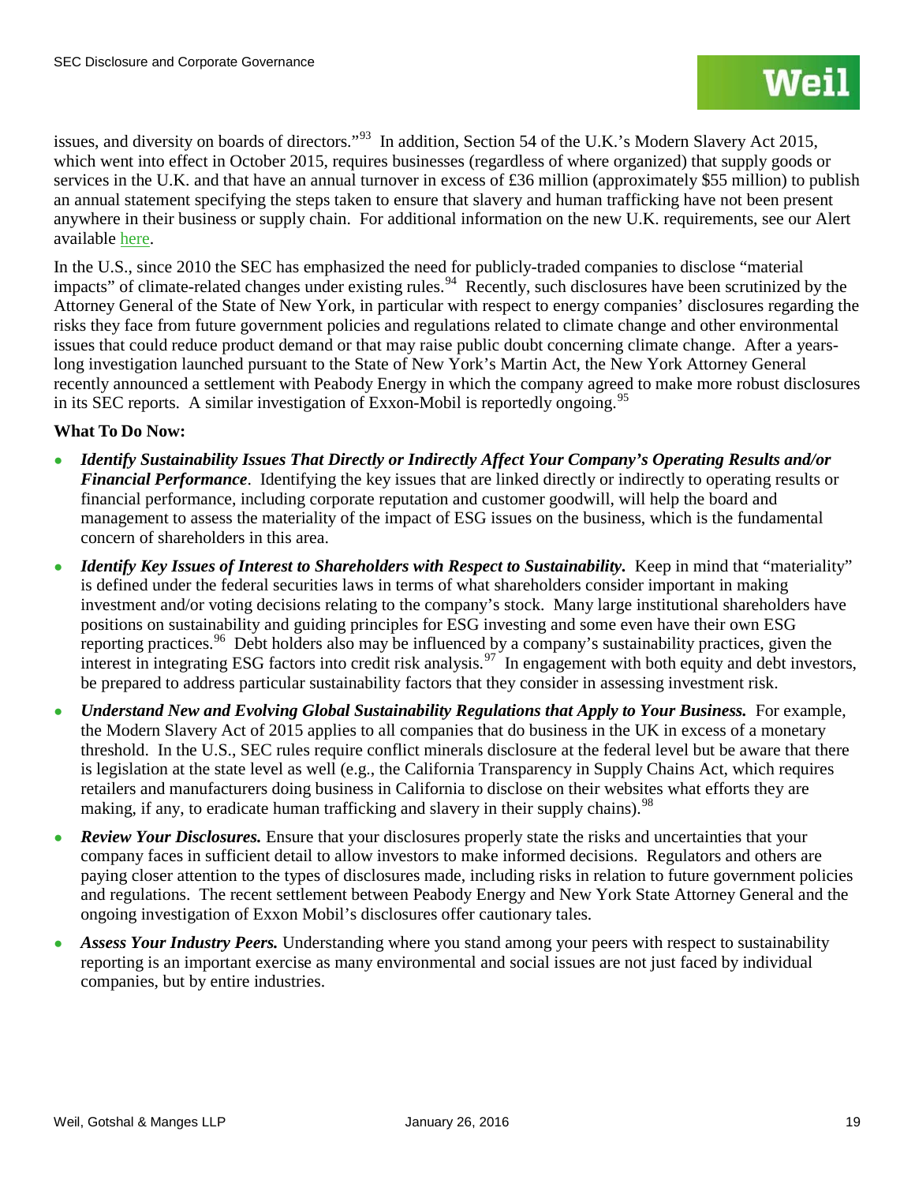issues, and diversity on boards of directors."[93] In addition, Section 54 of the U.K.'s Modern Slavery Act 2015, which went into effect in October 2015, requires businesses (regardless of where organized) that supply goods or services in the U.K. and that have an annual turnover in excess of £36 million (approximately $55 million) to publish an annual statement specifying the steps taken to ensure that slavery and human trafficking have not been present anywhere in their business or supply chain. For additional information on the new U.K. requirements, see our Alert available here.

In the U.S., since 2010 the SEC has emphasized the need for publicly-traded companies to disclose "material impacts" of climate-related changes under existing rules.[94] Recently, such disclosures have been scrutinized by the Attorney General of the State of New York, in particular with respect to energy companies' disclosures regarding the risks they face from future government policies and regulations related to climate change and other environmental issues that could reduce product demand or that may raise public doubt concerning climate change. After a years-long investigation launched pursuant to the State of New York's Martin Act, the New York Attorney General recently announced a settlement with Peabody Energy in which the company agreed to make more robust disclosures in its SEC reports. A similar investigation of Exxon-Mobil is reportedly ongoing.[95]

**What To Do Now:**

- ***Identify Sustainability Issues That Directly or Indirectly Affect Your Company's Operating Results and/or Financial Performance***. Identifying the key issues that are linked directly or indirectly to operating results or financial performance, including corporate reputation and customer goodwill, will help the board and management to assess the materiality of the impact of ESG issues on the business, which is the fundamental concern of shareholders in this area.
- ***Identify Key Issues of Interest to Shareholders with Respect to Sustainability.*** Keep in mind that "materiality" is defined under the federal securities laws in terms of what shareholders consider important in making investment and/or voting decisions relating to the company's stock. Many large institutional shareholders have positions on sustainability and guiding principles for ESG investing and some even have their own ESG reporting practices.[96] Debt holders also may be influenced by a company's sustainability practices, given the interest in integrating ESG factors into credit risk analysis.[97] In engagement with both equity and debt investors, be prepared to address particular sustainability factors that they consider in assessing investment risk.
- ***Understand New and Evolving Global Sustainability Regulations that Apply to Your Business.*** For example, the Modern Slavery Act of 2015 applies to all companies that do business in the UK in excess of a monetary threshold. In the U.S., SEC rules require conflict minerals disclosure at the federal level but be aware that there is legislation at the state level as well (e.g., the California Transparency in Supply Chains Act, which requires retailers and manufacturers doing business in California to disclose on their websites what efforts they are making, if any, to eradicate human trafficking and slavery in their supply chains).[98]
- ***Review Your Disclosures.*** Ensure that your disclosures properly state the risks and uncertainties that your company faces in sufficient detail to allow investors to make informed decisions. Regulators and others are paying closer attention to the types of disclosures made, including risks in relation to future government policies and regulations. The recent settlement between Peabody Energy and New York State Attorney General and the ongoing investigation of Exxon Mobil's disclosures offer cautionary tales.
- ***Assess Your Industry Peers.*** Understanding where you stand among your peers with respect to sustainability reporting is an important exercise as many environmental and social issues are not just faced by individual companies, but by entire industries.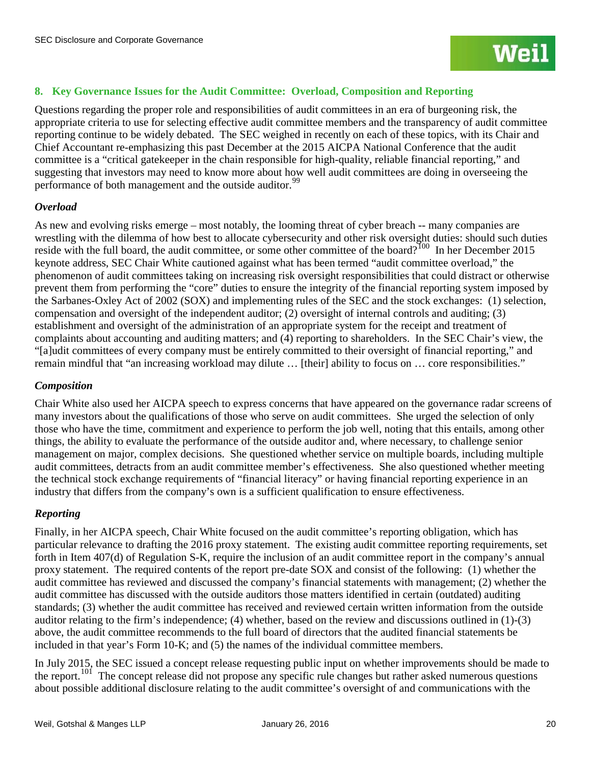## 8. Key Governance Issues for the Audit Committee: Overload, Composition and Reporting

Questions regarding the proper role and responsibilities of audit committees in an era of burgeoning risk, the appropriate criteria to use for selecting effective audit committee members and the transparency of audit committee reporting continue to be widely debated. The SEC weighed in recently on each of these topics, with its Chair and Chief Accountant re-emphasizing this past December at the 2015 AICPA National Conference that the audit committee is a "critical gatekeeper in the chain responsible for high-quality, reliable financial reporting," and suggesting that investors may need to know more about how well audit committees are doing in overseeing the performance of both management and the outside auditor.[99]

### *Overload*

As new and evolving risks emerge – most notably, the looming threat of cyber breach -- many companies are wrestling with the dilemma of how best to allocate cybersecurity and other risk oversight duties: should such duties reside with the full board, the audit committee, or some other committee of the board?[100] In her December 2015 keynote address, SEC Chair White cautioned against what has been termed "audit committee overload," the phenomenon of audit committees taking on increasing risk oversight responsibilities that could distract or otherwise prevent them from performing the "core" duties to ensure the integrity of the financial reporting system imposed by the Sarbanes-Oxley Act of 2002 (SOX) and implementing rules of the SEC and the stock exchanges: (1) selection, compensation and oversight of the independent auditor; (2) oversight of internal controls and auditing; (3) establishment and oversight of the administration of an appropriate system for the receipt and treatment of complaints about accounting and auditing matters; and (4) reporting to shareholders. In the SEC Chair's view, the "[a]udit committees of every company must be entirely committed to their oversight of financial reporting," and remain mindful that "an increasing workload may dilute … [their] ability to focus on … core responsibilities."

### *Composition*

Chair White also used her AICPA speech to express concerns that have appeared on the governance radar screens of many investors about the qualifications of those who serve on audit committees. She urged the selection of only those who have the time, commitment and experience to perform the job well, noting that this entails, among other things, the ability to evaluate the performance of the outside auditor and, where necessary, to challenge senior management on major, complex decisions. She questioned whether service on multiple boards, including multiple audit committees, detracts from an audit committee member's effectiveness. She also questioned whether meeting the technical stock exchange requirements of "financial literacy" or having financial reporting experience in an industry that differs from the company's own is a sufficient qualification to ensure effectiveness.

### *Reporting*

Finally, in her AICPA speech, Chair White focused on the audit committee's reporting obligation, which has particular relevance to drafting the 2016 proxy statement. The existing audit committee reporting requirements, set forth in Item 407(d) of Regulation S-K, require the inclusion of an audit committee report in the company's annual proxy statement. The required contents of the report pre-date SOX and consist of the following: (1) whether the audit committee has reviewed and discussed the company's financial statements with management; (2) whether the audit committee has discussed with the outside auditors those matters identified in certain (outdated) auditing standards; (3) whether the audit committee has received and reviewed certain written information from the outside auditor relating to the firm's independence; (4) whether, based on the review and discussions outlined in (1)-(3) above, the audit committee recommends to the full board of directors that the audited financial statements be included in that year's Form 10-K; and (5) the names of the individual committee members.

In July 2015, the SEC issued a concept release requesting public input on whether improvements should be made to the report.[101] The concept release did not propose any specific rule changes but rather asked numerous questions about possible additional disclosure relating to the audit committee's oversight of and communications with the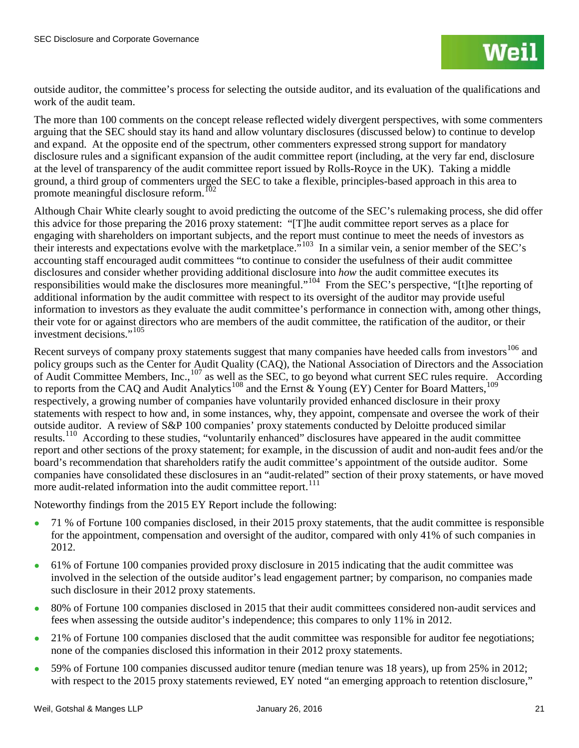outside auditor, the committee's process for selecting the outside auditor, and its evaluation of the qualifications and work of the audit team.

The more than 100 comments on the concept release reflected widely divergent perspectives, with some commenters arguing that the SEC should stay its hand and allow voluntary disclosures (discussed below) to continue to develop and expand. At the opposite end of the spectrum, other commenters expressed strong support for mandatory disclosure rules and a significant expansion of the audit committee report (including, at the very far end, disclosure at the level of transparency of the audit committee report issued by Rolls-Royce in the UK). Taking a middle ground, a third group of commenters urged the SEC to take a flexible, principles-based approach in this area to promote meaningful disclosure reform.[102]

Although Chair White clearly sought to avoid predicting the outcome of the SEC's rulemaking process, she did offer this advice for those preparing the 2016 proxy statement: "[T]he audit committee report serves as a place for engaging with shareholders on important subjects, and the report must continue to meet the needs of investors as their interests and expectations evolve with the marketplace."[103] In a similar vein, a senior member of the SEC's accounting staff encouraged audit committees "to continue to consider the usefulness of their audit committee disclosures and consider whether providing additional disclosure into *how* the audit committee executes its responsibilities would make the disclosures more meaningful."[104] From the SEC's perspective, "[t]he reporting of additional information by the audit committee with respect to its oversight of the auditor may provide useful information to investors as they evaluate the audit committee's performance in connection with, among other things, their vote for or against directors who are members of the audit committee, the ratification of the auditor, or their investment decisions."[105]

Recent surveys of company proxy statements suggest that many companies have heeded calls from investors[106] and policy groups such as the Center for Audit Quality (CAQ), the National Association of Directors and the Association of Audit Committee Members, Inc.,[107] as well as the SEC, to go beyond what current SEC rules require. According to reports from the CAQ and Audit Analytics[108] and the Ernst & Young (EY) Center for Board Matters,[109] respectively, a growing number of companies have voluntarily provided enhanced disclosure in their proxy statements with respect to how and, in some instances, why, they appoint, compensate and oversee the work of their outside auditor. A review of S&P 100 companies' proxy statements conducted by Deloitte produced similar results.[110] According to these studies, "voluntarily enhanced" disclosures have appeared in the audit committee report and other sections of the proxy statement; for example, in the discussion of audit and non-audit fees and/or the board's recommendation that shareholders ratify the audit committee's appointment of the outside auditor. Some companies have consolidated these disclosures in an "audit-related" section of their proxy statements, or have moved more audit-related information into the audit committee report.[111]

Noteworthy findings from the 2015 EY Report include the following:

- 71 % of Fortune 100 companies disclosed, in their 2015 proxy statements, that the audit committee is responsible for the appointment, compensation and oversight of the auditor, compared with only 41% of such companies in 2012.
- 61% of Fortune 100 companies provided proxy disclosure in 2015 indicating that the audit committee was involved in the selection of the outside auditor's lead engagement partner; by comparison, no companies made such disclosure in their 2012 proxy statements.
- 80% of Fortune 100 companies disclosed in 2015 that their audit committees considered non-audit services and fees when assessing the outside auditor's independence; this compares to only 11% in 2012.
- 21% of Fortune 100 companies disclosed that the audit committee was responsible for auditor fee negotiations; none of the companies disclosed this information in their 2012 proxy statements.
- 59% of Fortune 100 companies discussed auditor tenure (median tenure was 18 years), up from 25% in 2012; with respect to the 2015 proxy statements reviewed, EY noted "an emerging approach to retention disclosure,"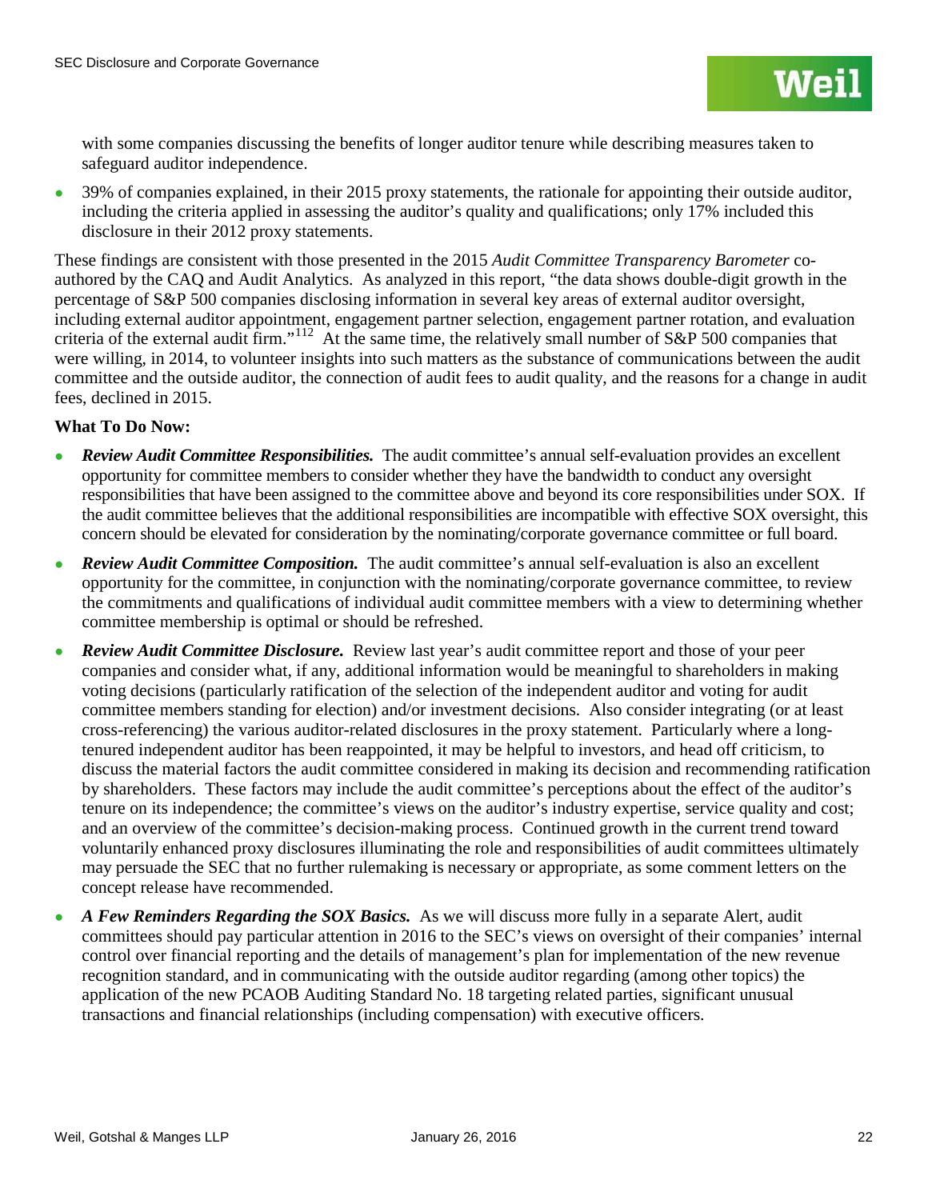with some companies discussing the benefits of longer auditor tenure while describing measures taken to safeguard auditor independence.

- 39% of companies explained, in their 2015 proxy statements, the rationale for appointing their outside auditor, including the criteria applied in assessing the auditor's quality and qualifications; only 17% included this disclosure in their 2012 proxy statements.

These findings are consistent with those presented in the 2015 *Audit Committee Transparency Barometer* co-authored by the CAQ and Audit Analytics. As analyzed in this report, "the data shows double-digit growth in the percentage of S&P 500 companies disclosing information in several key areas of external auditor oversight, including external auditor appointment, engagement partner selection, engagement partner rotation, and evaluation criteria of the external audit firm."[112] At the same time, the relatively small number of S&P 500 companies that were willing, in 2014, to volunteer insights into such matters as the substance of communications between the audit committee and the outside auditor, the connection of audit fees to audit quality, and the reasons for a change in audit fees, declined in 2015.

**What To Do Now:**

- ***Review Audit Committee Responsibilities.*** The audit committee's annual self-evaluation provides an excellent opportunity for committee members to consider whether they have the bandwidth to conduct any oversight responsibilities that have been assigned to the committee above and beyond its core responsibilities under SOX. If the audit committee believes that the additional responsibilities are incompatible with effective SOX oversight, this concern should be elevated for consideration by the nominating/corporate governance committee or full board.
- ***Review Audit Committee Composition.*** The audit committee's annual self-evaluation is also an excellent opportunity for the committee, in conjunction with the nominating/corporate governance committee, to review the commitments and qualifications of individual audit committee members with a view to determining whether committee membership is optimal or should be refreshed.
- ***Review Audit Committee Disclosure.*** Review last year's audit committee report and those of your peer companies and consider what, if any, additional information would be meaningful to shareholders in making voting decisions (particularly ratification of the selection of the independent auditor and voting for audit committee members standing for election) and/or investment decisions. Also consider integrating (or at least cross-referencing) the various auditor-related disclosures in the proxy statement. Particularly where a long-tenured independent auditor has been reappointed, it may be helpful to investors, and head off criticism, to discuss the material factors the audit committee considered in making its decision and recommending ratification by shareholders. These factors may include the audit committee's perceptions about the effect of the auditor's tenure on its independence; the committee's views on the auditor's industry expertise, service quality and cost; and an overview of the committee's decision-making process. Continued growth in the current trend toward voluntarily enhanced proxy disclosures illuminating the role and responsibilities of audit committees ultimately may persuade the SEC that no further rulemaking is necessary or appropriate, as some comment letters on the concept release have recommended.
- ***A Few Reminders Regarding the SOX Basics.*** As we will discuss more fully in a separate Alert, audit committees should pay particular attention in 2016 to the SEC's views on oversight of their companies' internal control over financial reporting and the details of management's plan for implementation of the new revenue recognition standard, and in communicating with the outside auditor regarding (among other topics) the application of the new PCAOB Auditing Standard No. 18 targeting related parties, significant unusual transactions and financial relationships (including compensation) with executive officers.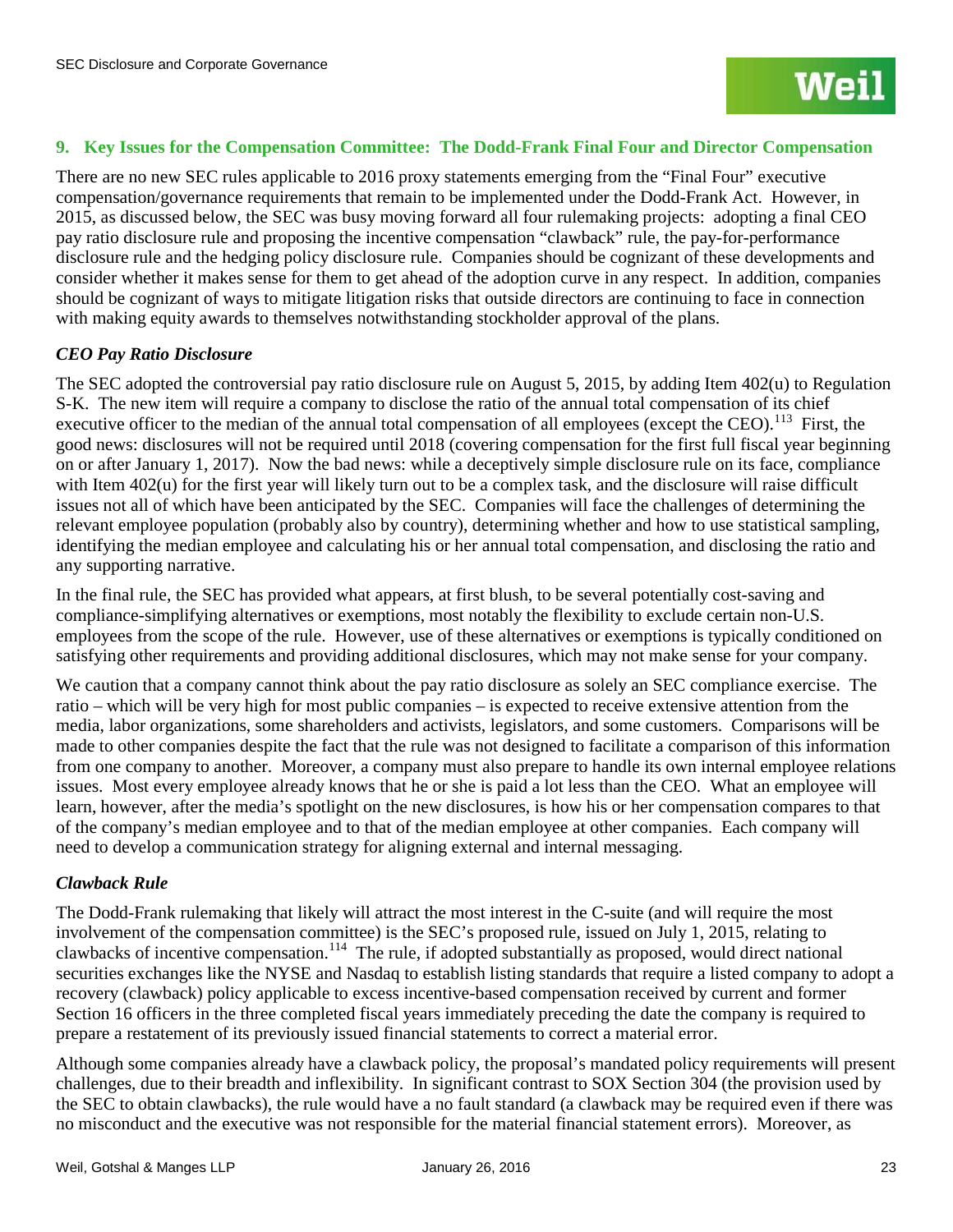## 9. Key Issues for the Compensation Committee: The Dodd-Frank Final Four and Director Compensation

There are no new SEC rules applicable to 2016 proxy statements emerging from the "Final Four" executive compensation/governance requirements that remain to be implemented under the Dodd-Frank Act. However, in 2015, as discussed below, the SEC was busy moving forward all four rulemaking projects: adopting a final CEO pay ratio disclosure rule and proposing the incentive compensation "clawback" rule, the pay-for-performance disclosure rule and the hedging policy disclosure rule. Companies should be cognizant of these developments and consider whether it makes sense for them to get ahead of the adoption curve in any respect. In addition, companies should be cognizant of ways to mitigate litigation risks that outside directors are continuing to face in connection with making equity awards to themselves notwithstanding stockholder approval of the plans.

### *CEO Pay Ratio Disclosure*

The SEC adopted the controversial pay ratio disclosure rule on August 5, 2015, by adding Item 402(u) to Regulation S-K. The new item will require a company to disclose the ratio of the annual total compensation of its chief executive officer to the median of the annual total compensation of all employees (except the CEO).[113] First, the good news: disclosures will not be required until 2018 (covering compensation for the first full fiscal year beginning on or after January 1, 2017). Now the bad news: while a deceptively simple disclosure rule on its face, compliance with Item 402(u) for the first year will likely turn out to be a complex task, and the disclosure will raise difficult issues not all of which have been anticipated by the SEC. Companies will face the challenges of determining the relevant employee population (probably also by country), determining whether and how to use statistical sampling, identifying the median employee and calculating his or her annual total compensation, and disclosing the ratio and any supporting narrative.

In the final rule, the SEC has provided what appears, at first blush, to be several potentially cost-saving and compliance-simplifying alternatives or exemptions, most notably the flexibility to exclude certain non-U.S. employees from the scope of the rule. However, use of these alternatives or exemptions is typically conditioned on satisfying other requirements and providing additional disclosures, which may not make sense for your company.

We caution that a company cannot think about the pay ratio disclosure as solely an SEC compliance exercise. The ratio – which will be very high for most public companies – is expected to receive extensive attention from the media, labor organizations, some shareholders and activists, legislators, and some customers. Comparisons will be made to other companies despite the fact that the rule was not designed to facilitate a comparison of this information from one company to another. Moreover, a company must also prepare to handle its own internal employee relations issues. Most every employee already knows that he or she is paid a lot less than the CEO. What an employee will learn, however, after the media's spotlight on the new disclosures, is how his or her compensation compares to that of the company's median employee and to that of the median employee at other companies. Each company will need to develop a communication strategy for aligning external and internal messaging.

### *Clawback Rule*

The Dodd-Frank rulemaking that likely will attract the most interest in the C-suite (and will require the most involvement of the compensation committee) is the SEC's proposed rule, issued on July 1, 2015, relating to clawbacks of incentive compensation.[114] The rule, if adopted substantially as proposed, would direct national securities exchanges like the NYSE and Nasdaq to establish listing standards that require a listed company to adopt a recovery (clawback) policy applicable to excess incentive-based compensation received by current and former Section 16 officers in the three completed fiscal years immediately preceding the date the company is required to prepare a restatement of its previously issued financial statements to correct a material error.

Although some companies already have a clawback policy, the proposal's mandated policy requirements will present challenges, due to their breadth and inflexibility. In significant contrast to SOX Section 304 (the provision used by the SEC to obtain clawbacks), the rule would have a no fault standard (a clawback may be required even if there was no misconduct and the executive was not responsible for the material financial statement errors). Moreover, as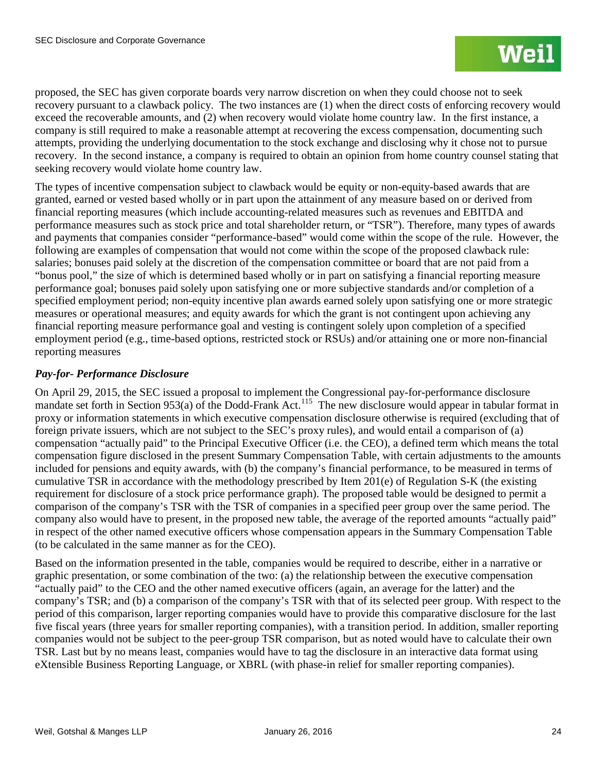proposed, the SEC has given corporate boards very narrow discretion on when they could choose not to seek recovery pursuant to a clawback policy. The two instances are (1) when the direct costs of enforcing recovery would exceed the recoverable amounts, and (2) when recovery would violate home country law. In the first instance, a company is still required to make a reasonable attempt at recovering the excess compensation, documenting such attempts, providing the underlying documentation to the stock exchange and disclosing why it chose not to pursue recovery. In the second instance, a company is required to obtain an opinion from home country counsel stating that seeking recovery would violate home country law.

The types of incentive compensation subject to clawback would be equity or non-equity-based awards that are granted, earned or vested based wholly or in part upon the attainment of any measure based on or derived from financial reporting measures (which include accounting-related measures such as revenues and EBITDA and performance measures such as stock price and total shareholder return, or "TSR"). Therefore, many types of awards and payments that companies consider "performance-based" would come within the scope of the rule. However, the following are examples of compensation that would not come within the scope of the proposed clawback rule: salaries; bonuses paid solely at the discretion of the compensation committee or board that are not paid from a "bonus pool," the size of which is determined based wholly or in part on satisfying a financial reporting measure performance goal; bonuses paid solely upon satisfying one or more subjective standards and/or completion of a specified employment period; non-equity incentive plan awards earned solely upon satisfying one or more strategic measures or operational measures; and equity awards for which the grant is not contingent upon achieving any financial reporting measure performance goal and vesting is contingent solely upon completion of a specified employment period (e.g., time-based options, restricted stock or RSUs) and/or attaining one or more non-financial reporting measures

### *Pay-for- Performance Disclosure*

On April 29, 2015, the SEC issued a proposal to implement the Congressional pay-for-performance disclosure mandate set forth in Section 953(a) of the Dodd-Frank Act.[115] The new disclosure would appear in tabular format in proxy or information statements in which executive compensation disclosure otherwise is required (excluding that of foreign private issuers, which are not subject to the SEC's proxy rules), and would entail a comparison of (a) compensation "actually paid" to the Principal Executive Officer (i.e. the CEO), a defined term which means the total compensation figure disclosed in the present Summary Compensation Table, with certain adjustments to the amounts included for pensions and equity awards, with (b) the company's financial performance, to be measured in terms of cumulative TSR in accordance with the methodology prescribed by Item 201(e) of Regulation S-K (the existing requirement for disclosure of a stock price performance graph). The proposed table would be designed to permit a comparison of the company's TSR with the TSR of companies in a specified peer group over the same period. The company also would have to present, in the proposed new table, the average of the reported amounts "actually paid" in respect of the other named executive officers whose compensation appears in the Summary Compensation Table (to be calculated in the same manner as for the CEO).

Based on the information presented in the table, companies would be required to describe, either in a narrative or graphic presentation, or some combination of the two: (a) the relationship between the executive compensation "actually paid" to the CEO and the other named executive officers (again, an average for the latter) and the company's TSR; and (b) a comparison of the company's TSR with that of its selected peer group. With respect to the period of this comparison, larger reporting companies would have to provide this comparative disclosure for the last five fiscal years (three years for smaller reporting companies), with a transition period. In addition, smaller reporting companies would not be subject to the peer-group TSR comparison, but as noted would have to calculate their own TSR. Last but by no means least, companies would have to tag the disclosure in an interactive data format using eXtensible Business Reporting Language, or XBRL (with phase-in relief for smaller reporting companies).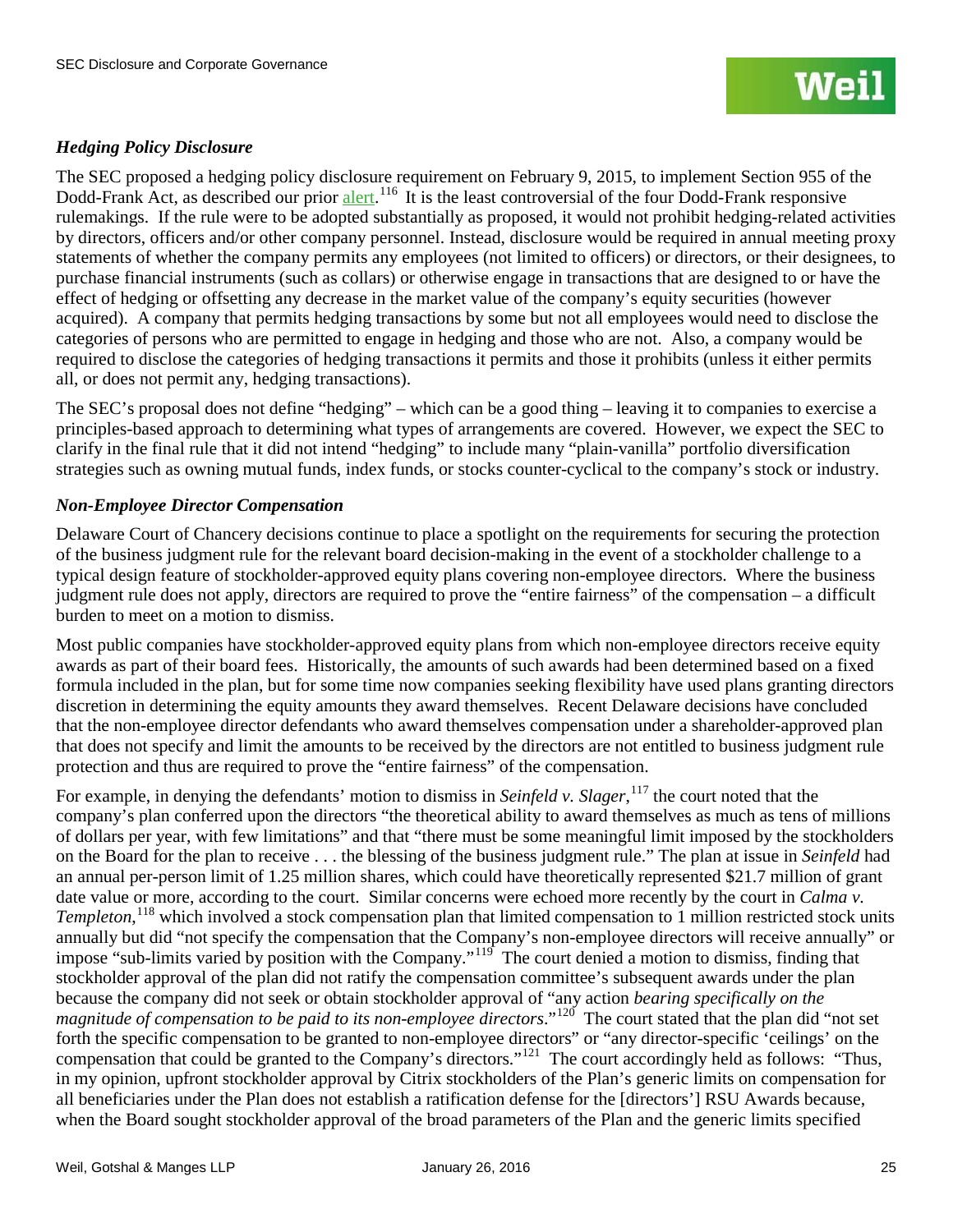### *Hedging Policy Disclosure*

The SEC proposed a hedging policy disclosure requirement on February 9, 2015, to implement Section 955 of the Dodd-Frank Act, as described our prior alert.[116] It is the least controversial of the four Dodd-Frank responsive rulemakings. If the rule were to be adopted substantially as proposed, it would not prohibit hedging-related activities by directors, officers and/or other company personnel. Instead, disclosure would be required in annual meeting proxy statements of whether the company permits any employees (not limited to officers) or directors, or their designees, to purchase financial instruments (such as collars) or otherwise engage in transactions that are designed to or have the effect of hedging or offsetting any decrease in the market value of the company's equity securities (however acquired). A company that permits hedging transactions by some but not all employees would need to disclose the categories of persons who are permitted to engage in hedging and those who are not. Also, a company would be required to disclose the categories of hedging transactions it permits and those it prohibits (unless it either permits all, or does not permit any, hedging transactions).

The SEC's proposal does not define "hedging" – which can be a good thing – leaving it to companies to exercise a principles-based approach to determining what types of arrangements are covered. However, we expect the SEC to clarify in the final rule that it did not intend "hedging" to include many "plain-vanilla" portfolio diversification strategies such as owning mutual funds, index funds, or stocks counter-cyclical to the company's stock or industry.

### *Non-Employee Director Compensation*

Delaware Court of Chancery decisions continue to place a spotlight on the requirements for securing the protection of the business judgment rule for the relevant board decision-making in the event of a stockholder challenge to a typical design feature of stockholder-approved equity plans covering non-employee directors. Where the business judgment rule does not apply, directors are required to prove the "entire fairness" of the compensation – a difficult burden to meet on a motion to dismiss.

Most public companies have stockholder-approved equity plans from which non-employee directors receive equity awards as part of their board fees. Historically, the amounts of such awards had been determined based on a fixed formula included in the plan, but for some time now companies seeking flexibility have used plans granting directors discretion in determining the equity amounts they award themselves. Recent Delaware decisions have concluded that the non-employee director defendants who award themselves compensation under a shareholder-approved plan that does not specify and limit the amounts to be received by the directors are not entitled to business judgment rule protection and thus are required to prove the "entire fairness" of the compensation.

For example, in denying the defendants' motion to dismiss in *Seinfeld v. Slager*,[117] the court noted that the company's plan conferred upon the directors "the theoretical ability to award themselves as much as tens of millions of dollars per year, with few limitations" and that "there must be some meaningful limit imposed by the stockholders on the Board for the plan to receive . . . the blessing of the business judgment rule." The plan at issue in *Seinfeld* had an annual per-person limit of 1.25 million shares, which could have theoretically represented $21.7 million of grant date value or more, according to the court. Similar concerns were echoed more recently by the court in *Calma v. Templeton*,[118] which involved a stock compensation plan that limited compensation to 1 million restricted stock units annually but did "not specify the compensation that the Company's non-employee directors will receive annually" or impose "sub-limits varied by position with the Company."[119] The court denied a motion to dismiss, finding that stockholder approval of the plan did not ratify the compensation committee's subsequent awards under the plan because the company did not seek or obtain stockholder approval of "any action *bearing specifically on the magnitude of compensation to be paid to its non-employee directors*."[120] The court stated that the plan did "not set forth the specific compensation to be granted to non-employee directors" or "any director-specific 'ceilings' on the compensation that could be granted to the Company's directors."[121] The court accordingly held as follows: "Thus, in my opinion, upfront stockholder approval by Citrix stockholders of the Plan's generic limits on compensation for all beneficiaries under the Plan does not establish a ratification defense for the [directors'] RSU Awards because, when the Board sought stockholder approval of the broad parameters of the Plan and the generic limits specified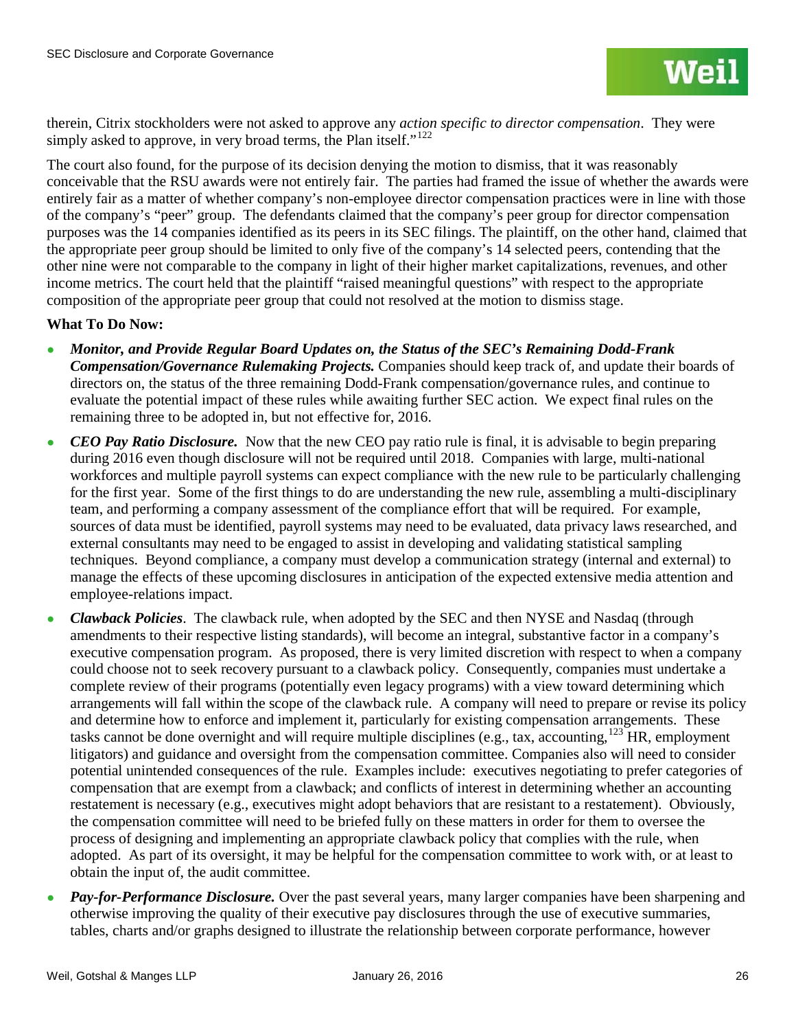therein, Citrix stockholders were not asked to approve any *action specific to director compensation*. They were simply asked to approve, in very broad terms, the Plan itself."[122]

The court also found, for the purpose of its decision denying the motion to dismiss, that it was reasonably conceivable that the RSU awards were not entirely fair. The parties had framed the issue of whether the awards were entirely fair as a matter of whether company's non-employee director compensation practices were in line with those of the company's "peer" group. The defendants claimed that the company's peer group for director compensation purposes was the 14 companies identified as its peers in its SEC filings. The plaintiff, on the other hand, claimed that the appropriate peer group should be limited to only five of the company's 14 selected peers, contending that the other nine were not comparable to the company in light of their higher market capitalizations, revenues, and other income metrics. The court held that the plaintiff "raised meaningful questions" with respect to the appropriate composition of the appropriate peer group that could not resolved at the motion to dismiss stage.

**What To Do Now:**

- ***Monitor, and Provide Regular Board Updates on, the Status of the SEC's Remaining Dodd-Frank Compensation/Governance Rulemaking Projects.*** Companies should keep track of, and update their boards of directors on, the status of the three remaining Dodd-Frank compensation/governance rules, and continue to evaluate the potential impact of these rules while awaiting further SEC action. We expect final rules on the remaining three to be adopted in, but not effective for, 2016.
- ***CEO Pay Ratio Disclosure.*** Now that the new CEO pay ratio rule is final, it is advisable to begin preparing during 2016 even though disclosure will not be required until 2018. Companies with large, multi-national workforces and multiple payroll systems can expect compliance with the new rule to be particularly challenging for the first year. Some of the first things to do are understanding the new rule, assembling a multi-disciplinary team, and performing a company assessment of the compliance effort that will be required. For example, sources of data must be identified, payroll systems may need to be evaluated, data privacy laws researched, and external consultants may need to be engaged to assist in developing and validating statistical sampling techniques. Beyond compliance, a company must develop a communication strategy (internal and external) to manage the effects of these upcoming disclosures in anticipation of the expected extensive media attention and employee-relations impact.
- ***Clawback Policies***. The clawback rule, when adopted by the SEC and then NYSE and Nasdaq (through amendments to their respective listing standards), will become an integral, substantive factor in a company's executive compensation program. As proposed, there is very limited discretion with respect to when a company could choose not to seek recovery pursuant to a clawback policy. Consequently, companies must undertake a complete review of their programs (potentially even legacy programs) with a view toward determining which arrangements will fall within the scope of the clawback rule. A company will need to prepare or revise its policy and determine how to enforce and implement it, particularly for existing compensation arrangements. These tasks cannot be done overnight and will require multiple disciplines (e.g., tax, accounting,[123] HR, employment litigators) and guidance and oversight from the compensation committee. Companies also will need to consider potential unintended consequences of the rule. Examples include: executives negotiating to prefer categories of compensation that are exempt from a clawback; and conflicts of interest in determining whether an accounting restatement is necessary (e.g., executives might adopt behaviors that are resistant to a restatement). Obviously, the compensation committee will need to be briefed fully on these matters in order for them to oversee the process of designing and implementing an appropriate clawback policy that complies with the rule, when adopted. As part of its oversight, it may be helpful for the compensation committee to work with, or at least to obtain the input of, the audit committee.
- ***Pay-for-Performance Disclosure.*** Over the past several years, many larger companies have been sharpening and otherwise improving the quality of their executive pay disclosures through the use of executive summaries, tables, charts and/or graphs designed to illustrate the relationship between corporate performance, however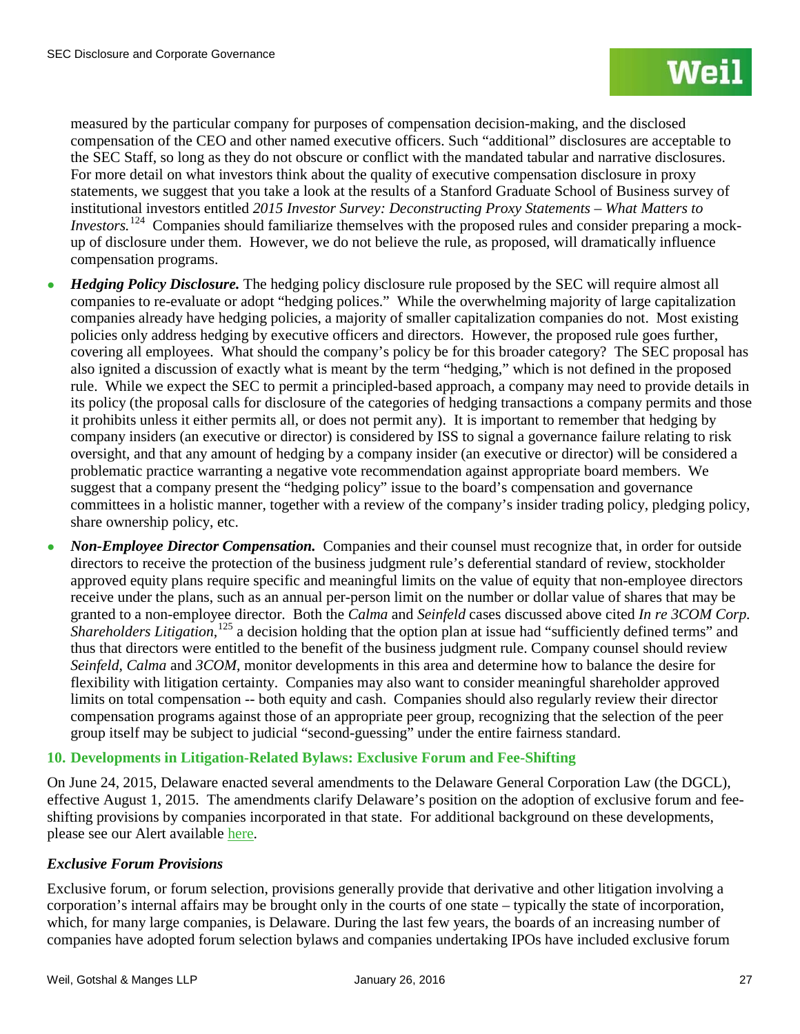measured by the particular company for purposes of compensation decision-making, and the disclosed compensation of the CEO and other named executive officers. Such "additional" disclosures are acceptable to the SEC Staff, so long as they do not obscure or conflict with the mandated tabular and narrative disclosures. For more detail on what investors think about the quality of executive compensation disclosure in proxy statements, we suggest that you take a look at the results of a Stanford Graduate School of Business survey of institutional investors entitled *2015 Investor Survey: Deconstructing Proxy Statements – What Matters to Investors.*[124] Companies should familiarize themselves with the proposed rules and consider preparing a mock-up of disclosure under them. However, we do not believe the rule, as proposed, will dramatically influence compensation programs.

- ***Hedging Policy Disclosure.*** The hedging policy disclosure rule proposed by the SEC will require almost all companies to re-evaluate or adopt "hedging polices." While the overwhelming majority of large capitalization companies already have hedging policies, a majority of smaller capitalization companies do not. Most existing policies only address hedging by executive officers and directors. However, the proposed rule goes further, covering all employees. What should the company's policy be for this broader category? The SEC proposal has also ignited a discussion of exactly what is meant by the term "hedging," which is not defined in the proposed rule. While we expect the SEC to permit a principled-based approach, a company may need to provide details in its policy (the proposal calls for disclosure of the categories of hedging transactions a company permits and those it prohibits unless it either permits all, or does not permit any). It is important to remember that hedging by company insiders (an executive or director) is considered by ISS to signal a governance failure relating to risk oversight, and that any amount of hedging by a company insider (an executive or director) will be considered a problematic practice warranting a negative vote recommendation against appropriate board members. We suggest that a company present the "hedging policy" issue to the board's compensation and governance committees in a holistic manner, together with a review of the company's insider trading policy, pledging policy, share ownership policy, etc.
- ***Non-Employee Director Compensation.*** Companies and their counsel must recognize that, in order for outside directors to receive the protection of the business judgment rule's deferential standard of review, stockholder approved equity plans require specific and meaningful limits on the value of equity that non-employee directors receive under the plans, such as an annual per-person limit on the number or dollar value of shares that may be granted to a non-employee director. Both the *Calma* and *Seinfeld* cases discussed above cited *In re 3COM Corp. Shareholders Litigation*,[125] a decision holding that the option plan at issue had "sufficiently defined terms" and thus that directors were entitled to the benefit of the business judgment rule. Company counsel should review *Seinfeld*, *Calma* and *3COM*, monitor developments in this area and determine how to balance the desire for flexibility with litigation certainty. Companies may also want to consider meaningful shareholder approved limits on total compensation -- both equity and cash. Companies should also regularly review their director compensation programs against those of an appropriate peer group, recognizing that the selection of the peer group itself may be subject to judicial "second-guessing" under the entire fairness standard.

## 10. Developments in Litigation-Related Bylaws: Exclusive Forum and Fee-Shifting

On June 24, 2015, Delaware enacted several amendments to the Delaware General Corporation Law (the DGCL), effective August 1, 2015. The amendments clarify Delaware's position on the adoption of exclusive forum and fee-shifting provisions by companies incorporated in that state. For additional background on these developments, please see our Alert available here.

### *Exclusive Forum Provisions*

Exclusive forum, or forum selection, provisions generally provide that derivative and other litigation involving a corporation's internal affairs may be brought only in the courts of one state – typically the state of incorporation, which, for many large companies, is Delaware. During the last few years, the boards of an increasing number of companies have adopted forum selection bylaws and companies undertaking IPOs have included exclusive forum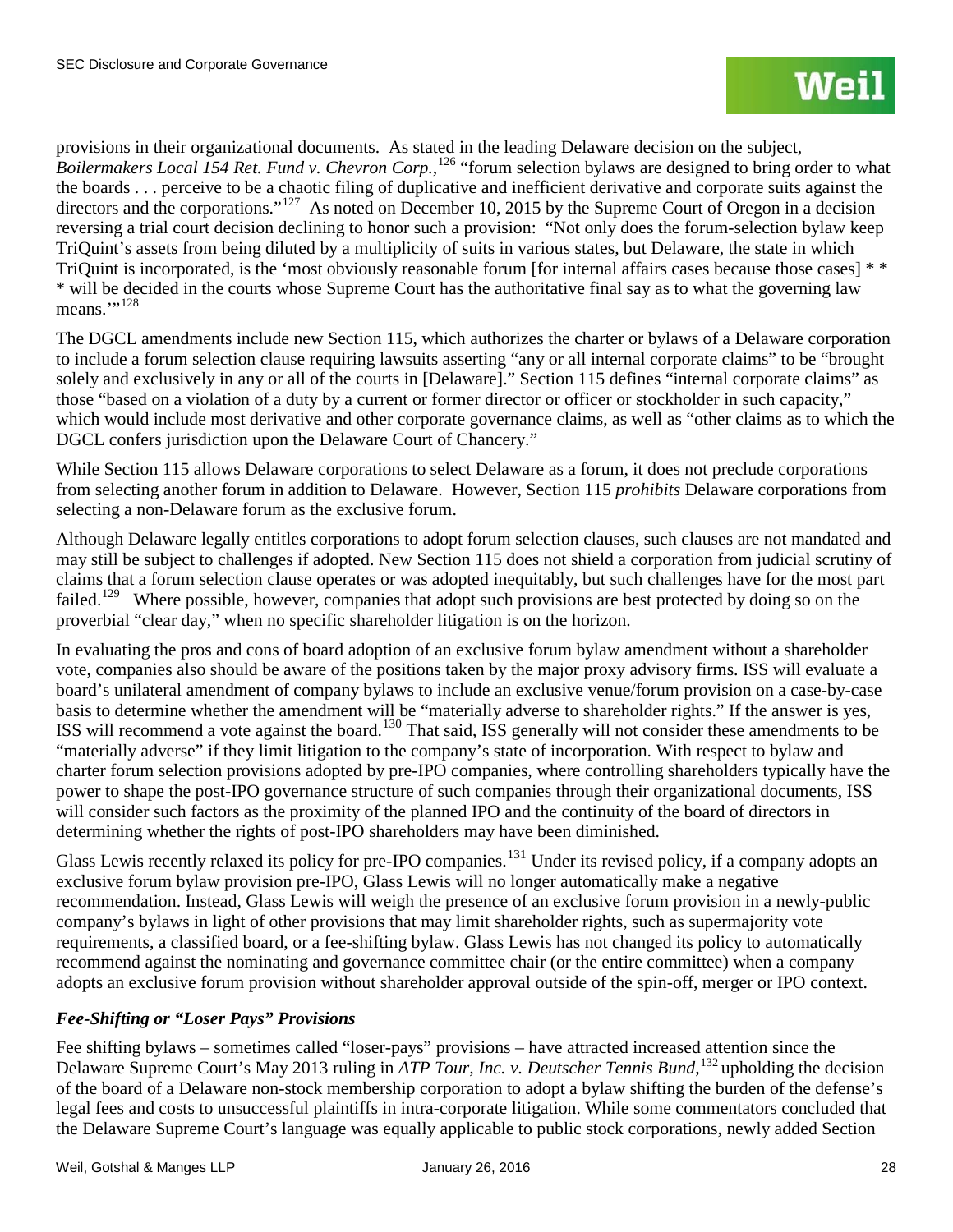provisions in their organizational documents. As stated in the leading Delaware decision on the subject, *Boilermakers Local 154 Ret. Fund v. Chevron Corp.*,[126] "forum selection bylaws are designed to bring order to what the boards . . . perceive to be a chaotic filing of duplicative and inefficient derivative and corporate suits against the directors and the corporations."[127] As noted on December 10, 2015 by the Supreme Court of Oregon in a decision reversing a trial court decision declining to honor such a provision: "Not only does the forum-selection bylaw keep TriQuint's assets from being diluted by a multiplicity of suits in various states, but Delaware, the state in which TriQuint is incorporated, is the 'most obviously reasonable forum [for internal affairs cases because those cases] * * * will be decided in the courts whose Supreme Court has the authoritative final say as to what the governing law means.'"[128]

The DGCL amendments include new Section 115, which authorizes the charter or bylaws of a Delaware corporation to include a forum selection clause requiring lawsuits asserting "any or all internal corporate claims" to be "brought solely and exclusively in any or all of the courts in [Delaware]." Section 115 defines "internal corporate claims" as those "based on a violation of a duty by a current or former director or officer or stockholder in such capacity," which would include most derivative and other corporate governance claims, as well as "other claims as to which the DGCL confers jurisdiction upon the Delaware Court of Chancery."

While Section 115 allows Delaware corporations to select Delaware as a forum, it does not preclude corporations from selecting another forum in addition to Delaware. However, Section 115 *prohibits* Delaware corporations from selecting a non-Delaware forum as the exclusive forum.

Although Delaware legally entitles corporations to adopt forum selection clauses, such clauses are not mandated and may still be subject to challenges if adopted. New Section 115 does not shield a corporation from judicial scrutiny of claims that a forum selection clause operates or was adopted inequitably, but such challenges have for the most part failed.[129] Where possible, however, companies that adopt such provisions are best protected by doing so on the proverbial "clear day," when no specific shareholder litigation is on the horizon.

In evaluating the pros and cons of board adoption of an exclusive forum bylaw amendment without a shareholder vote, companies also should be aware of the positions taken by the major proxy advisory firms. ISS will evaluate a board's unilateral amendment of company bylaws to include an exclusive venue/forum provision on a case-by-case basis to determine whether the amendment will be "materially adverse to shareholder rights." If the answer is yes, ISS will recommend a vote against the board.[130] That said, ISS generally will not consider these amendments to be "materially adverse" if they limit litigation to the company's state of incorporation. With respect to bylaw and charter forum selection provisions adopted by pre-IPO companies, where controlling shareholders typically have the power to shape the post-IPO governance structure of such companies through their organizational documents, ISS will consider such factors as the proximity of the planned IPO and the continuity of the board of directors in determining whether the rights of post-IPO shareholders may have been diminished.

Glass Lewis recently relaxed its policy for pre-IPO companies.[131] Under its revised policy, if a company adopts an exclusive forum bylaw provision pre-IPO, Glass Lewis will no longer automatically make a negative recommendation. Instead, Glass Lewis will weigh the presence of an exclusive forum provision in a newly-public company's bylaws in light of other provisions that may limit shareholder rights, such as supermajority vote requirements, a classified board, or a fee-shifting bylaw. Glass Lewis has not changed its policy to automatically recommend against the nominating and governance committee chair (or the entire committee) when a company adopts an exclusive forum provision without shareholder approval outside of the spin-off, merger or IPO context.

### *Fee-Shifting or "Loser Pays" Provisions*

Fee shifting bylaws – sometimes called "loser-pays" provisions – have attracted increased attention since the Delaware Supreme Court's May 2013 ruling in *ATP Tour, Inc. v. Deutscher Tennis Bund*,[132] upholding the decision of the board of a Delaware non-stock membership corporation to adopt a bylaw shifting the burden of the defense's legal fees and costs to unsuccessful plaintiffs in intra-corporate litigation. While some commentators concluded that the Delaware Supreme Court's language was equally applicable to public stock corporations, newly added Section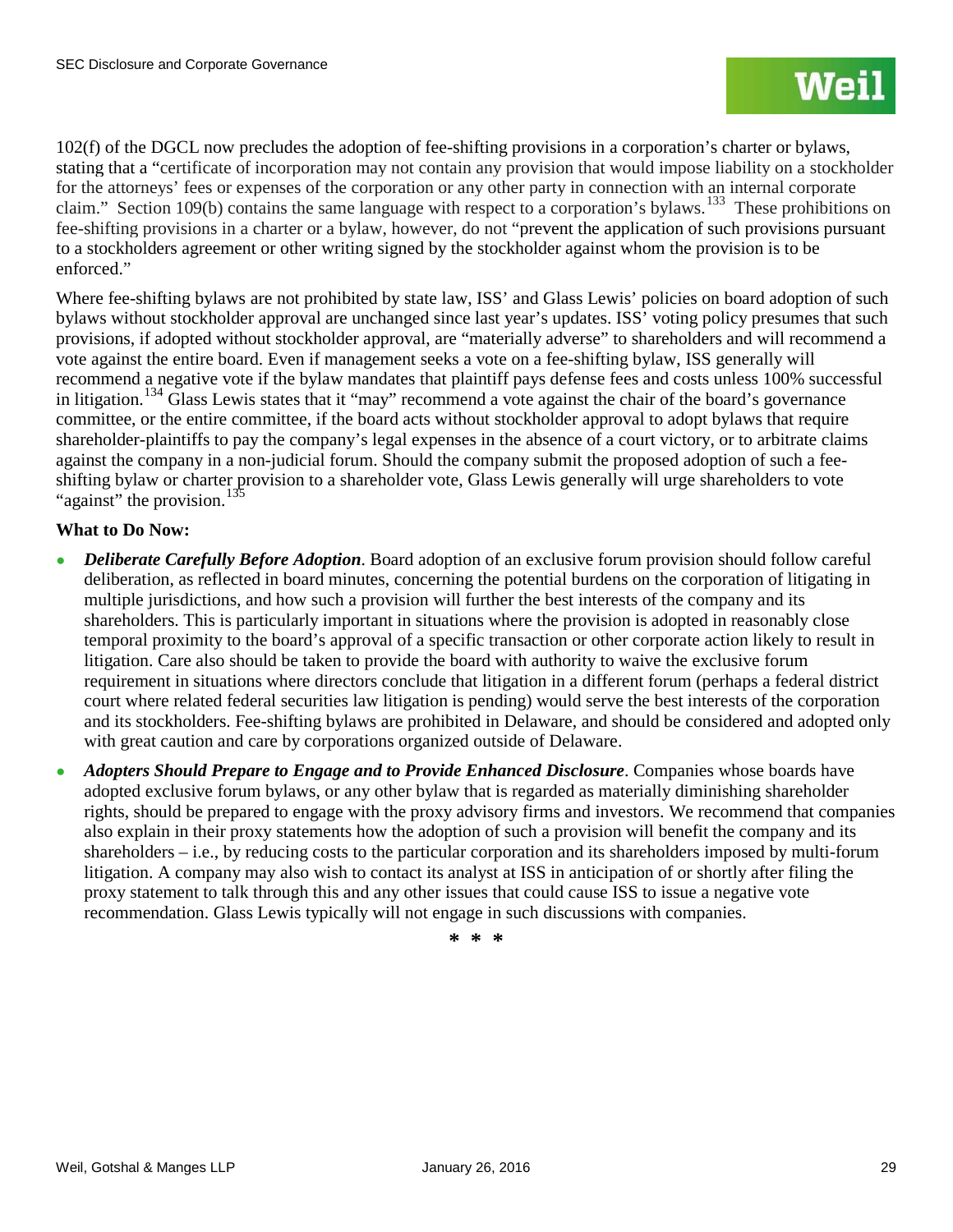102(f) of the DGCL now precludes the adoption of fee-shifting provisions in a corporation's charter or bylaws, stating that a "certificate of incorporation may not contain any provision that would impose liability on a stockholder for the attorneys' fees or expenses of the corporation or any other party in connection with an internal corporate claim." Section 109(b) contains the same language with respect to a corporation's bylaws.[133] These prohibitions on fee-shifting provisions in a charter or a bylaw, however, do not "prevent the application of such provisions pursuant to a stockholders agreement or other writing signed by the stockholder against whom the provision is to be enforced."

Where fee-shifting bylaws are not prohibited by state law, ISS' and Glass Lewis' policies on board adoption of such bylaws without stockholder approval are unchanged since last year's updates. ISS' voting policy presumes that such provisions, if adopted without stockholder approval, are "materially adverse" to shareholders and will recommend a vote against the entire board. Even if management seeks a vote on a fee-shifting bylaw, ISS generally will recommend a negative vote if the bylaw mandates that plaintiff pays defense fees and costs unless 100% successful in litigation.[134] Glass Lewis states that it "may" recommend a vote against the chair of the board's governance committee, or the entire committee, if the board acts without stockholder approval to adopt bylaws that require shareholder-plaintiffs to pay the company's legal expenses in the absence of a court victory, or to arbitrate claims against the company in a non-judicial forum. Should the company submit the proposed adoption of such a fee-shifting bylaw or charter provision to a shareholder vote, Glass Lewis generally will urge shareholders to vote "against" the provision.[135]

**What to Do Now:**

- ***Deliberate Carefully Before Adoption***. Board adoption of an exclusive forum provision should follow careful deliberation, as reflected in board minutes, concerning the potential burdens on the corporation of litigating in multiple jurisdictions, and how such a provision will further the best interests of the company and its shareholders. This is particularly important in situations where the provision is adopted in reasonably close temporal proximity to the board's approval of a specific transaction or other corporate action likely to result in litigation. Care also should be taken to provide the board with authority to waive the exclusive forum requirement in situations where directors conclude that litigation in a different forum (perhaps a federal district court where related federal securities law litigation is pending) would serve the best interests of the corporation and its stockholders. Fee-shifting bylaws are prohibited in Delaware, and should be considered and adopted only with great caution and care by corporations organized outside of Delaware.
- ***Adopters Should Prepare to Engage and to Provide Enhanced Disclosure***. Companies whose boards have adopted exclusive forum bylaws, or any other bylaw that is regarded as materially diminishing shareholder rights, should be prepared to engage with the proxy advisory firms and investors. We recommend that companies also explain in their proxy statements how the adoption of such a provision will benefit the company and its shareholders – i.e., by reducing costs to the particular corporation and its shareholders imposed by multi-forum litigation. A company may also wish to contact its analyst at ISS in anticipation of or shortly after filing the proxy statement to talk through this and any other issues that could cause ISS to issue a negative vote recommendation. Glass Lewis typically will not engage in such discussions with companies.

\* \* \*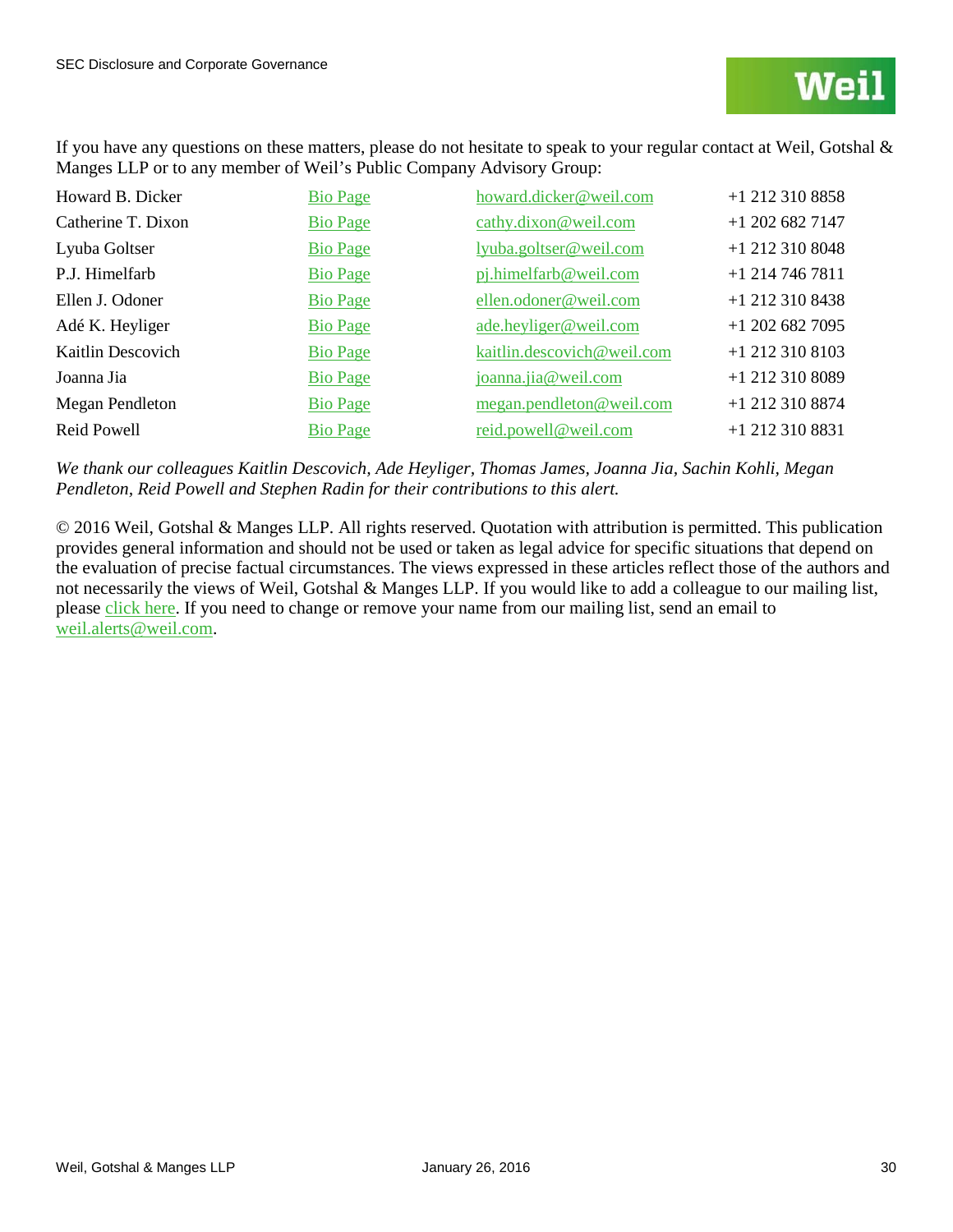If you have any questions on these matters, please do not hesitate to speak to your regular contact at Weil, Gotshal & Manges LLP or to any member of Weil's Public Company Advisory Group:

| | | | |
|---|---|---|---|
| Howard B. Dicker | Bio Page | howard.dicker@weil.com | +1 212 310 8858 |
| Catherine T. Dixon | Bio Page | cathy.dixon@weil.com | +1 202 682 7147 |
| Lyuba Goltser | Bio Page | lyuba.goltser@weil.com | +1 212 310 8048 |
| P.J. Himelfarb | Bio Page | pj.himelfarb@weil.com | +1 214 746 7811 |
| Ellen J. Odoner | Bio Page | ellen.odoner@weil.com | +1 212 310 8438 |
| Adé K. Heyliger | Bio Page | ade.heyliger@weil.com | +1 202 682 7095 |
| Kaitlin Descovich | Bio Page | kaitlin.descovich@weil.com | +1 212 310 8103 |
| Joanna Jia | Bio Page | joanna.jia@weil.com | +1 212 310 8089 |
| Megan Pendleton | Bio Page | megan.pendleton@weil.com | +1 212 310 8874 |
| Reid Powell | Bio Page | reid.powell@weil.com | +1 212 310 8831 |

*We thank our colleagues Kaitlin Descovich, Ade Heyliger, Thomas James, Joanna Jia, Sachin Kohli, Megan Pendleton, Reid Powell and Stephen Radin for their contributions to this alert.*

© 2016 Weil, Gotshal & Manges LLP. All rights reserved. Quotation with attribution is permitted. This publication provides general information and should not be used or taken as legal advice for specific situations that depend on the evaluation of precise factual circumstances. The views expressed in these articles reflect those of the authors and not necessarily the views of Weil, Gotshal & Manges LLP. If you would like to add a colleague to our mailing list, please click here. If you need to change or remove your name from our mailing list, send an email to weil.alerts@weil.com.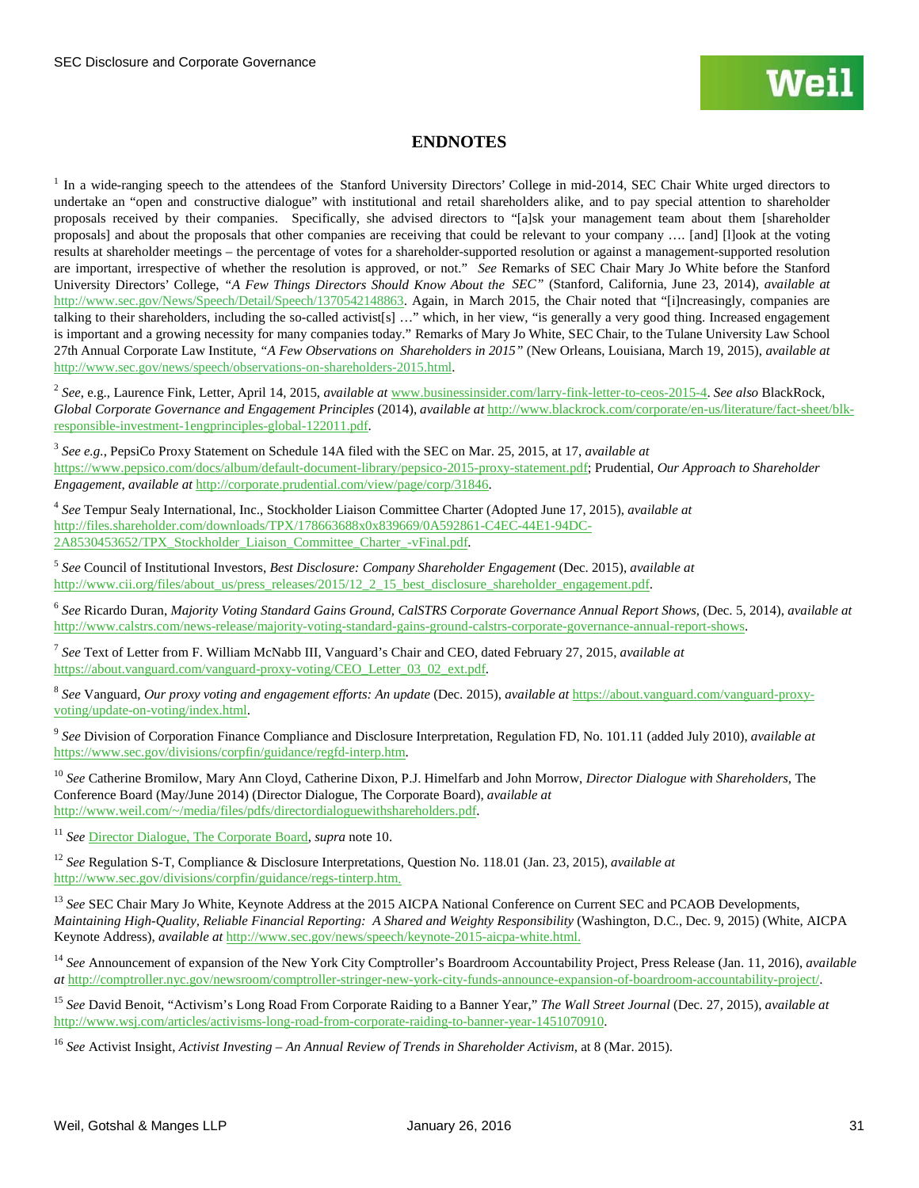# ENDNOTES

[1] In a wide-ranging speech to the attendees of the Stanford University Directors' College in mid-2014, SEC Chair White urged directors to undertake an "open and constructive dialogue" with institutional and retail shareholders alike, and to pay special attention to shareholder proposals received by their companies. Specifically, she advised directors to "[a]sk your management team about them [shareholder proposals] and about the proposals that other companies are receiving that could be relevant to your company …. [and] [l]ook at the voting results at shareholder meetings – the percentage of votes for a shareholder-supported resolution or against a management-supported resolution are important, irrespective of whether the resolution is approved, or not." *See* Remarks of SEC Chair Mary Jo White before the Stanford University Directors' College, *"A Few Things Directors Should Know About the SEC"* (Stanford, California, June 23, 2014), *available at* http://www.sec.gov/News/Speech/Detail/Speech/1370542148863. Again, in March 2015, the Chair noted that "[i]ncreasingly, companies are talking to their shareholders, including the so-called activist[s] …" which, in her view, "is generally a very good thing. Increased engagement is important and a growing necessity for many companies today." Remarks of Mary Jo White, SEC Chair, to the Tulane University Law School 27th Annual Corporate Law Institute, *"A Few Observations on Shareholders in 2015"* (New Orleans, Louisiana, March 19, 2015), *available at* http://www.sec.gov/news/speech/observations-on-shareholders-2015.html.

[2] *See*, e.g., Laurence Fink, Letter, April 14, 2015, *available at* www.businessinsider.com/larry-fink-letter-to-ceos-2015-4. *See also* BlackRock, *Global Corporate Governance and Engagement Principles* (2014), *available at* http://www.blackrock.com/corporate/en-us/literature/fact-sheet/blk-responsible-investment-1engprinciples-global-122011.pdf.

[3] *See e.g.*, PepsiCo Proxy Statement on Schedule 14A filed with the SEC on Mar. 25, 2015, at 17, *available at* https://www.pepsico.com/docs/album/default-document-library/pepsico-2015-proxy-statement.pdf; Prudential, *Our Approach to Shareholder Engagement*, *available at* http://corporate.prudential.com/view/page/corp/31846.

[4] *See* Tempur Sealy International, Inc., Stockholder Liaison Committee Charter (Adopted June 17, 2015), *available at* http://files.shareholder.com/downloads/TPX/178663688x0x839669/0A592861-C4EC-44E1-94DC-2A8530453652/TPX_Stockholder_Liaison_Committee_Charter_-vFinal.pdf.

[5] *See* Council of Institutional Investors, *Best Disclosure: Company Shareholder Engagement* (Dec. 2015), *available at* http://www.cii.org/files/about_us/press_releases/2015/12_2_15_best_disclosure_shareholder_engagement.pdf.

[6] *See* Ricardo Duran, *Majority Voting Standard Gains Ground, CalSTRS Corporate Governance Annual Report Shows*, (Dec. 5, 2014), *available at* http://www.calstrs.com/news-release/majority-voting-standard-gains-ground-calstrs-corporate-governance-annual-report-shows.

[7] *See* Text of Letter from F. William McNabb III, Vanguard's Chair and CEO, dated February 27, 2015, *available at* https://about.vanguard.com/vanguard-proxy-voting/CEO_Letter_03_02_ext.pdf.

[8] *See* Vanguard, *Our proxy voting and engagement efforts: An update* (Dec. 2015), *available at* https://about.vanguard.com/vanguard-proxy-voting/update-on-voting/index.html.

[9] *See* Division of Corporation Finance Compliance and Disclosure Interpretation, Regulation FD, No. 101.11 (added July 2010), *available at* https://www.sec.gov/divisions/corpfin/guidance/regfd-interp.htm.

[10] *See* Catherine Bromilow, Mary Ann Cloyd, Catherine Dixon, P.J. Himelfarb and John Morrow, *Director Dialogue with Shareholders*, The Conference Board (May/June 2014) (Director Dialogue, The Corporate Board), *available at* http://www.weil.com/~/media/files/pdfs/directordialoguewithshareholders.pdf.

[11] *See* Director Dialogue, The Corporate Board, *supra* note 10.

[12] *See* Regulation S-T, Compliance & Disclosure Interpretations, Question No. 118.01 (Jan. 23, 2015), *available at* http://www.sec.gov/divisions/corpfin/guidance/regs-tinterp.htm.

[13] *See* SEC Chair Mary Jo White, Keynote Address at the 2015 AICPA National Conference on Current SEC and PCAOB Developments, *Maintaining High-Quality, Reliable Financial Reporting: A Shared and Weighty Responsibility* (Washington, D.C., Dec. 9, 2015) (White, AICPA Keynote Address), *available at* http://www.sec.gov/news/speech/keynote-2015-aicpa-white.html.

[14] *See* Announcement of expansion of the New York City Comptroller's Boardroom Accountability Project, Press Release (Jan. 11, 2016), *available at* http://comptroller.nyc.gov/newsroom/comptroller-stringer-new-york-city-funds-announce-expansion-of-boardroom-accountability-project/.

[15] *See* David Benoit, "Activism's Long Road From Corporate Raiding to a Banner Year," *The Wall Street Journal* (Dec. 27, 2015), *available at* http://www.wsj.com/articles/activisms-long-road-from-corporate-raiding-to-banner-year-1451070910.

[16] *See* Activist Insight, *Activist Investing – An Annual Review of Trends in Shareholder Activism*, at 8 (Mar. 2015).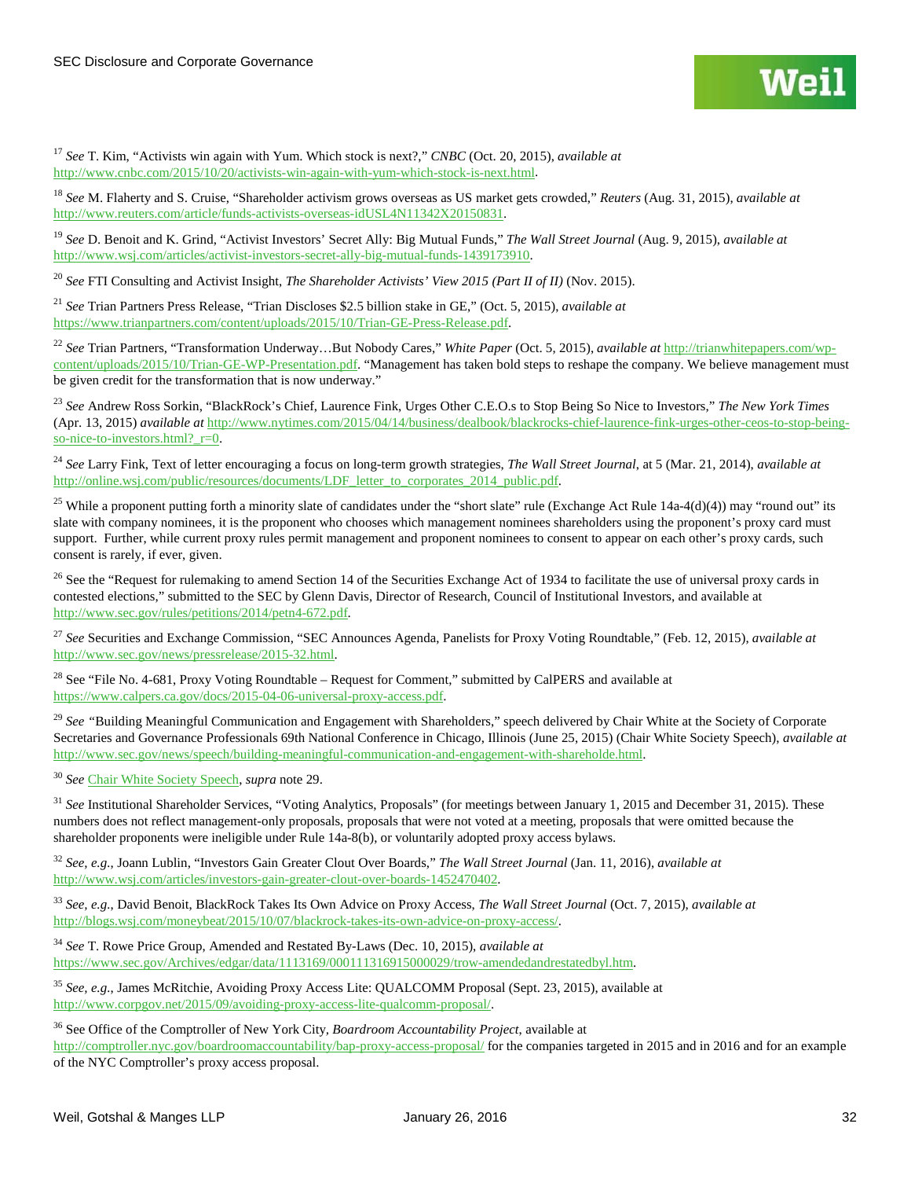[17] *See* T. Kim, "Activists win again with Yum. Which stock is next?," *CNBC* (Oct. 20, 2015), *available at* http://www.cnbc.com/2015/10/20/activists-win-again-with-yum-which-stock-is-next.html.

[18] *See* M. Flaherty and S. Cruise, "Shareholder activism grows overseas as US market gets crowded," *Reuters* (Aug. 31, 2015), *available at* http://www.reuters.com/article/funds-activists-overseas-idUSL4N11342X20150831.

[19] *See* D. Benoit and K. Grind, "Activist Investors' Secret Ally: Big Mutual Funds," *The Wall Street Journal* (Aug. 9, 2015), *available at* http://www.wsj.com/articles/activist-investors-secret-ally-big-mutual-funds-1439173910.

[20] *See* FTI Consulting and Activist Insight, *The Shareholder Activists' View 2015 (Part II of II)* (Nov. 2015).

[21] *See* Trian Partners Press Release, "Trian Discloses $2.5 billion stake in GE," (Oct. 5, 2015), *available at* https://www.trianpartners.com/content/uploads/2015/10/Trian-GE-Press-Release.pdf.

[22] *See* Trian Partners, "Transformation Underway…But Nobody Cares," *White Paper* (Oct. 5, 2015), *available at* http://trianwhitepapers.com/wp-content/uploads/2015/10/Trian-GE-WP-Presentation.pdf. "Management has taken bold steps to reshape the company. We believe management must be given credit for the transformation that is now underway."

[23] *See* Andrew Ross Sorkin, "BlackRock's Chief, Laurence Fink, Urges Other C.E.O.s to Stop Being So Nice to Investors," *The New York Times* (Apr. 13, 2015) *available at* http://www.nytimes.com/2015/04/14/business/dealbook/blackrocks-chief-laurence-fink-urges-other-ceos-to-stop-being-so-nice-to-investors.html?_r=0.

[24] *See* Larry Fink, Text of letter encouraging a focus on long-term growth strategies, *The Wall Street Journal*, at 5 (Mar. 21, 2014), *available at* http://online.wsj.com/public/resources/documents/LDF_letter_to_corporates_2014_public.pdf.

[25] While a proponent putting forth a minority slate of candidates under the "short slate" rule (Exchange Act Rule 14a-4(d)(4)) may "round out" its slate with company nominees, it is the proponent who chooses which management nominees shareholders using the proponent's proxy card must support. Further, while current proxy rules permit management and proponent nominees to consent to appear on each other's proxy cards, such consent is rarely, if ever, given.

[26] See the "Request for rulemaking to amend Section 14 of the Securities Exchange Act of 1934 to facilitate the use of universal proxy cards in contested elections," submitted to the SEC by Glenn Davis, Director of Research, Council of Institutional Investors, and available at http://www.sec.gov/rules/petitions/2014/petn4-672.pdf.

[27] *See* Securities and Exchange Commission, "SEC Announces Agenda, Panelists for Proxy Voting Roundtable," (Feb. 12, 2015), *available at* http://www.sec.gov/news/pressrelease/2015-32.html.

[28] See "File No. 4-681, Proxy Voting Roundtable – Request for Comment," submitted by CalPERS and available at https://www.calpers.ca.gov/docs/2015-04-06-universal-proxy-access.pdf.

[29] *See* "Building Meaningful Communication and Engagement with Shareholders," speech delivered by Chair White at the Society of Corporate Secretaries and Governance Professionals 69th National Conference in Chicago, Illinois (June 25, 2015) (Chair White Society Speech), *available at* http://www.sec.gov/news/speech/building-meaningful-communication-and-engagement-with-shareholde.html.

[30] *See* Chair White Society Speech, *supra* note 29.

[31] *See* Institutional Shareholder Services, "Voting Analytics, Proposals" (for meetings between January 1, 2015 and December 31, 2015). These numbers does not reflect management-only proposals, proposals that were not voted at a meeting, proposals that were omitted because the shareholder proponents were ineligible under Rule 14a-8(b), or voluntarily adopted proxy access bylaws.

[32] *See, e.g.*, Joann Lublin, "Investors Gain Greater Clout Over Boards," *The Wall Street Journal* (Jan. 11, 2016), *available at* http://www.wsj.com/articles/investors-gain-greater-clout-over-boards-1452470402.

[33] *See, e.g.*, David Benoit, BlackRock Takes Its Own Advice on Proxy Access, *The Wall Street Journal* (Oct. 7, 2015), *available at* http://blogs.wsj.com/moneybeat/2015/10/07/blackrock-takes-its-own-advice-on-proxy-access/.

[34] *See* T. Rowe Price Group, Amended and Restated By-Laws (Dec. 10, 2015), *available at* https://www.sec.gov/Archives/edgar/data/1113169/000111316915000029/trow-amendedandrestatedbyl.htm.

[35] *See, e.g.*, James McRitchie, Avoiding Proxy Access Lite: QUALCOMM Proposal (Sept. 23, 2015), available at http://www.corpgov.net/2015/09/avoiding-proxy-access-lite-qualcomm-proposal/.

[36] See Office of the Comptroller of New York City, *Boardroom Accountability Project*, available at http://comptroller.nyc.gov/boardroomaccountability/bap-proxy-access-proposal/ for the companies targeted in 2015 and in 2016 and for an example of the NYC Comptroller's proxy access proposal.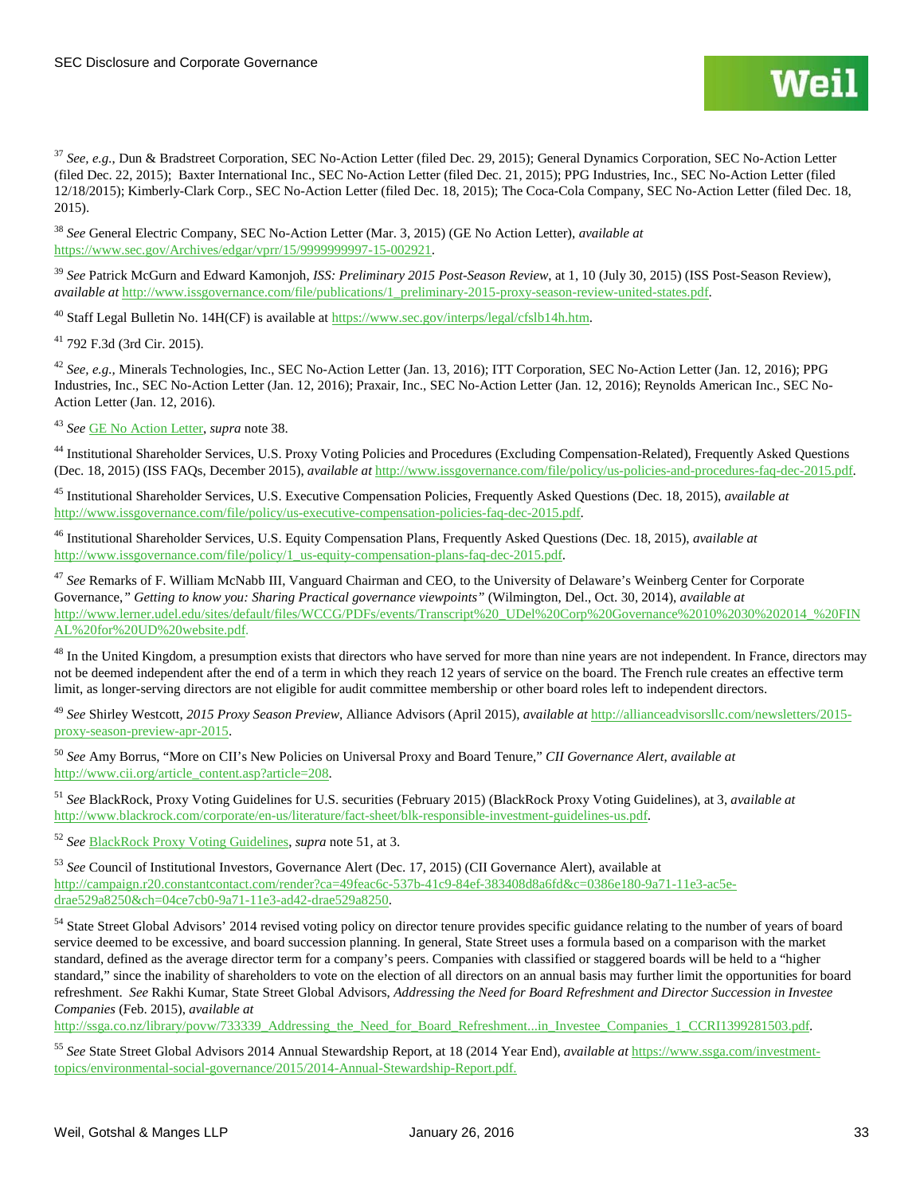[37] *See, e.g.*, Dun & Bradstreet Corporation, SEC No-Action Letter (filed Dec. 29, 2015); General Dynamics Corporation, SEC No-Action Letter (filed Dec. 22, 2015); Baxter International Inc., SEC No-Action Letter (filed Dec. 21, 2015); PPG Industries, Inc., SEC No-Action Letter (filed 12/18/2015); Kimberly-Clark Corp., SEC No-Action Letter (filed Dec. 18, 2015); The Coca-Cola Company, SEC No-Action Letter (filed Dec. 18, 2015).

[38] *See* General Electric Company, SEC No-Action Letter (Mar. 3, 2015) (GE No Action Letter), *available at* https://www.sec.gov/Archives/edgar/vprr/15/9999999997-15-002921.

[39] *See* Patrick McGurn and Edward Kamonjoh, *ISS: Preliminary 2015 Post-Season Review*, at 1, 10 (July 30, 2015) (ISS Post-Season Review), *available at* http://www.issgovernance.com/file/publications/1_preliminary-2015-proxy-season-review-united-states.pdf.

[40] Staff Legal Bulletin No. 14H(CF) is available at https://www.sec.gov/interps/legal/cfslb14h.htm.

[41] 792 F.3d (3rd Cir. 2015).

[42] *See, e.g.*, Minerals Technologies, Inc., SEC No-Action Letter (Jan. 13, 2016); ITT Corporation, SEC No-Action Letter (Jan. 12, 2016); PPG Industries, Inc., SEC No-Action Letter (Jan. 12, 2016); Praxair, Inc., SEC No-Action Letter (Jan. 12, 2016); Reynolds American Inc., SEC No-Action Letter (Jan. 12, 2016).

[43] *See* GE No Action Letter, *supra* note 38.

[44] Institutional Shareholder Services, U.S. Proxy Voting Policies and Procedures (Excluding Compensation-Related), Frequently Asked Questions (Dec. 18, 2015) (ISS FAQs, December 2015), *available at* http://www.issgovernance.com/file/policy/us-policies-and-procedures-faq-dec-2015.pdf.

[45] Institutional Shareholder Services, U.S. Executive Compensation Policies, Frequently Asked Questions (Dec. 18, 2015), *available at* http://www.issgovernance.com/file/policy/us-executive-compensation-policies-faq-dec-2015.pdf.

[46] Institutional Shareholder Services, U.S. Equity Compensation Plans, Frequently Asked Questions (Dec. 18, 2015), *available at* http://www.issgovernance.com/file/policy/1_us-equity-compensation-plans-faq-dec-2015.pdf.

[47] *See* Remarks of F. William McNabb III, Vanguard Chairman and CEO, to the University of Delaware's Weinberg Center for Corporate Governance,*" Getting to know you: Sharing Practical governance viewpoints"* (Wilmington, Del., Oct. 30, 2014), *available at* http://www.lerner.udel.edu/sites/default/files/WCCG/PDFs/events/Transcript%20_UDel%20Corp%20Governance%2010%2030%202014_%20FINAL%20for%20UD%20website.pdf.

[48] In the United Kingdom, a presumption exists that directors who have served for more than nine years are not independent. In France, directors may not be deemed independent after the end of a term in which they reach 12 years of service on the board. The French rule creates an effective term limit, as longer-serving directors are not eligible for audit committee membership or other board roles left to independent directors.

[49] *See* Shirley Westcott, *2015 Proxy Season Preview*, Alliance Advisors (April 2015), *available at* http://allianceadvisorsllc.com/newsletters/2015-proxy-season-preview-apr-2015.

[50] *See* Amy Borrus, "More on CII's New Policies on Universal Proxy and Board Tenure," *CII Governance Alert*, *available at* http://www.cii.org/article_content.asp?article=208.

[51] *See* BlackRock, Proxy Voting Guidelines for U.S. securities (February 2015) (BlackRock Proxy Voting Guidelines), at 3, *available at* http://www.blackrock.com/corporate/en-us/literature/fact-sheet/blk-responsible-investment-guidelines-us.pdf.

[52] *See* BlackRock Proxy Voting Guidelines, *supra* note 51, at 3.

[53] *See* Council of Institutional Investors, Governance Alert (Dec. 17, 2015) (CII Governance Alert), available at http://campaign.r20.constantcontact.com/render?ca=49feac6c-537b-41c9-84ef-383408d8a6fd&c=0386e180-9a71-11e3-ac5e-drae529a8250&ch=04ce7cb0-9a71-11e3-ad42-drae529a8250.

[54] State Street Global Advisors' 2014 revised voting policy on director tenure provides specific guidance relating to the number of years of board service deemed to be excessive, and board succession planning. In general, State Street uses a formula based on a comparison with the market standard, defined as the average director term for a company's peers. Companies with classified or staggered boards will be held to a "higher standard," since the inability of shareholders to vote on the election of all directors on an annual basis may further limit the opportunities for board refreshment. *See* Rakhi Kumar, State Street Global Advisors, *Addressing the Need for Board Refreshment and Director Succession in Investee Companies* (Feb. 2015), *available at* http://ssga.co.nz/library/povw/733339_Addressing_the_Need_for_Board_Refreshment...in_Investee_Companies_1_CCRI1399281503.pdf.

[55] *See* State Street Global Advisors 2014 Annual Stewardship Report, at 18 (2014 Year End), *available at* https://www.ssga.com/investment-topics/environmental-social-governance/2015/2014-Annual-Stewardship-Report.pdf.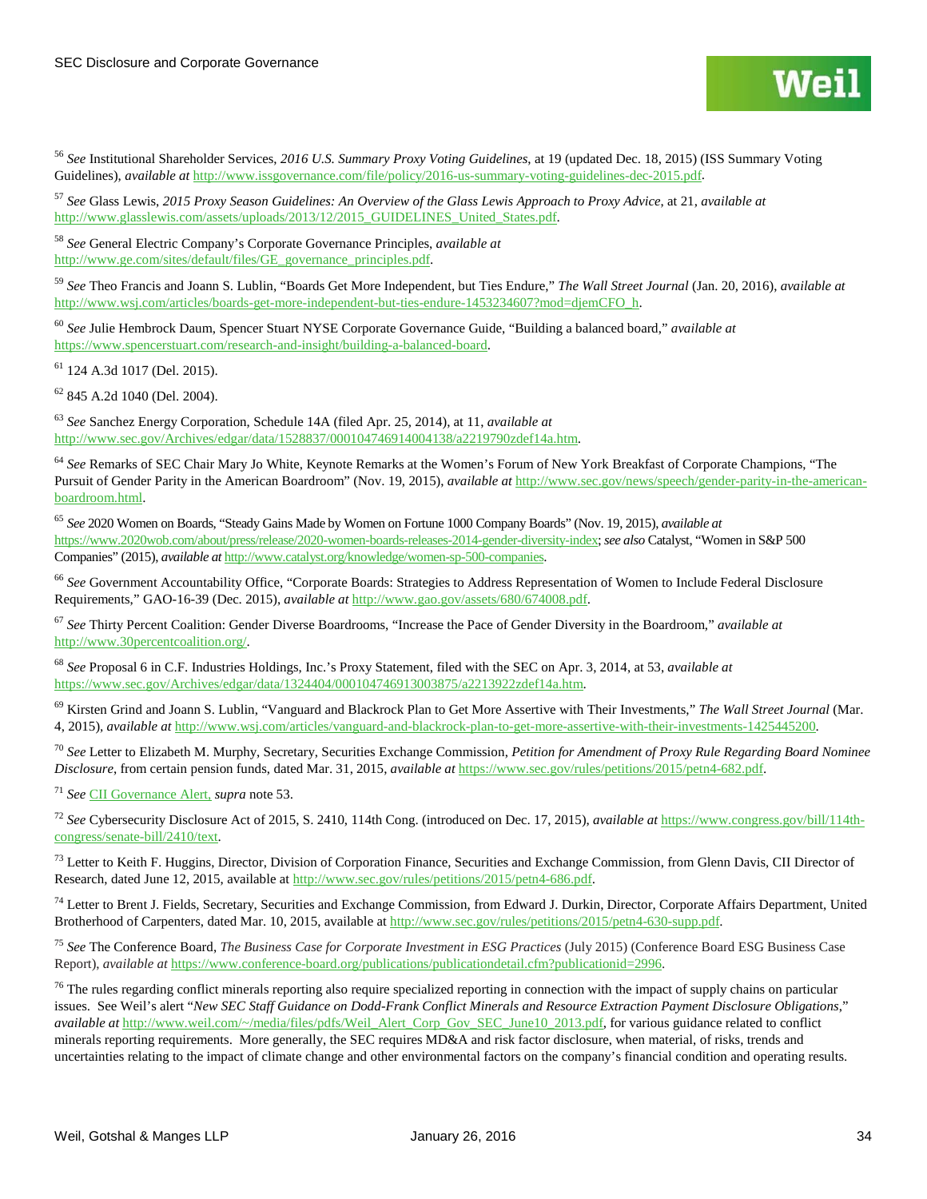[56] *See* Institutional Shareholder Services, *2016 U.S. Summary Proxy Voting Guidelines*, at 19 (updated Dec. 18, 2015) (ISS Summary Voting Guidelines), *available at* http://www.issgovernance.com/file/policy/2016-us-summary-voting-guidelines-dec-2015.pdf.

[57] *See* Glass Lewis, *2015 Proxy Season Guidelines: An Overview of the Glass Lewis Approach to Proxy Advice*, at 21, *available at* http://www.glasslewis.com/assets/uploads/2013/12/2015_GUIDELINES_United_States.pdf.

[58] *See* General Electric Company's Corporate Governance Principles, *available at* http://www.ge.com/sites/default/files/GE_governance_principles.pdf.

[59] *See* Theo Francis and Joann S. Lublin, "Boards Get More Independent, but Ties Endure," *The Wall Street Journal* (Jan. 20, 2016), *available at* http://www.wsj.com/articles/boards-get-more-independent-but-ties-endure-1453234607?mod=djemCFO_h.

[60] *See* Julie Hembrock Daum, Spencer Stuart NYSE Corporate Governance Guide, "Building a balanced board," *available at* https://www.spencerstuart.com/research-and-insight/building-a-balanced-board.

[61] 124 A.3d 1017 (Del. 2015).

[62] 845 A.2d 1040 (Del. 2004).

[63] *See* Sanchez Energy Corporation, Schedule 14A (filed Apr. 25, 2014), at 11, *available at* http://www.sec.gov/Archives/edgar/data/1528837/000104746914004138/a2219790zdef14a.htm.

[64] *See* Remarks of SEC Chair Mary Jo White, Keynote Remarks at the Women's Forum of New York Breakfast of Corporate Champions, "The Pursuit of Gender Parity in the American Boardroom" (Nov. 19, 2015), *available at* http://www.sec.gov/news/speech/gender-parity-in-the-american-boardroom.html.

[65] *See* 2020 Women on Boards, "Steady Gains Made by Women on Fortune 1000 Company Boards" (Nov. 19, 2015), *available at* https://www.2020wob.com/about/press/release/2020-women-boards-releases-2014-gender-diversity-index; *see also* Catalyst, "Women in S&P 500 Companies" (2015), *available at* http://www.catalyst.org/knowledge/women-sp-500-companies.

[66] *See* Government Accountability Office, "Corporate Boards: Strategies to Address Representation of Women to Include Federal Disclosure Requirements," GAO-16-39 (Dec. 2015), *available at* http://www.gao.gov/assets/680/674008.pdf.

[67] *See* Thirty Percent Coalition: Gender Diverse Boardrooms, "Increase the Pace of Gender Diversity in the Boardroom," *available at* http://www.30percentcoalition.org/.

[68] *See* Proposal 6 in C.F. Industries Holdings, Inc.'s Proxy Statement, filed with the SEC on Apr. 3, 2014, at 53, *available at* https://www.sec.gov/Archives/edgar/data/1324404/000104746913003875/a2213922zdef14a.htm.

[69] Kirsten Grind and Joann S. Lublin, "Vanguard and Blackrock Plan to Get More Assertive with Their Investments," *The Wall Street Journal* (Mar. 4, 2015), *available at* http://www.wsj.com/articles/vanguard-and-blackrock-plan-to-get-more-assertive-with-their-investments-1425445200.

[70] *See* Letter to Elizabeth M. Murphy, Secretary, Securities Exchange Commission, *Petition for Amendment of Proxy Rule Regarding Board Nominee Disclosure*, from certain pension funds, dated Mar. 31, 2015, *available at* https://www.sec.gov/rules/petitions/2015/petn4-682.pdf.

[71] *See* CII Governance Alert, *supra* note 53.

[72] *See* Cybersecurity Disclosure Act of 2015, S. 2410, 114th Cong. (introduced on Dec. 17, 2015), *available at* https://www.congress.gov/bill/114th-congress/senate-bill/2410/text.

[73] Letter to Keith F. Huggins, Director, Division of Corporation Finance, Securities and Exchange Commission, from Glenn Davis, CII Director of Research, dated June 12, 2015, available at http://www.sec.gov/rules/petitions/2015/petn4-686.pdf.

[74] Letter to Brent J. Fields, Secretary, Securities and Exchange Commission, from Edward J. Durkin, Director, Corporate Affairs Department, United Brotherhood of Carpenters, dated Mar. 10, 2015, available at http://www.sec.gov/rules/petitions/2015/petn4-630-supp.pdf.

[75] *See* The Conference Board, *The Business Case for Corporate Investment in ESG Practices* (July 2015) (Conference Board ESG Business Case Report), *available at* https://www.conference-board.org/publications/publicationdetail.cfm?publicationid=2996.

[76] The rules regarding conflict minerals reporting also require specialized reporting in connection with the impact of supply chains on particular issues. See Weil's alert "*New SEC Staff Guidance on Dodd-Frank Conflict Minerals and Resource Extraction Payment Disclosure Obligations*," *available at* http://www.weil.com/~/media/files/pdfs/Weil_Alert_Corp_Gov_SEC_June10_2013.pdf, for various guidance related to conflict minerals reporting requirements. More generally, the SEC requires MD&A and risk factor disclosure, when material, of risks, trends and uncertainties relating to the impact of climate change and other environmental factors on the company's financial condition and operating results.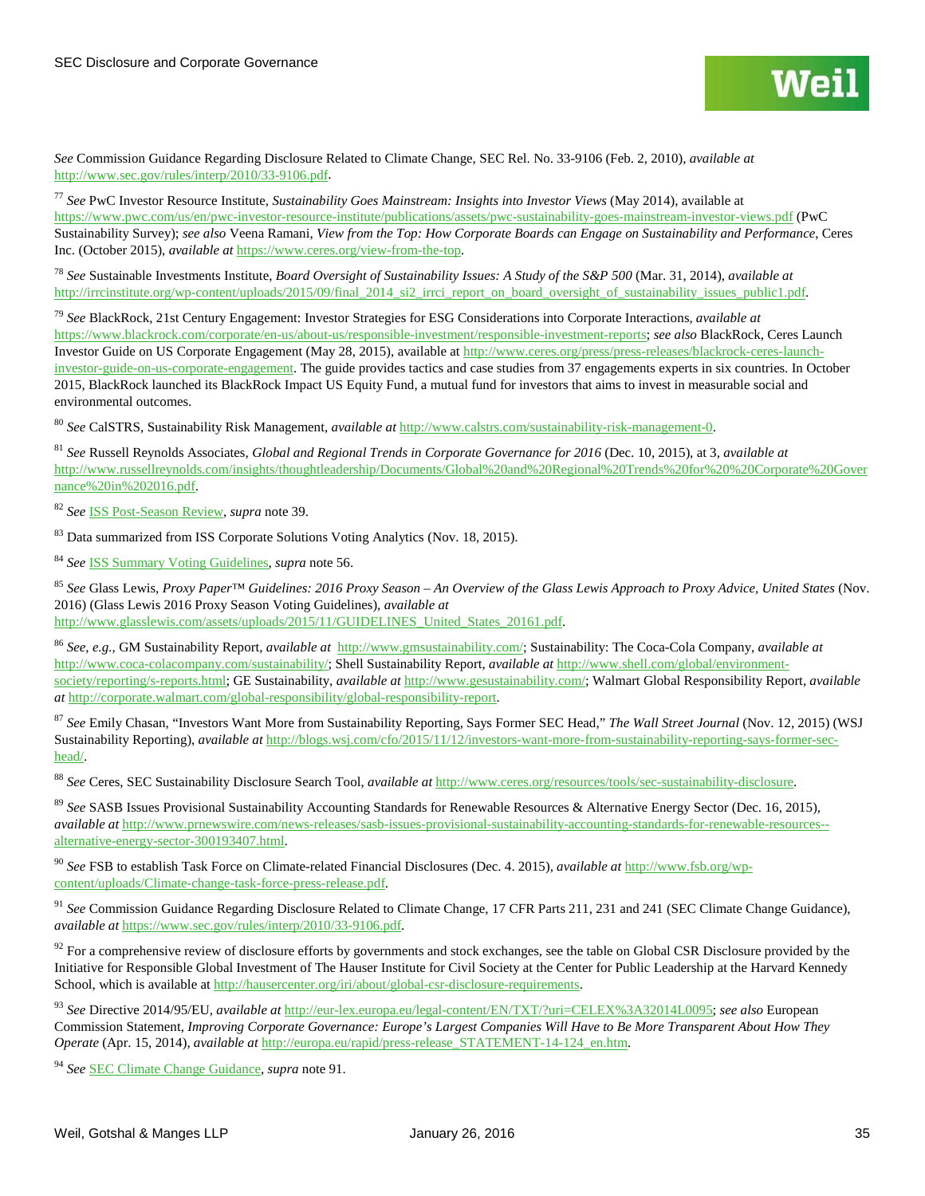*See* Commission Guidance Regarding Disclosure Related to Climate Change, SEC Rel. No. 33-9106 (Feb. 2, 2010), *available at* http://www.sec.gov/rules/interp/2010/33-9106.pdf.

[77] *See* PwC Investor Resource Institute, *Sustainability Goes Mainstream: Insights into Investor Views* (May 2014), available at https://www.pwc.com/us/en/pwc-investor-resource-institute/publications/assets/pwc-sustainability-goes-mainstream-investor-views.pdf (PwC Sustainability Survey); *see also* Veena Ramani, *View from the Top: How Corporate Boards can Engage on Sustainability and Performance*, Ceres Inc. (October 2015), *available at* https://www.ceres.org/view-from-the-top.

[78] *See* Sustainable Investments Institute, *Board Oversight of Sustainability Issues: A Study of the S&P 500* (Mar. 31, 2014), *available at* http://irrcinstitute.org/wp-content/uploads/2015/09/final_2014_si2_irrci_report_on_board_oversight_of_sustainability_issues_public1.pdf.

[79] *See* BlackRock, 21st Century Engagement: Investor Strategies for ESG Considerations into Corporate Interactions, *available at* https://www.blackrock.com/corporate/en-us/about-us/responsible-investment/responsible-investment-reports; *see also* BlackRock, Ceres Launch Investor Guide on US Corporate Engagement (May 28, 2015), available at http://www.ceres.org/press/press-releases/blackrock-ceres-launch-investor-guide-on-us-corporate-engagement. The guide provides tactics and case studies from 37 engagements experts in six countries. In October 2015, BlackRock launched its BlackRock Impact US Equity Fund, a mutual fund for investors that aims to invest in measurable social and environmental outcomes.

[80] *See* CalSTRS, Sustainability Risk Management, *available at* http://www.calstrs.com/sustainability-risk-management-0.

[81] *See* Russell Reynolds Associates, *Global and Regional Trends in Corporate Governance for 2016* (Dec. 10, 2015), at 3, *available at* http://www.russellreynolds.com/insights/thoughtleadership/Documents/Global%20and%20Regional%20Trends%20for%20%20Corporate%20Governance%20in%202016.pdf.

[82] *See* ISS Post-Season Review, *supra* note 39.

[83] Data summarized from ISS Corporate Solutions Voting Analytics (Nov. 18, 2015).

[84] *See* ISS Summary Voting Guidelines, *supra* note 56.

[85] *See* Glass Lewis, *Proxy Paper™ Guidelines: 2016 Proxy Season – An Overview of the Glass Lewis Approach to Proxy Advice, United States* (Nov. 2016) (Glass Lewis 2016 Proxy Season Voting Guidelines), *available at* http://www.glasslewis.com/assets/uploads/2015/11/GUIDELINES_United_States_20161.pdf.

[86] *See, e.g.,* GM Sustainability Report, *available at* http://www.gmsustainability.com/; Sustainability: The Coca-Cola Company, *available at* http://www.coca-colacompany.com/sustainability/; Shell Sustainability Report, *available at* http://www.shell.com/global/environment-society/reporting/s-reports.html; GE Sustainability, *available at* http://www.gesustainability.com/; Walmart Global Responsibility Report, *available at* http://corporate.walmart.com/global-responsibility/global-responsibility-report.

[87] *See* Emily Chasan, "Investors Want More from Sustainability Reporting, Says Former SEC Head," *The Wall Street Journal* (Nov. 12, 2015) (WSJ Sustainability Reporting), *available at* http://blogs.wsj.com/cfo/2015/11/12/investors-want-more-from-sustainability-reporting-says-former-sec-head/.

[88] *See* Ceres, SEC Sustainability Disclosure Search Tool, *available at* http://www.ceres.org/resources/tools/sec-sustainability-disclosure.

[89] *See* SASB Issues Provisional Sustainability Accounting Standards for Renewable Resources & Alternative Energy Sector (Dec. 16, 2015), *available at* http://www.prnewswire.com/news-releases/sasb-issues-provisional-sustainability-accounting-standards-for-renewable-resources--alternative-energy-sector-300193407.html.

[90] *See* FSB to establish Task Force on Climate-related Financial Disclosures (Dec. 4. 2015), *available at* http://www.fsb.org/wp-content/uploads/Climate-change-task-force-press-release.pdf.

[91] *See* Commission Guidance Regarding Disclosure Related to Climate Change, 17 CFR Parts 211, 231 and 241 (SEC Climate Change Guidance), *available at* https://www.sec.gov/rules/interp/2010/33-9106.pdf.

[92] For a comprehensive review of disclosure efforts by governments and stock exchanges, see the table on Global CSR Disclosure provided by the Initiative for Responsible Global Investment of The Hauser Institute for Civil Society at the Center for Public Leadership at the Harvard Kennedy School, which is available at http://hausercenter.org/iri/about/global-csr-disclosure-requirements.

[93] *See* Directive 2014/95/EU, *available at* http://eur-lex.europa.eu/legal-content/EN/TXT/?uri=CELEX%3A32014L0095; *see also* European Commission Statement, *Improving Corporate Governance: Europe's Largest Companies Will Have to Be More Transparent About How They Operate* (Apr. 15, 2014), *available at* http://europa.eu/rapid/press-release_STATEMENT-14-124_en.htm.

[94] *See* SEC Climate Change Guidance, *supra* note 91.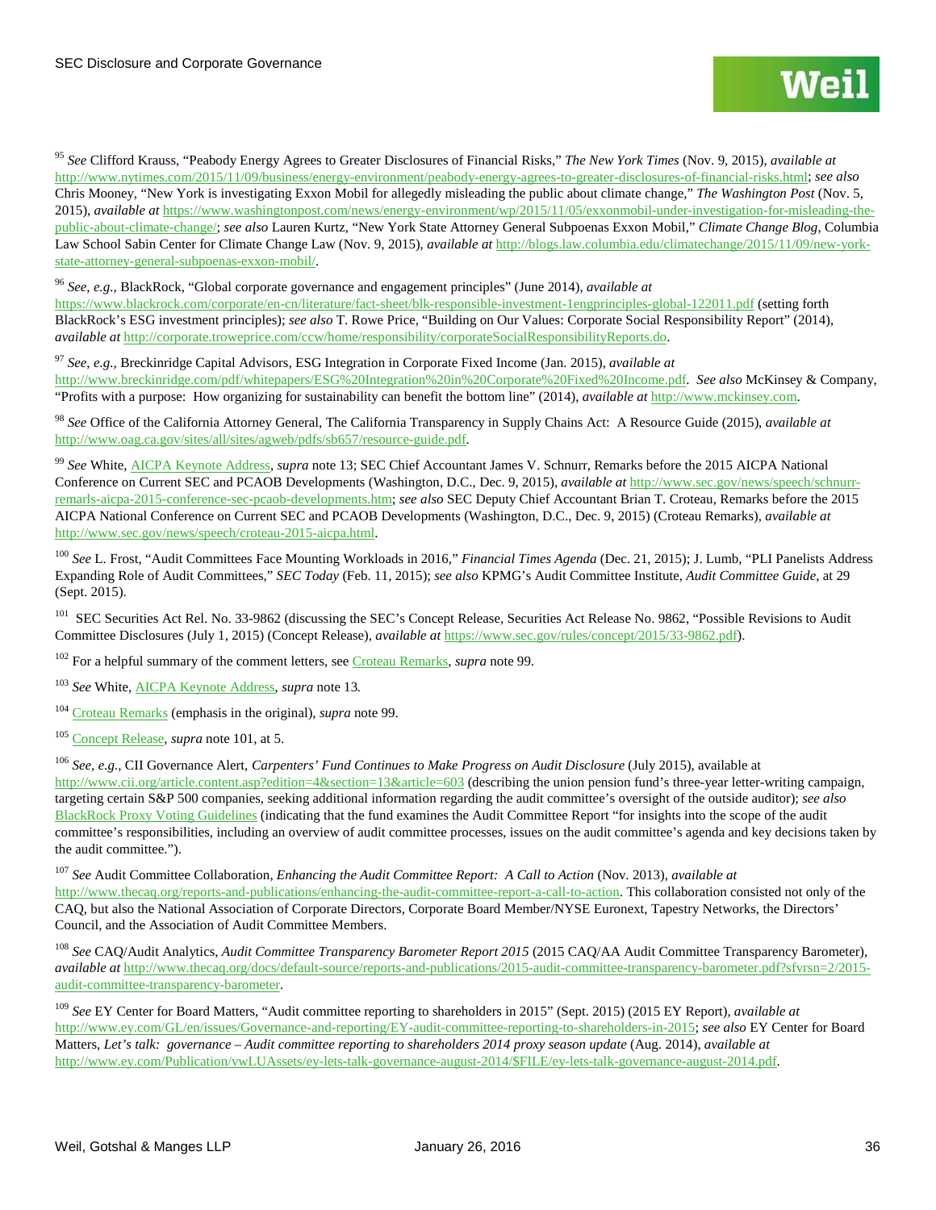[95] *See* Clifford Krauss, "Peabody Energy Agrees to Greater Disclosures of Financial Risks," *The New York Times* (Nov. 9, 2015), *available at* http://www.nytimes.com/2015/11/09/business/energy-environment/peabody-energy-agrees-to-greater-disclosures-of-financial-risks.html; *see also* Chris Mooney, "New York is investigating Exxon Mobil for allegedly misleading the public about climate change," *The Washington Post* (Nov. 5, 2015), *available at* https://www.washingtonpost.com/news/energy-environment/wp/2015/11/05/exxonmobil-under-investigation-for-misleading-the-public-about-climate-change/; *see also* Lauren Kurtz, "New York State Attorney General Subpoenas Exxon Mobil," *Climate Change Blog*, Columbia Law School Sabin Center for Climate Change Law (Nov. 9, 2015), *available at* http://blogs.law.columbia.edu/climatechange/2015/11/09/new-york-state-attorney-general-subpoenas-exxon-mobil/.

[96] *See, e.g.*, BlackRock, "Global corporate governance and engagement principles" (June 2014), *available at* https://www.blackrock.com/corporate/en-cn/literature/fact-sheet/blk-responsible-investment-1engprinciples-global-122011.pdf (setting forth BlackRock's ESG investment principles); *see also* T. Rowe Price, "Building on Our Values: Corporate Social Responsibility Report" (2014), *available at* http://corporate.troweprice.com/ccw/home/responsibility/corporateSocialResponsibilityReports.do.

[97] *See, e.g.,* Breckinridge Capital Advisors, ESG Integration in Corporate Fixed Income (Jan. 2015), *available at* http://www.breckinridge.com/pdf/whitepapers/ESG%20Integration%20in%20Corporate%20Fixed%20Income.pdf. *See also* McKinsey & Company, "Profits with a purpose: How organizing for sustainability can benefit the bottom line" (2014), *available at* http://www.mckinsey.com.

[98] *See* Office of the California Attorney General, The California Transparency in Supply Chains Act: A Resource Guide (2015), *available at* http://www.oag.ca.gov/sites/all/sites/agweb/pdfs/sb657/resource-guide.pdf.

[99] *See* White, AICPA Keynote Address, *supra* note 13; SEC Chief Accountant James V. Schnurr, Remarks before the 2015 AICPA National Conference on Current SEC and PCAOB Developments (Washington, D.C., Dec. 9, 2015), *available at* http://www.sec.gov/news/speech/schnurr-remarks-aicpa-2015-conference-sec-pcaob-developments.htm; *see also* SEC Deputy Chief Accountant Brian T. Croteau, Remarks before the 2015 AICPA National Conference on Current SEC and PCAOB Developments (Washington, D.C., Dec. 9, 2015) (Croteau Remarks), *available at* http://www.sec.gov/news/speech/croteau-2015-aicpa.html.

[100] *See* L. Frost, "Audit Committees Face Mounting Workloads in 2016," *Financial Times Agenda* (Dec. 21, 2015); J. Lumb, "PLI Panelists Address Expanding Role of Audit Committees," *SEC Today* (Feb. 11, 2015); *see also* KPMG's Audit Committee Institute, *Audit Committee Guide*, at 29 (Sept. 2015).

[101] SEC Securities Act Rel. No. 33-9862 (discussing the SEC's Concept Release, Securities Act Release No. 9862, "Possible Revisions to Audit Committee Disclosures (July 1, 2015) (Concept Release), *available at* https://www.sec.gov/rules/concept/2015/33-9862.pdf).

[102] For a helpful summary of the comment letters, see Croteau Remarks, *supra* note 99.

[103] *See* White, AICPA Keynote Address, *supra* note 13.

[104] Croteau Remarks (emphasis in the original), *supra* note 99.

[105] Concept Release, *supra* note 101, at 5.

[106] *See, e.g.,* CII Governance Alert, *Carpenters' Fund Continues to Make Progress on Audit Disclosure* (July 2015), available at http://www.cii.org/article.content.asp?edition=4&section=13&article=603 (describing the union pension fund's three-year letter-writing campaign, targeting certain S&P 500 companies, seeking additional information regarding the audit committee's oversight of the outside auditor); *see also* BlackRock Proxy Voting Guidelines (indicating that the fund examines the Audit Committee Report "for insights into the scope of the audit committee's responsibilities, including an overview of audit committee processes, issues on the audit committee's agenda and key decisions taken by the audit committee.").

[107] *See* Audit Committee Collaboration, *Enhancing the Audit Committee Report: A Call to Action* (Nov. 2013), *available at* http://www.thecaq.org/reports-and-publications/enhancing-the-audit-committee-report-a-call-to-action. This collaboration consisted not only of the CAQ, but also the National Association of Corporate Directors, Corporate Board Member/NYSE Euronext, Tapestry Networks, the Directors' Council, and the Association of Audit Committee Members.

[108] *See* CAQ/Audit Analytics, *Audit Committee Transparency Barometer Report 2015* (2015 CAQ/AA Audit Committee Transparency Barometer), *available at* http://www.thecaq.org/docs/default-source/reports-and-publications/2015-audit-committee-transparency-barometer.pdf?sfvrsn=2/2015-audit-committee-transparency-barometer.

[109] *See* EY Center for Board Matters, "Audit committee reporting to shareholders in 2015" (Sept. 2015) (2015 EY Report), *available at* http://www.ey.com/GL/en/issues/Governance-and-reporting/EY-audit-committee-reporting-to-shareholders-in-2015; *see also* EY Center for Board Matters, *Let's talk: governance – Audit committee reporting to shareholders 2014 proxy season update* (Aug. 2014), *available at* http://www.ey.com/Publication/vwLUAssets/ey-lets-talk-governance-august-2014/$FILE/ey-lets-talk-governance-august-2014.pdf.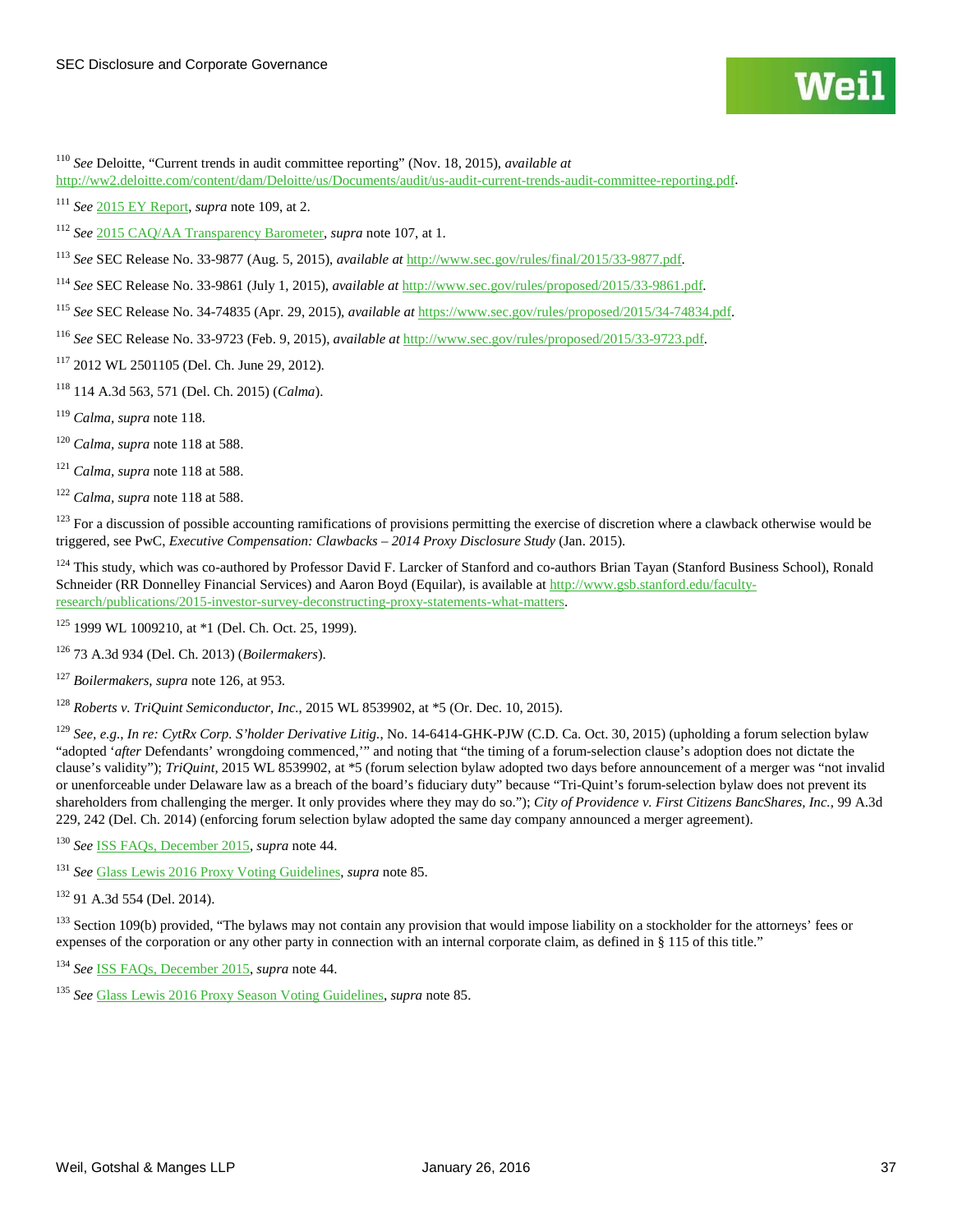[110] *See* Deloitte, "Current trends in audit committee reporting" (Nov. 18, 2015), *available at* http://ww2.deloitte.com/content/dam/Deloitte/us/Documents/audit/us-audit-current-trends-audit-committee-reporting.pdf.

[111] *See* 2015 EY Report, *supra* note 109, at 2.

[112] *See* 2015 CAQ/AA Transparency Barometer, *supra* note 107, at 1.

[113] *See* SEC Release No. 33-9877 (Aug. 5, 2015), *available at* http://www.sec.gov/rules/final/2015/33-9877.pdf.

[114] *See* SEC Release No. 33-9861 (July 1, 2015), *available at* http://www.sec.gov/rules/proposed/2015/33-9861.pdf.

[115] *See* SEC Release No. 34-74835 (Apr. 29, 2015), *available at* https://www.sec.gov/rules/proposed/2015/34-74834.pdf.

[116] *See* SEC Release No. 33-9723 (Feb. 9, 2015), *available at* http://www.sec.gov/rules/proposed/2015/33-9723.pdf.

[117] 2012 WL 2501105 (Del. Ch. June 29, 2012).

[118] 114 A.3d 563, 571 (Del. Ch. 2015) (*Calma*).

[119] *Calma, supra* note 118.

[120] *Calma, supra* note 118 at 588.

[121] *Calma, supra* note 118 at 588.

[122] *Calma, supra* note 118 at 588.

[123] For a discussion of possible accounting ramifications of provisions permitting the exercise of discretion where a clawback otherwise would be triggered, see PwC, *Executive Compensation: Clawbacks – 2014 Proxy Disclosure Study* (Jan. 2015).

[124] This study, which was co-authored by Professor David F. Larcker of Stanford and co-authors Brian Tayan (Stanford Business School), Ronald Schneider (RR Donnelley Financial Services) and Aaron Boyd (Equilar), is available at http://www.gsb.stanford.edu/faculty-research/publications/2015-investor-survey-deconstructing-proxy-statements-what-matters.

[125] 1999 WL 1009210, at *1 (Del. Ch. Oct. 25, 1999).

[126] 73 A.3d 934 (Del. Ch. 2013) (*Boilermakers*).

[127] *Boilermakers, supra* note 126, at 953.

[128] *Roberts v. TriQuint Semiconductor, Inc.*, 2015 WL 8539902, at *5 (Or. Dec. 10, 2015).

[129] *See, e.g., In re: CytRx Corp. S'holder Derivative Litig.*, No. 14-6414-GHK-PJW (C.D. Ca. Oct. 30, 2015) (upholding a forum selection bylaw "adopted '*after* Defendants' wrongdoing commenced,'" and noting that "the timing of a forum-selection clause's adoption does not dictate the clause's validity"); *TriQuint*, 2015 WL 8539902, at *5 (forum selection bylaw adopted two days before announcement of a merger was "not invalid or unenforceable under Delaware law as a breach of the board's fiduciary duty" because "Tri-Quint's forum-selection bylaw does not prevent its shareholders from challenging the merger. It only provides where they may do so."); *City of Providence v. First Citizens BancShares, Inc.*, 99 A.3d 229, 242 (Del. Ch. 2014) (enforcing forum selection bylaw adopted the same day company announced a merger agreement).

[130] *See* ISS FAQs, December 2015, *supra* note 44.

[131] *See* Glass Lewis 2016 Proxy Voting Guidelines, *supra* note 85.

[132] 91 A.3d 554 (Del. 2014).

[133] Section 109(b) provided, "The bylaws may not contain any provision that would impose liability on a stockholder for the attorneys' fees or expenses of the corporation or any other party in connection with an internal corporate claim, as defined in § 115 of this title."

[134] *See* ISS FAQs, December 2015, *supra* note 44.

[135] *See* Glass Lewis 2016 Proxy Season Voting Guidelines, *supra* note 85.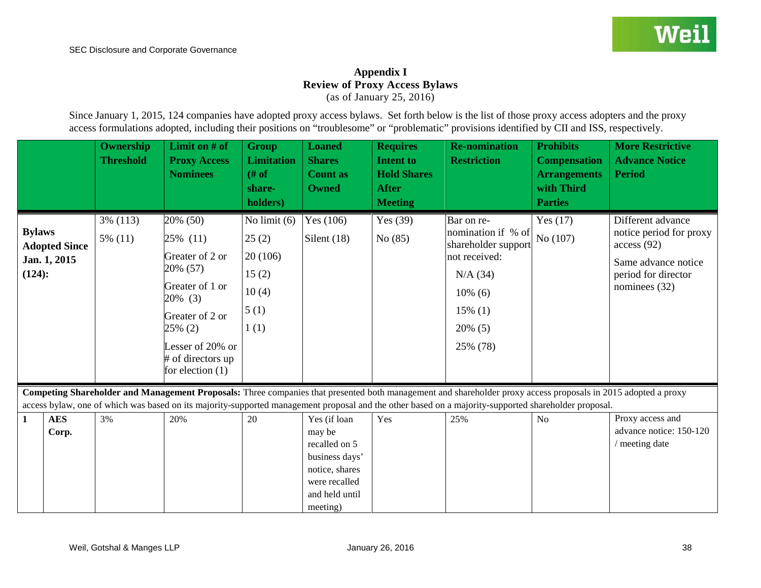## Appendix I
## Review of Proxy Access Bylaws
(as of January 25, 2016)

Since January 1, 2015, 124 companies have adopted proxy access bylaws. Set forth below is the list of those proxy access adopters and the proxy access formulations adopted, including their positions on "troublesome" or "problematic" provisions identified by CII and ISS, respectively.

| | | Ownership Threshold | Limit on # of Proxy Access Nominees | Group Limitation (# of share-holders) | Loaned Shares Count as Owned | Requires Intent to Hold Shares After Meeting | Re-nomination Restriction | Prohibits Compensation Arrangements with Third Parties | More Restrictive Advance Notice Period |
|---|---|---|---|---|---|---|---|---|---|
| **Bylaws Adopted Since Jan. 1, 2015 (124):** | | 3% (113)<br>5% (11) | 20% (50)<br>25% (11)<br>Greater of 2 or 20% (57)<br>Greater of 1 or 20% (3)<br>Greater of 2 or 25% (2)<br>Lesser of 20% or # of directors up for election (1) | No limit (6)<br>25 (2)<br>20 (106)<br>15 (2)<br>10 (4)<br>5 (1)<br>1 (1) | Yes (106)<br>Silent (18) | Yes (39)<br>No (85) | Bar on re-nomination if % of shareholder support not received:<br>N/A (34)<br>10% (6)<br>15% (1)<br>20% (5)<br>25% (78) | Yes (17)<br>No (107) | Different advance notice period for proxy access (92)<br>Same advance notice period for director nominees (32) |
| **Competing Shareholder and Management Proposals:** Three companies that presented both management and shareholder proxy access proposals in 2015 adopted a proxy access bylaw, one of which was based on its majority-supported management proposal and the other based on a majority-supported shareholder proposal. | | | | | | | | | |
| **1** | **AES Corp.** | 3% | 20% | 20 | Yes (if loan may be recalled on 5 business days' notice, shares were recalled and held until meeting) | Yes | 25% | No | Proxy access and advance notice: 150-120 / meeting date |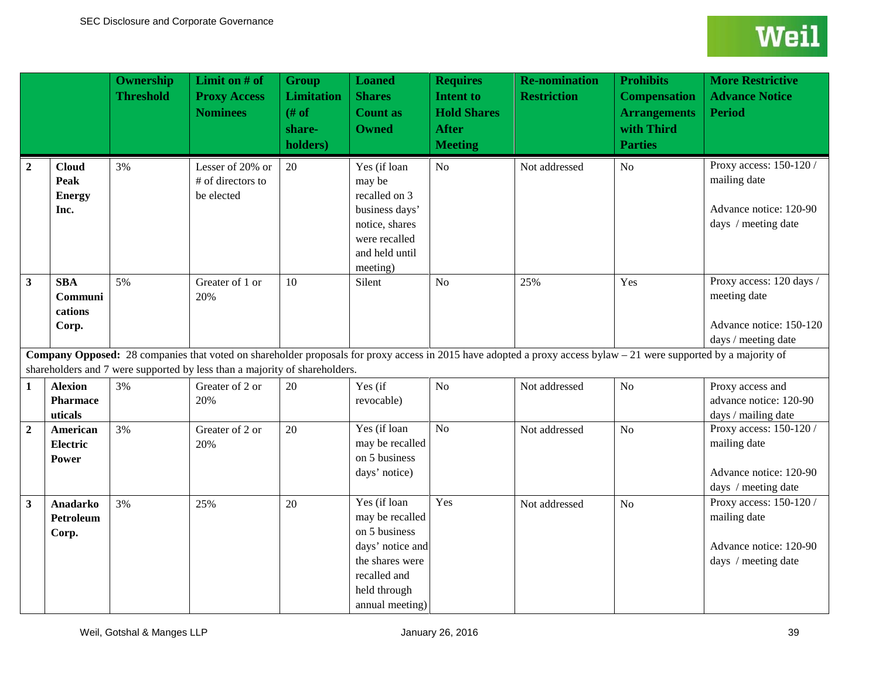| | | Ownership Threshold | Limit on # of Proxy Access Nominees | Group Limitation (# of share-holders) | Loaned Shares Count as Owned | Requires Intent to Hold Shares After Meeting | Re-nomination Restriction | Prohibits Compensation Arrangements with Third Parties | More Restrictive Advance Notice Period |
|---|---|---|---|---|---|---|---|---|---|
| **2** | **Cloud Peak Energy Inc.** | 3% | Lesser of 20% or # of directors to be elected | 20 | Yes (if loan may be recalled on 3 business days' notice, shares were recalled and held until meeting) | No | Not addressed | No | Proxy access: 150-120 / mailing date<br><br>Advance notice: 120-90 days / meeting date |
| **3** | **SBA Communications Corp.** | 5% | Greater of 1 or 20% | 10 | Silent | No | 25% | Yes | Proxy access: 120 days / meeting date<br><br>Advance notice: 150-120 days / meeting date |
| **Company Opposed:** 28 companies that voted on shareholder proposals for proxy access in 2015 have adopted a proxy access bylaw – 21 were supported by a majority of shareholders and 7 were supported by less than a majority of shareholders. | | | | | | | | | |
| **1** | **Alexion Pharmaceuticals** | 3% | Greater of 2 or 20% | 20 | Yes (if revocable) | No | Not addressed | No | Proxy access and advance notice: 120-90 days / mailing date |
| **2** | **American Electric Power** | 3% | Greater of 2 or 20% | 20 | Yes (if loan may be recalled on 5 business days' notice) | No | Not addressed | No | Proxy access: 150-120 / mailing date<br><br>Advance notice: 120-90 days / meeting date |
| **3** | **Anadarko Petroleum Corp.** | 3% | 25% | 20 | Yes (if loan may be recalled on 5 business days' notice and the shares were recalled and held through annual meeting) | Yes | Not addressed | No | Proxy access: 150-120 / mailing date<br><br>Advance notice: 120-90 days / meeting date |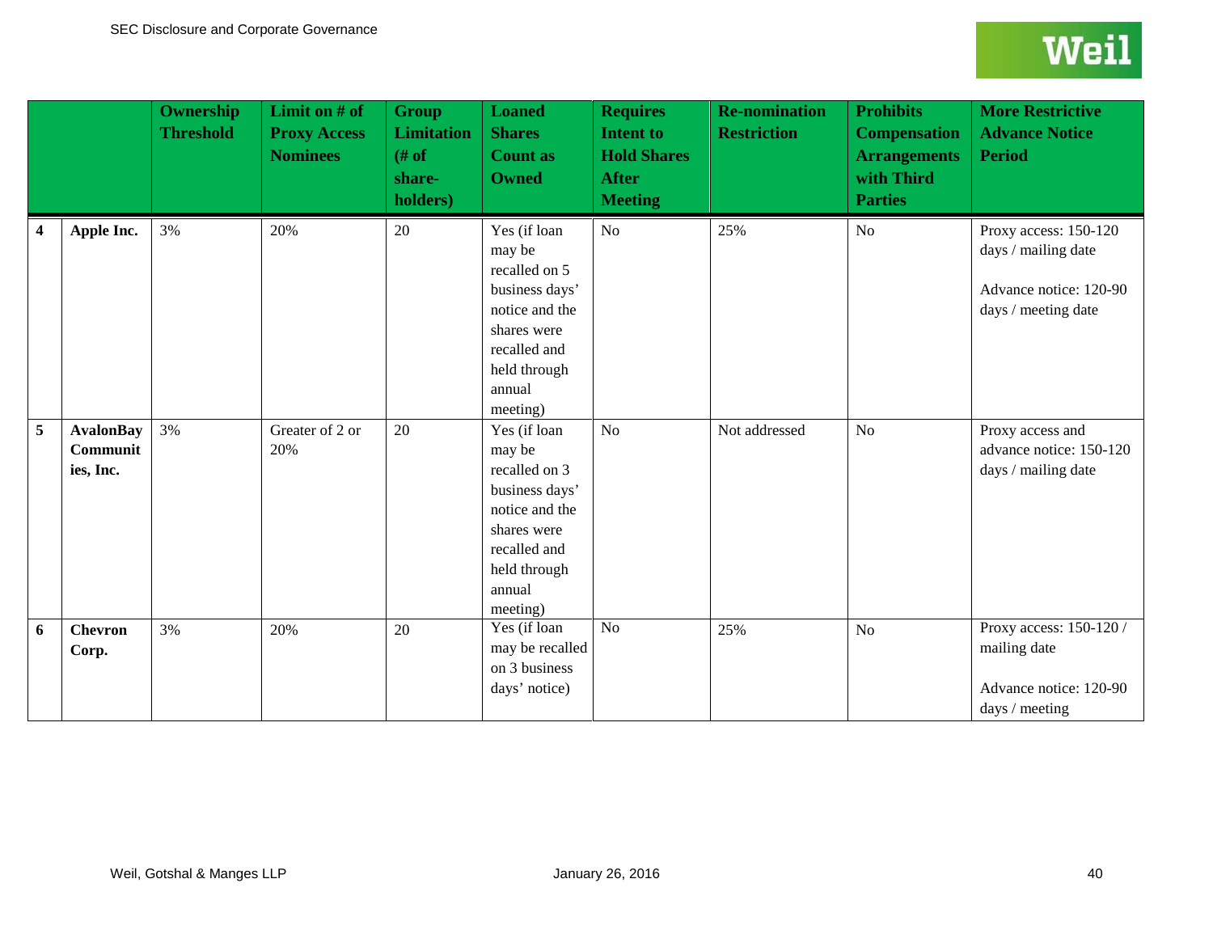| | | Ownership Threshold | Limit on # of Proxy Access Nominees | Group Limitation (# of share-holders) | Loaned Shares Count as Owned | Requires Intent to Hold Shares After Meeting | Re-nomination Restriction | Prohibits Compensation Arrangements with Third Parties | More Restrictive Advance Notice Period |
|---|---|---|---|---|---|---|---|---|---|
| **4** | **Apple Inc.** | 3% | 20% | 20 | Yes (if loan may be recalled on 5 business days' notice and the shares were recalled and held through annual meeting) | No | 25% | No | Proxy access: 150-120 days / mailing date<br><br>Advance notice: 120-90 days / meeting date |
| **5** | **AvalonBay Communities, Inc.** | 3% | Greater of 2 or 20% | 20 | Yes (if loan may be recalled on 3 business days' notice and the shares were recalled and held through annual meeting) | No | Not addressed | No | Proxy access and advance notice: 150-120 days / mailing date |
| **6** | **Chevron Corp.** | 3% | 20% | 20 | Yes (if loan may be recalled on 3 business days' notice) | No | 25% | No | Proxy access: 150-120 / mailing date<br><br>Advance notice: 120-90 days / meeting |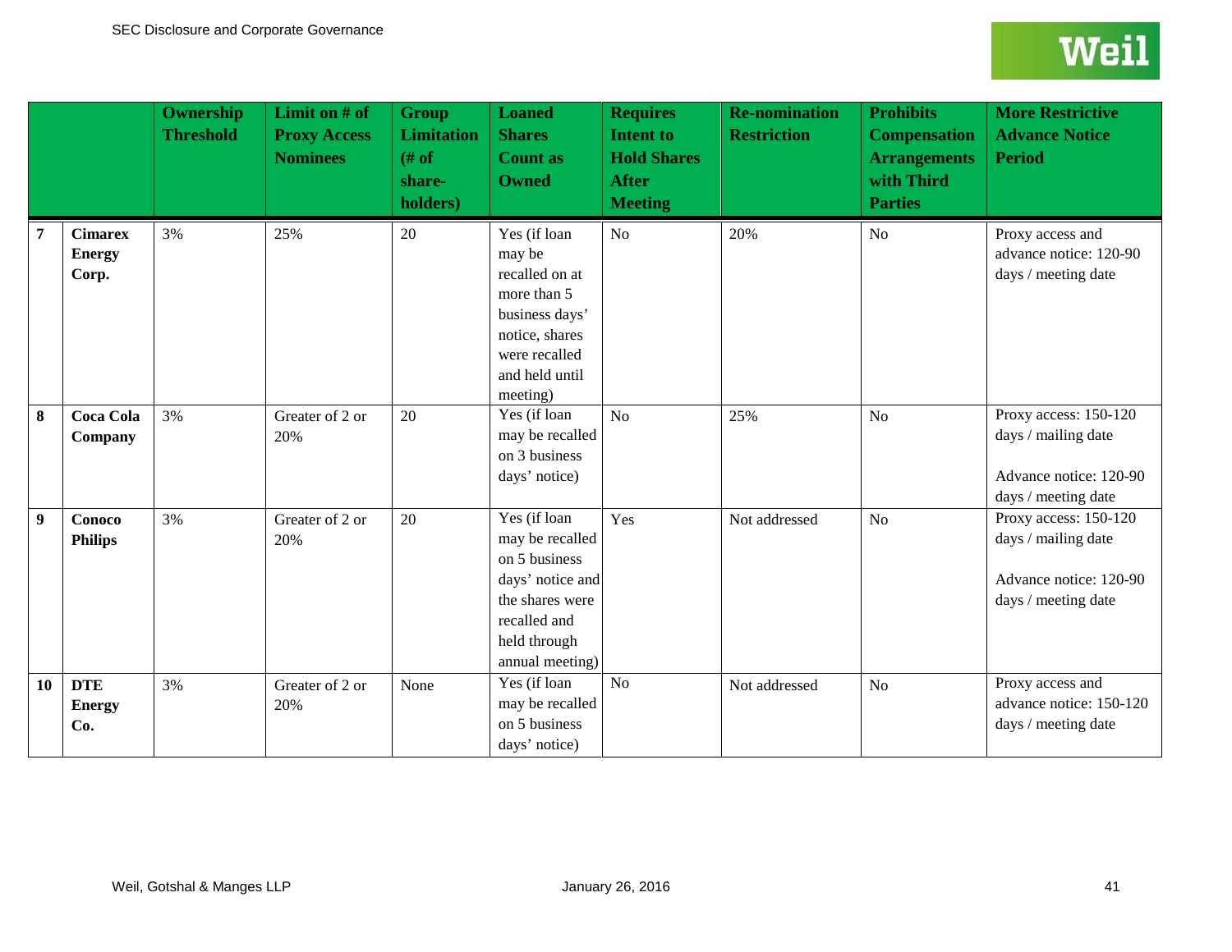| | | Ownership Threshold | Limit on # of Proxy Access Nominees | Group Limitation (# of share-holders) | Loaned Shares Count as Owned | Requires Intent to Hold Shares After Meeting | Re-nomination Restriction | Prohibits Compensation Arrangements with Third Parties | More Restrictive Advance Notice Period |
|---|---|---|---|---|---|---|---|---|---|
| **7** | **Cimarex Energy Corp.** | 3% | 25% | 20 | Yes (if loan may be recalled on at more than 5 business days' notice, shares were recalled and held until meeting) | No | 20% | No | Proxy access and advance notice: 120-90 days / meeting date |
| **8** | **Coca Cola Company** | 3% | Greater of 2 or 20% | 20 | Yes (if loan may be recalled on 3 business days' notice) | No | 25% | No | Proxy access: 150-120 days / mailing date<br><br>Advance notice: 120-90 days / meeting date |
| **9** | **Conoco Philips** | 3% | Greater of 2 or 20% | 20 | Yes (if loan may be recalled on 5 business days' notice and the shares were recalled and held through annual meeting) | Yes | Not addressed | No | Proxy access: 150-120 days / mailing date<br><br>Advance notice: 120-90 days / meeting date |
| **10** | **DTE Energy Co.** | 3% | Greater of 2 or 20% | None | Yes (if loan may be recalled on 5 business days' notice) | No | Not addressed | No | Proxy access and advance notice: 150-120 days / meeting date |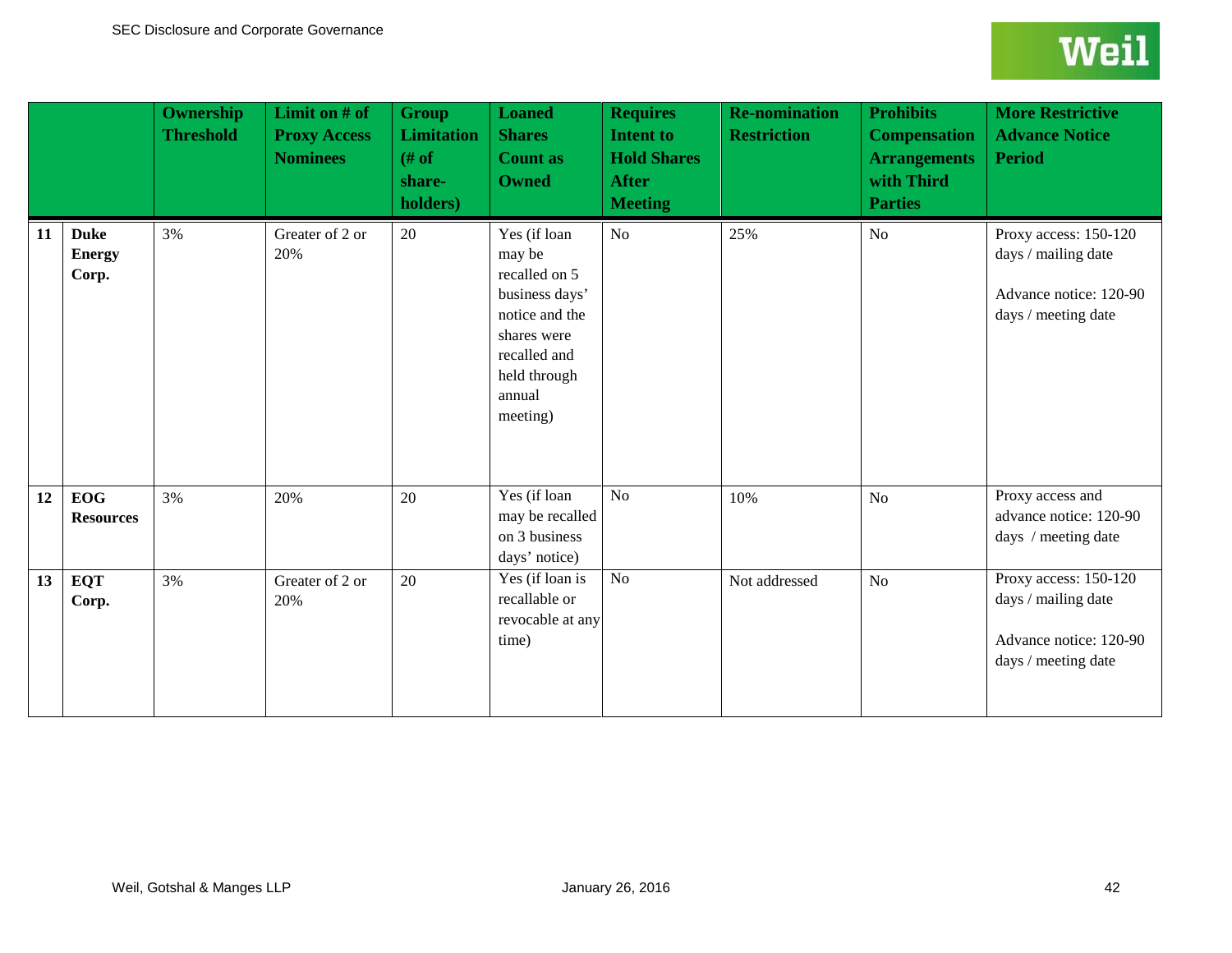| | | Ownership Threshold | Limit on # of Proxy Access Nominees | Group Limitation (# of share-holders) | Loaned Shares Count as Owned | Requires Intent to Hold Shares After Meeting | Re-nomination Restriction | Prohibits Compensation Arrangements with Third Parties | More Restrictive Advance Notice Period |
|---|---|---|---|---|---|---|---|---|---|
| **11** | **Duke Energy Corp.** | 3% | Greater of 2 or 20% | 20 | Yes (if loan may be recalled on 5 business days' notice and the shares were recalled and held through annual meeting) | No | 25% | No | Proxy access: 150-120 days / mailing date<br><br>Advance notice: 120-90 days / meeting date |
| **12** | **EOG Resources** | 3% | 20% | 20 | Yes (if loan may be recalled on 3 business days' notice) | No | 10% | No | Proxy access and advance notice: 120-90 days / meeting date |
| **13** | **EQT Corp.** | 3% | Greater of 2 or 20% | 20 | Yes (if loan is recallable or revocable at any time) | No | Not addressed | No | Proxy access: 150-120 days / mailing date<br><br>Advance notice: 120-90 days / meeting date |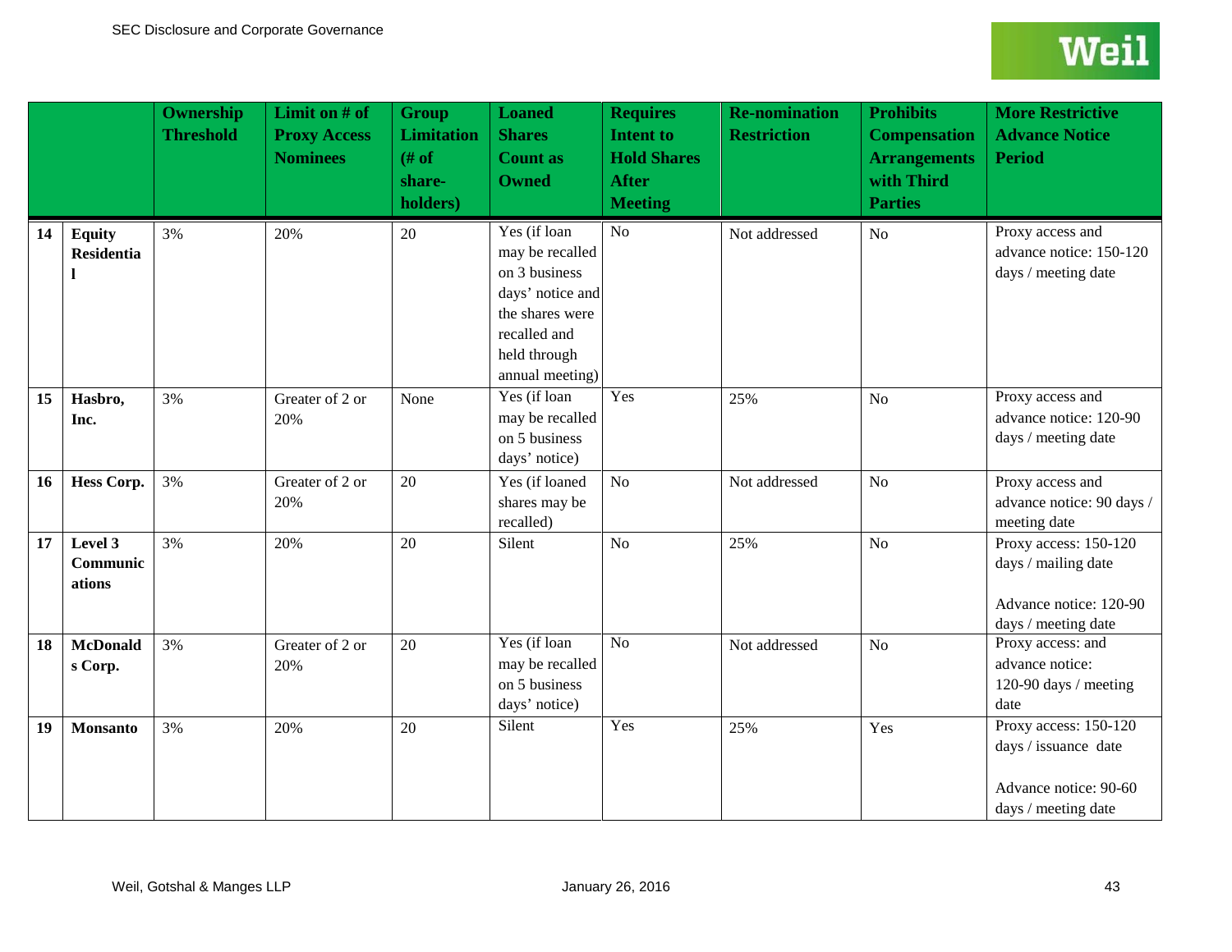| | | Ownership Threshold | Limit on # of Proxy Access Nominees | Group Limitation (# of share-holders) | Loaned Shares Count as Owned | Requires Intent to Hold Shares After Meeting | Re-nomination Restriction | Prohibits Compensation Arrangements with Third Parties | More Restrictive Advance Notice Period |
|---|---|---|---|---|---|---|---|---|---|
| 14 | **Equity Residential** | 3% | 20% | 20 | Yes (if loan may be recalled on 3 business days' notice and the shares were recalled and held through annual meeting) | No | Not addressed | No | Proxy access and advance notice: 150-120 days / meeting date |
| 15 | **Hasbro, Inc.** | 3% | Greater of 2 or 20% | None | Yes (if loan may be recalled on 5 business days' notice) | Yes | 25% | No | Proxy access and advance notice: 120-90 days / meeting date |
| 16 | **Hess Corp.** | 3% | Greater of 2 or 20% | 20 | Yes (if loaned shares may be recalled) | No | Not addressed | No | Proxy access and advance notice: 90 days / meeting date |
| 17 | **Level 3 Communications** | 3% | 20% | 20 | Silent | No | 25% | No | Proxy access: 150-120 days / mailing date<br><br>Advance notice: 120-90 days / meeting date |
| 18 | **McDonalds Corp.** | 3% | Greater of 2 or 20% | 20 | Yes (if loan may be recalled on 5 business days' notice) | No | Not addressed | No | Proxy access: and advance notice: 120-90 days / meeting date |
| 19 | **Monsanto** | 3% | 20% | 20 | Silent | Yes | 25% | Yes | Proxy access: 150-120 days / issuance date<br><br>Advance notice: 90-60 days / meeting date |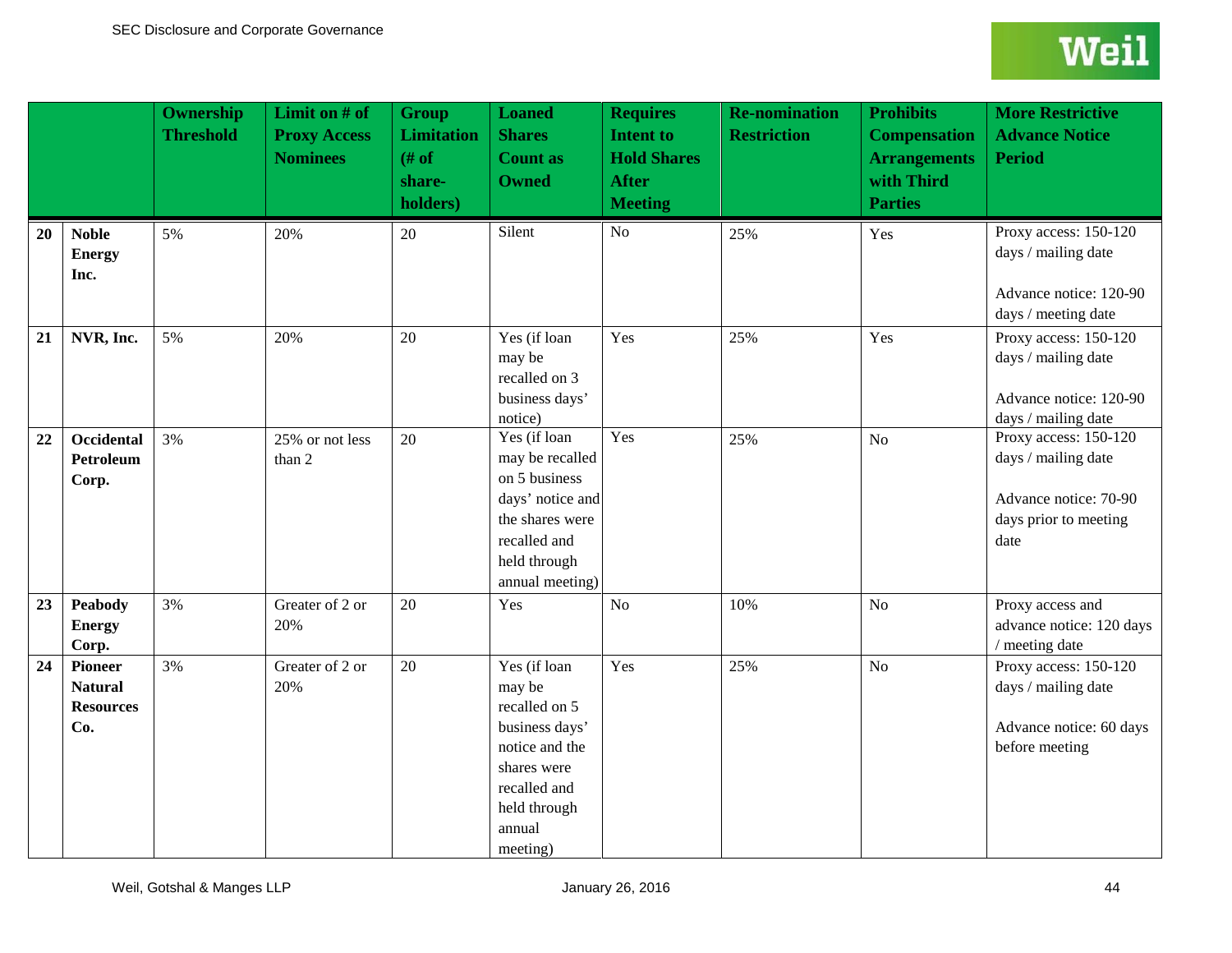| | | Ownership Threshold | Limit on # of Proxy Access Nominees | Group Limitation (# of share-holders) | Loaned Shares Count as Owned | Requires Intent to Hold Shares After Meeting | Re-nomination Restriction | Prohibits Compensation Arrangements with Third Parties | More Restrictive Advance Notice Period |
|---|---|---|---|---|---|---|---|---|---|
| **20** | **Noble Energy Inc.** | 5% | 20% | 20 | Silent | No | 25% | Yes | Proxy access: 150-120 days / mailing date<br><br>Advance notice: 120-90 days / meeting date |
| **21** | **NVR, Inc.** | 5% | 20% | 20 | Yes (if loan may be recalled on 3 business days' notice) | Yes | 25% | Yes | Proxy access: 150-120 days / mailing date<br><br>Advance notice: 120-90 days / mailing date |
| **22** | **Occidental Petroleum Corp.** | 3% | 25% or not less than 2 | 20 | Yes (if loan may be recalled on 5 business days' notice and the shares were recalled and held through annual meeting) | Yes | 25% | No | Proxy access: 150-120 days / mailing date<br><br>Advance notice: 70-90 days prior to meeting date |
| **23** | **Peabody Energy Corp.** | 3% | Greater of 2 or 20% | 20 | Yes | No | 10% | No | Proxy access and advance notice: 120 days / meeting date |
| **24** | **Pioneer Natural Resources Co.** | 3% | Greater of 2 or 20% | 20 | Yes (if loan may be recalled on 5 business days' notice and the shares were recalled and held through annual meeting) | Yes | 25% | No | Proxy access: 150-120 days / mailing date<br><br>Advance notice: 60 days before meeting |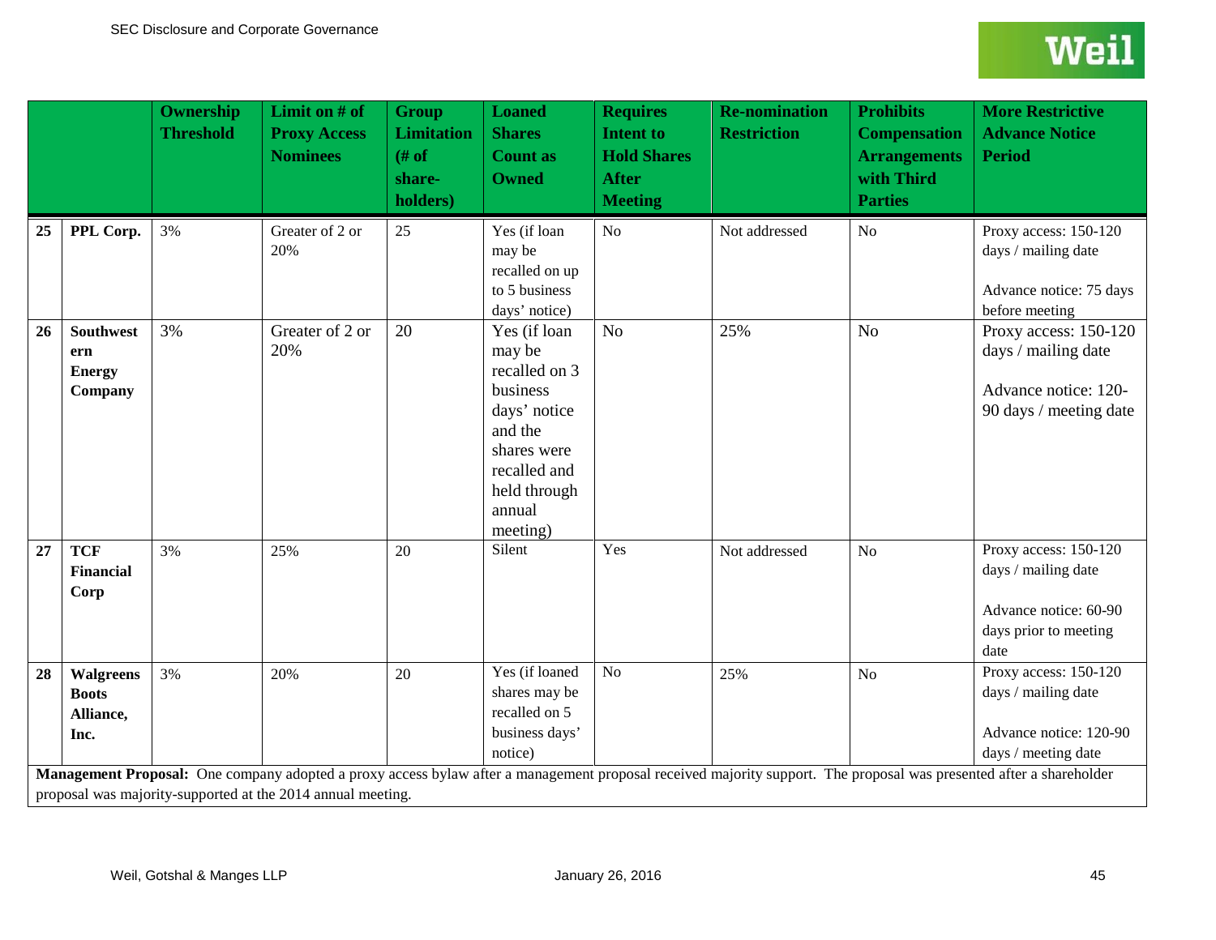| | | Ownership Threshold | Limit on # of Proxy Access Nominees | Group Limitation (# of share-holders) | Loaned Shares Count as Owned | Requires Intent to Hold Shares After Meeting | Re-nomination Restriction | Prohibits Compensation Arrangements with Third Parties | More Restrictive Advance Notice Period |
|---|---|---|---|---|---|---|---|---|---|
| 25 | **PPL Corp.** | 3% | Greater of 2 or 20% | 25 | Yes (if loan may be recalled on up to 5 business days' notice) | No | Not addressed | No | Proxy access: 150-120 days / mailing date<br><br>Advance notice: 75 days before meeting |
| 26 | **Southwestern Energy Company** | 3% | Greater of 2 or 20% | 20 | Yes (if loan may be recalled on 3 business days' notice and the shares were recalled and held through annual meeting) | No | 25% | No | Proxy access: 150-120 days / mailing date<br><br>Advance notice: 120-90 days / meeting date |
| 27 | **TCF Financial Corp** | 3% | 25% | 20 | Silent | Yes | Not addressed | No | Proxy access: 150-120 days / mailing date<br><br>Advance notice: 60-90 days prior to meeting date |
| 28 | **Walgreens Boots Alliance, Inc.** | 3% | 20% | 20 | Yes (if loaned shares may be recalled on 5 business days' notice) | No | 25% | No | Proxy access: 150-120 days / mailing date<br><br>Advance notice: 120-90 days / meeting date |

**Management Proposal:** One company adopted a proxy access bylaw after a management proposal received majority support. The proposal was presented after a shareholder proposal was majority-supported at the 2014 annual meeting.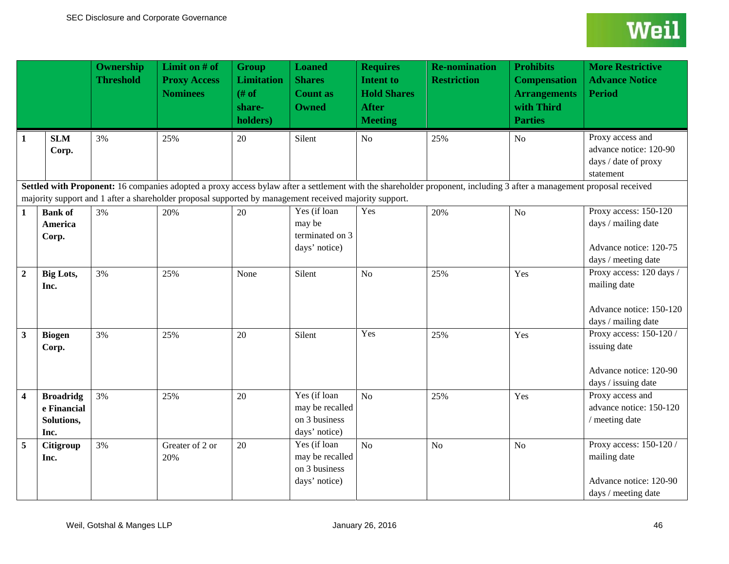| | | Ownership Threshold | Limit on # of Proxy Access Nominees | Group Limitation (# of share-holders) | Loaned Shares Count as Owned | Requires Intent to Hold Shares After Meeting | Re-nomination Restriction | Prohibits Compensation Arrangements with Third Parties | More Restrictive Advance Notice Period |
|---|---|---|---|---|---|---|---|---|---|
| 1 | **SLM Corp.** | 3% | 25% | 20 | Silent | No | 25% | No | Proxy access and advance notice: 120-90 days / date of proxy statement |
| **Settled with Proponent:** 16 companies adopted a proxy access bylaw after a settlement with the shareholder proponent, including 3 after a management proposal received majority support and 1 after a shareholder proposal supported by management received majority support. | | | | | | | | | |
| 1 | **Bank of America Corp.** | 3% | 20% | 20 | Yes (if loan may be terminated on 3 days' notice) | Yes | 20% | No | Proxy access: 150-120 days / mailing date<br><br>Advance notice: 120-75 days / meeting date |
| 2 | **Big Lots, Inc.** | 3% | 25% | None | Silent | No | 25% | Yes | Proxy access: 120 days / mailing date<br><br>Advance notice: 150-120 days / mailing date |
| 3 | **Biogen Corp.** | 3% | 25% | 20 | Silent | Yes | 25% | Yes | Proxy access: 150-120 / issuing date<br><br>Advance notice: 120-90 days / issuing date |
| 4 | **Broadridge Financial Solutions, Inc.** | 3% | 25% | 20 | Yes (if loan may be recalled on 3 business days' notice) | No | 25% | Yes | Proxy access and advance notice: 150-120 / meeting date |
| 5 | **Citigroup Inc.** | 3% | Greater of 2 or 20% | 20 | Yes (if loan may be recalled on 3 business days' notice) | No | No | No | Proxy access: 150-120 / mailing date<br><br>Advance notice: 120-90 days / meeting date |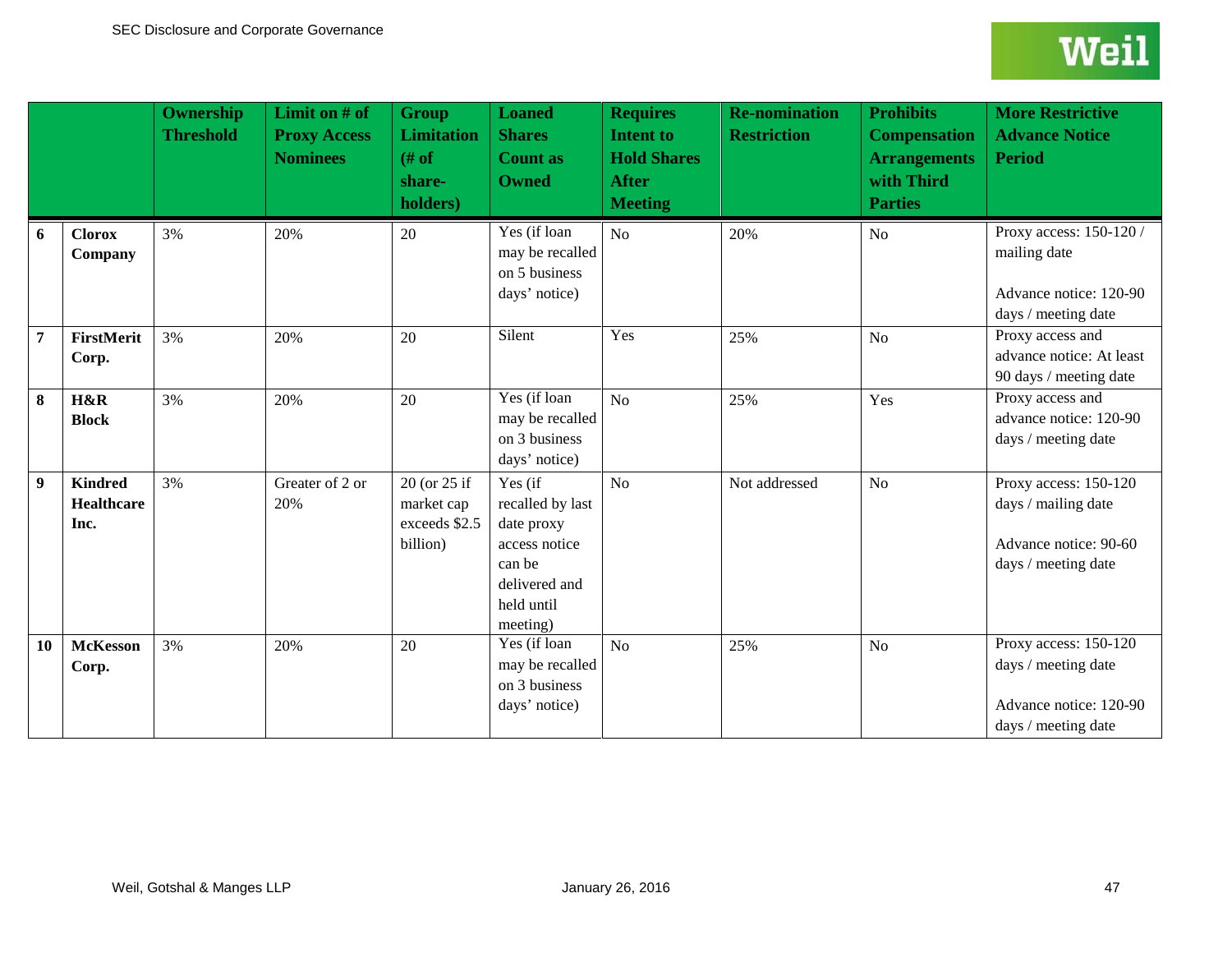| | | Ownership Threshold | Limit on # of Proxy Access Nominees | Group Limitation (# of share-holders) | Loaned Shares Count as Owned | Requires Intent to Hold Shares After Meeting | Re-nomination Restriction | Prohibits Compensation Arrangements with Third Parties | More Restrictive Advance Notice Period |
|---|---|---|---|---|---|---|---|---|---|
| **6** | **Clorox Company** | 3% | 20% | 20 | Yes (if loan may be recalled on 5 business days' notice) | No | 20% | No | Proxy access: 150-120 / mailing date<br><br>Advance notice: 120-90 days / meeting date |
| **7** | **FirstMerit Corp.** | 3% | 20% | 20 | Silent | Yes | 25% | No | Proxy access and advance notice: At least 90 days / meeting date |
| **8** | **H&R Block** | 3% | 20% | 20 | Yes (if loan may be recalled on 3 business days' notice) | No | 25% | Yes | Proxy access and advance notice: 120-90 days / meeting date |
| **9** | **Kindred Healthcare Inc.** | 3% | Greater of 2 or 20% | 20 (or 25 if market cap exceeds $2.5 billion) | Yes (if recalled by last date proxy access notice can be delivered and held until meeting) | No | Not addressed | No | Proxy access: 150-120 days / mailing date<br><br>Advance notice: 90-60 days / meeting date |
| **10** | **McKesson Corp.** | 3% | 20% | 20 | Yes (if loan may be recalled on 3 business days' notice) | No | 25% | No | Proxy access: 150-120 days / meeting date<br><br>Advance notice: 120-90 days / meeting date |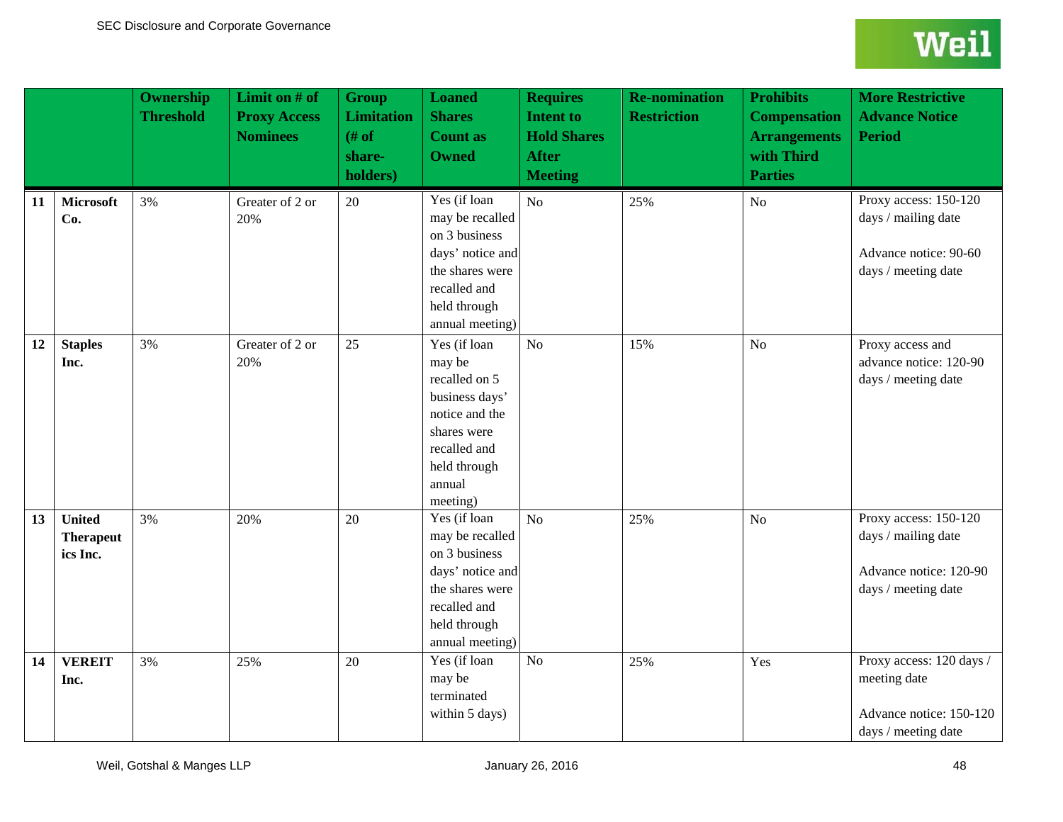| | | Ownership Threshold | Limit on # of Proxy Access Nominees | Group Limitation (# of share-holders) | Loaned Shares Count as Owned | Requires Intent to Hold Shares After Meeting | Re-nomination Restriction | Prohibits Compensation Arrangements with Third Parties | More Restrictive Advance Notice Period |
|---|---|---|---|---|---|---|---|---|---|
| 11 | **Microsoft Co.** | 3% | Greater of 2 or 20% | 20 | Yes (if loan may be recalled on 3 business days' notice and the shares were recalled and held through annual meeting) | No | 25% | No | Proxy access: 150-120 days / mailing date<br><br>Advance notice: 90-60 days / meeting date |
| 12 | **Staples Inc.** | 3% | Greater of 2 or 20% | 25 | Yes (if loan may be recalled on 5 business days' notice and the shares were recalled and held through annual meeting) | No | 15% | No | Proxy access and advance notice: 120-90 days / meeting date |
| 13 | **United Therapeutics Inc.** | 3% | 20% | 20 | Yes (if loan may be recalled on 3 business days' notice and the shares were recalled and held through annual meeting) | No | 25% | No | Proxy access: 150-120 days / mailing date<br><br>Advance notice: 120-90 days / meeting date |
| 14 | **VEREIT Inc.** | 3% | 25% | 20 | Yes (if loan may be terminated within 5 days) | No | 25% | Yes | Proxy access: 120 days / meeting date<br><br>Advance notice: 150-120 days / meeting date |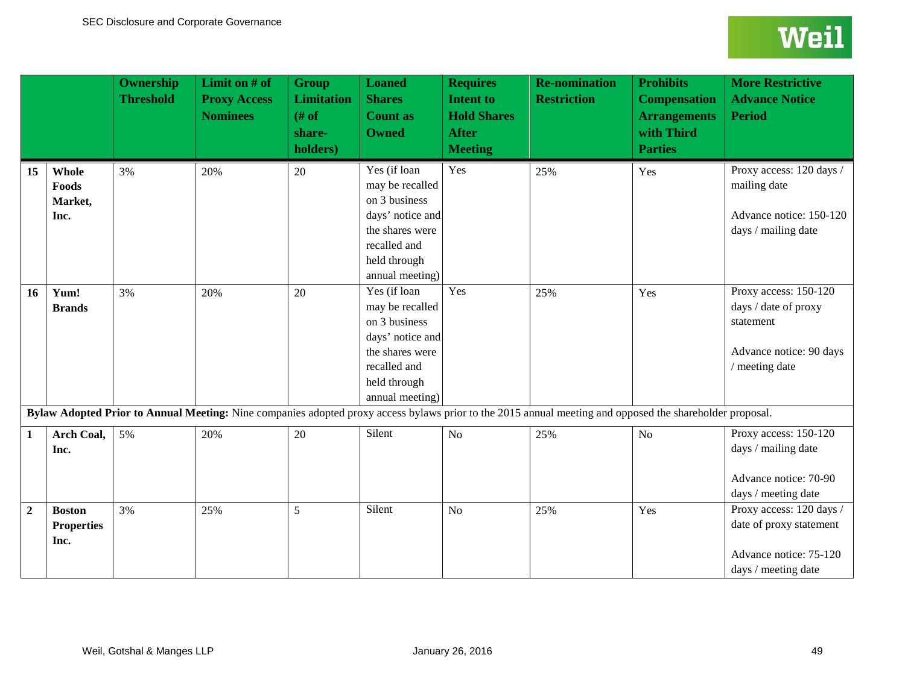| | | Ownership Threshold | Limit on # of Proxy Access Nominees | Group Limitation (# of share-holders) | Loaned Shares Count as Owned | Requires Intent to Hold Shares After Meeting | Re-nomination Restriction | Prohibits Compensation Arrangements with Third Parties | More Restrictive Advance Notice Period |
|---|---|---|---|---|---|---|---|---|---|
| **15** | **Whole Foods Market, Inc.** | 3% | 20% | 20 | Yes (if loan may be recalled on 3 business days' notice and the shares were recalled and held through annual meeting) | Yes | 25% | Yes | Proxy access: 120 days / mailing date<br><br>Advance notice: 150-120 days / mailing date |
| **16** | **Yum! Brands** | 3% | 20% | 20 | Yes (if loan may be recalled on 3 business days' notice and the shares were recalled and held through annual meeting) | Yes | 25% | Yes | Proxy access: 150-120 days / date of proxy statement<br><br>Advance notice: 90 days / meeting date |
| **Bylaw Adopted Prior to Annual Meeting:** Nine companies adopted proxy access bylaws prior to the 2015 annual meeting and opposed the shareholder proposal. | | | | | | | | | |
| **1** | **Arch Coal, Inc.** | 5% | 20% | 20 | Silent | No | 25% | No | Proxy access: 150-120 days / mailing date<br><br>Advance notice: 70-90 days / meeting date |
| **2** | **Boston Properties Inc.** | 3% | 25% | 5 | Silent | No | 25% | Yes | Proxy access: 120 days / date of proxy statement<br><br>Advance notice: 75-120 days / meeting date |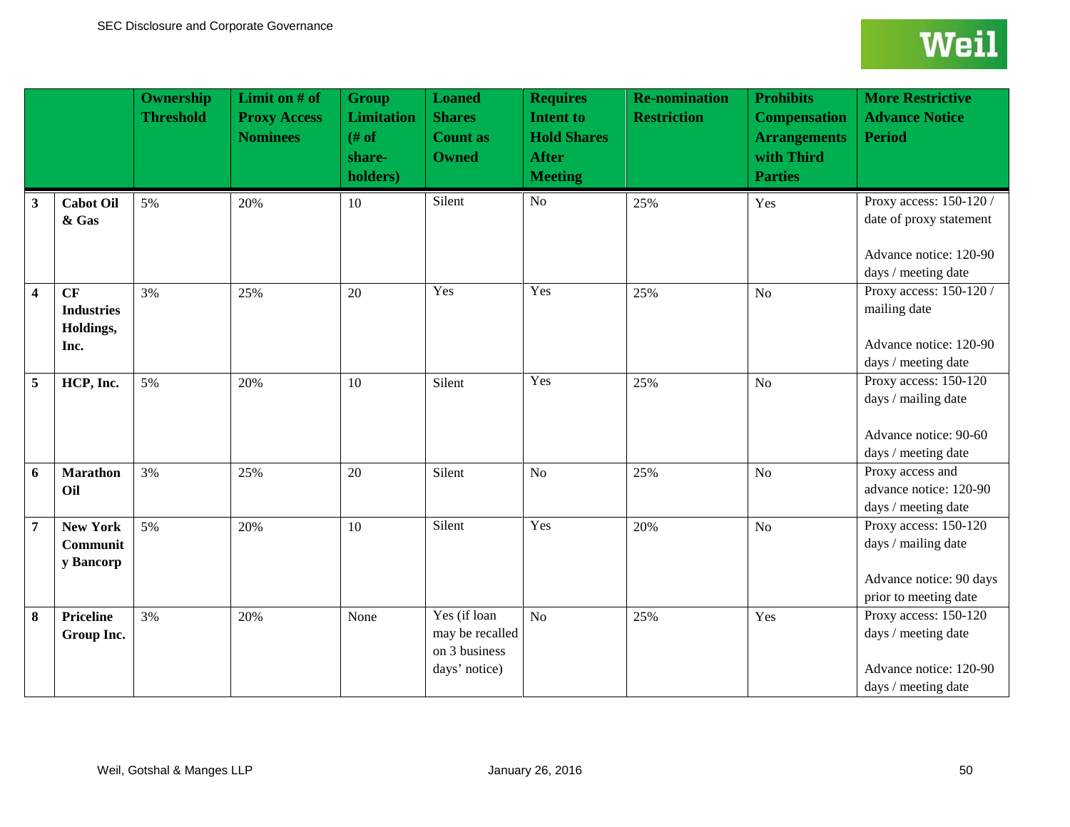| | | Ownership Threshold | Limit on # of Proxy Access Nominees | Group Limitation (# of shareholders) | Loaned Shares Count as Owned | Requires Intent to Hold Shares After Meeting | Re-nomination Restriction | Prohibits Compensation Arrangements with Third Parties | More Restrictive Advance Notice Period |
|---|---|---|---|---|---|---|---|---|---|
| **3** | **Cabot Oil & Gas** | 5% | 20% | 10 | Silent | No | 25% | Yes | Proxy access: 150-120 / date of proxy statement<br><br>Advance notice: 120-90 days / meeting date |
| **4** | **CF Industries Holdings, Inc.** | 3% | 25% | 20 | Yes | Yes | 25% | No | Proxy access: 150-120 / mailing date<br><br>Advance notice: 120-90 days / meeting date |
| **5** | **HCP, Inc.** | 5% | 20% | 10 | Silent | Yes | 25% | No | Proxy access: 150-120 days / mailing date<br><br>Advance notice: 90-60 days / meeting date |
| **6** | **Marathon Oil** | 3% | 25% | 20 | Silent | No | 25% | No | Proxy access and advance notice: 120-90 days / meeting date |
| **7** | **New York Community Bancorp** | 5% | 20% | 10 | Silent | Yes | 20% | No | Proxy access: 150-120 days / mailing date<br><br>Advance notice: 90 days prior to meeting date |
| **8** | **Priceline Group Inc.** | 3% | 20% | None | Yes (if loan may be recalled on 3 business days' notice) | No | 25% | Yes | Proxy access: 150-120 days / meeting date<br><br>Advance notice: 120-90 days / meeting date |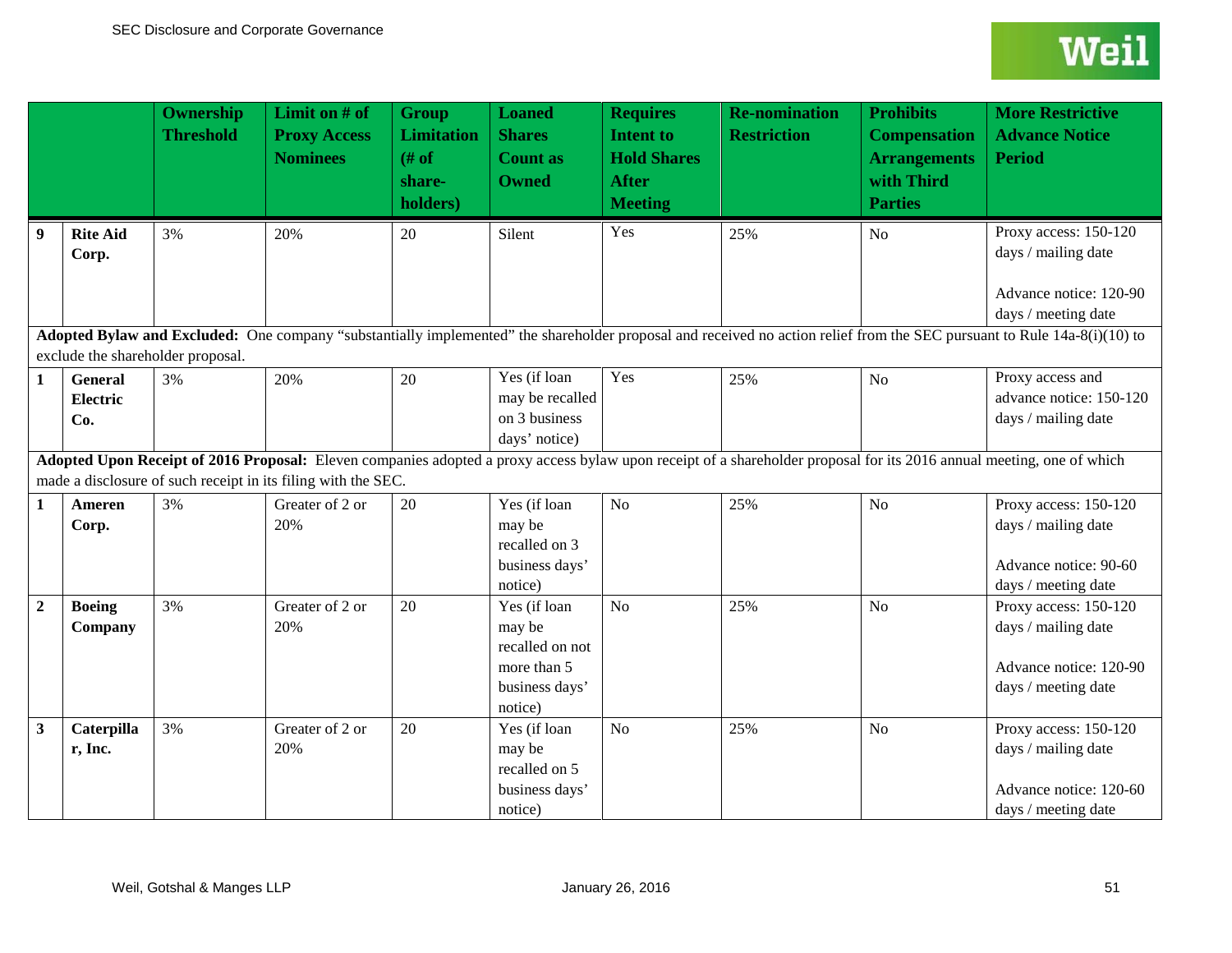| | | Ownership Threshold | Limit on # of Proxy Access Nominees | Group Limitation (# of share-holders) | Loaned Shares Count as Owned | Requires Intent to Hold Shares After Meeting | Re-nomination Restriction | Prohibits Compensation Arrangements with Third Parties | More Restrictive Advance Notice Period |
|---|---|---|---|---|---|---|---|---|---|
| **9** | **Rite Aid Corp.** | 3% | 20% | 20 | Silent | Yes | 25% | No | Proxy access: 150-120 days / mailing date<br><br>Advance notice: 120-90 days / meeting date |
| **Adopted Bylaw and Excluded:** One company "substantially implemented" the shareholder proposal and received no action relief from the SEC pursuant to Rule 14a-8(i)(10) to exclude the shareholder proposal. | | | | | | | | | |
| **1** | **General Electric Co.** | 3% | 20% | 20 | Yes (if loan may be recalled on 3 business days' notice) | Yes | 25% | No | Proxy access and advance notice: 150-120 days / mailing date |
| **Adopted Upon Receipt of 2016 Proposal:** Eleven companies adopted a proxy access bylaw upon receipt of a shareholder proposal for its 2016 annual meeting, one of which made a disclosure of such receipt in its filing with the SEC. | | | | | | | | | |
| **1** | **Ameren Corp.** | 3% | Greater of 2 or 20% | 20 | Yes (if loan may be recalled on 3 business days' notice) | No | 25% | No | Proxy access: 150-120 days / mailing date<br><br>Advance notice: 90-60 days / meeting date |
| **2** | **Boeing Company** | 3% | Greater of 2 or 20% | 20 | Yes (if loan may be recalled on not more than 5 business days' notice) | No | 25% | No | Proxy access: 150-120 days / mailing date<br><br>Advance notice: 120-90 days / meeting date |
| **3** | **Caterpillar, Inc.** | 3% | Greater of 2 or 20% | 20 | Yes (if loan may be recalled on 5 business days' notice) | No | 25% | No | Proxy access: 150-120 days / mailing date<br><br>Advance notice: 120-60 days / meeting date |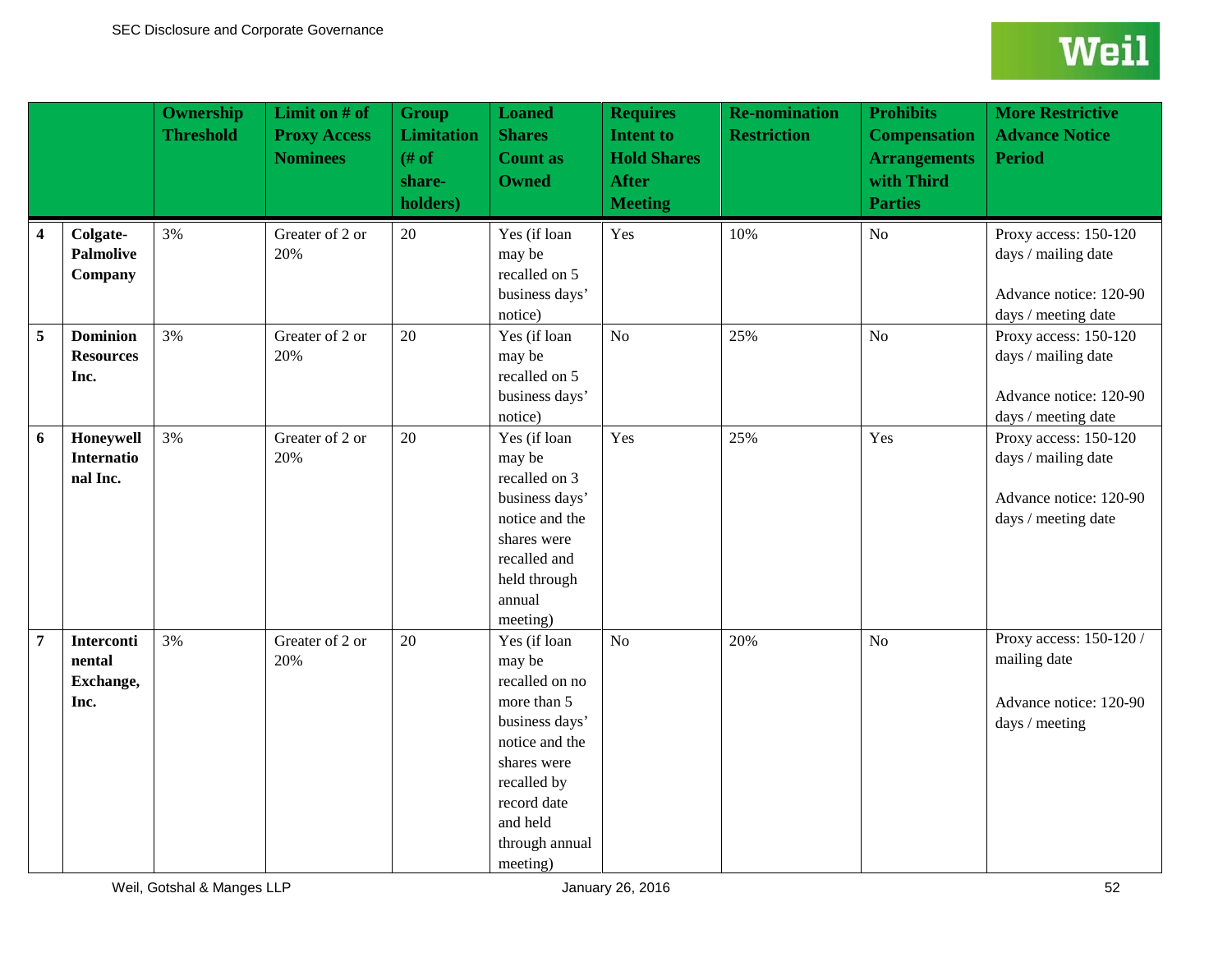| | | Ownership Threshold | Limit on # of Proxy Access Nominees | Group Limitation (# of share-holders) | Loaned Shares Count as Owned | Requires Intent to Hold Shares After Meeting | Re-nomination Restriction | Prohibits Compensation Arrangements with Third Parties | More Restrictive Advance Notice Period |
|---|---|---|---|---|---|---|---|---|---|
| **4** | **Colgate-Palmolive Company** | 3% | Greater of 2 or 20% | 20 | Yes (if loan may be recalled on 5 business days' notice) | Yes | 10% | No | Proxy access: 150-120 days / mailing date<br><br>Advance notice: 120-90 days / meeting date |
| **5** | **Dominion Resources Inc.** | 3% | Greater of 2 or 20% | 20 | Yes (if loan may be recalled on 5 business days' notice) | No | 25% | No | Proxy access: 150-120 days / mailing date<br><br>Advance notice: 120-90 days / meeting date |
| **6** | **Honeywell International Inc.** | 3% | Greater of 2 or 20% | 20 | Yes (if loan may be recalled on 3 business days' notice and the shares were recalled and held through annual meeting) | Yes | 25% | Yes | Proxy access: 150-120 days / mailing date<br><br>Advance notice: 120-90 days / meeting date |
| **7** | **Intercontinental Exchange, Inc.** | 3% | Greater of 2 or 20% | 20 | Yes (if loan may be recalled on no more than 5 business days' notice and the shares were recalled by record date and held through annual meeting) | No | 20% | No | Proxy access: 150-120 / mailing date<br><br>Advance notice: 120-90 days / meeting |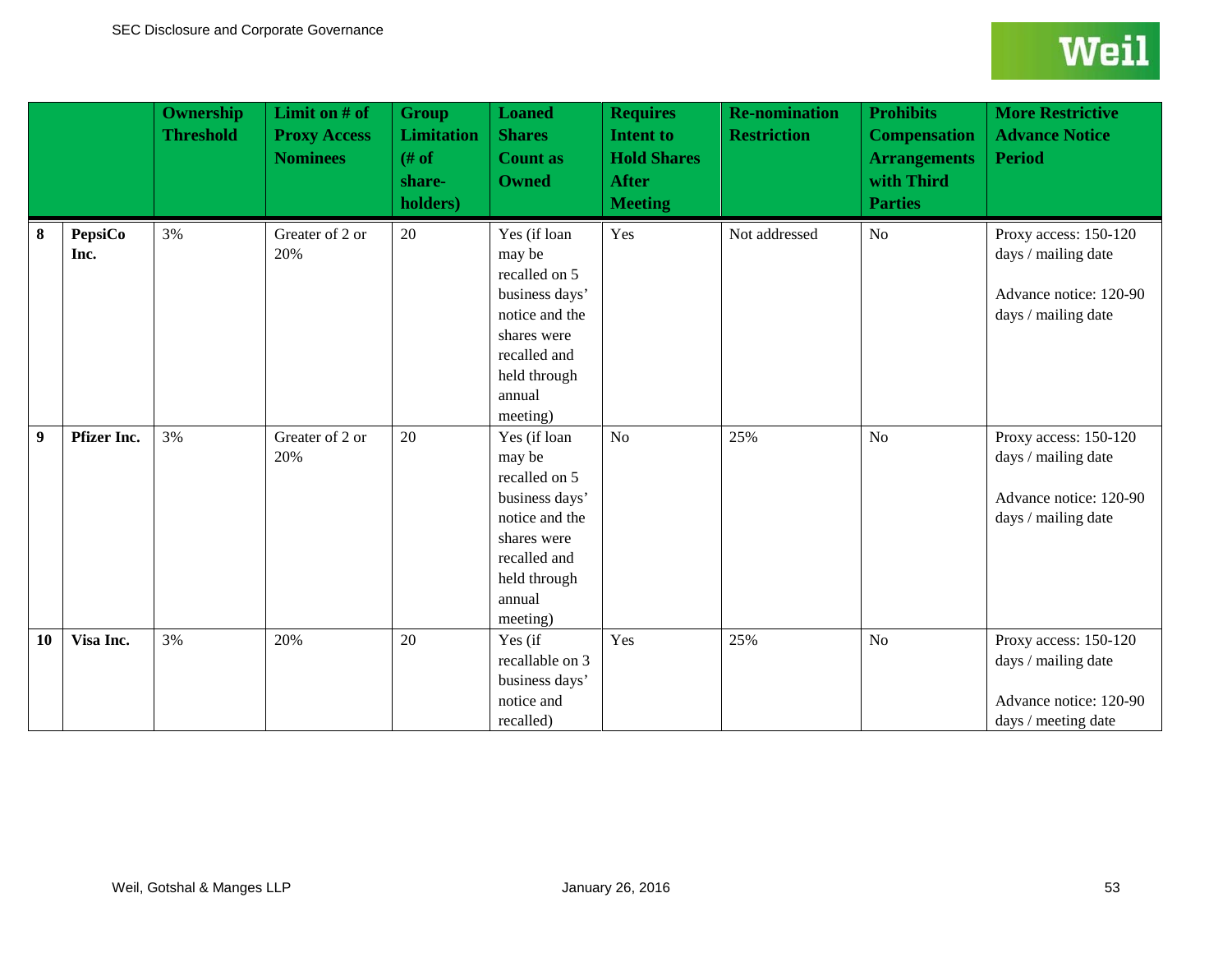| | | Ownership Threshold | Limit on # of Proxy Access Nominees | Group Limitation (# of share-holders) | Loaned Shares Count as Owned | Requires Intent to Hold Shares After Meeting | Re-nomination Restriction | Prohibits Compensation Arrangements with Third Parties | More Restrictive Advance Notice Period |
|---|---|---|---|---|---|---|---|---|---|
| **8** | **PepsiCo Inc.** | 3% | Greater of 2 or 20% | 20 | Yes (if loan may be recalled on 5 business days' notice and the shares were recalled and held through annual meeting) | Yes | Not addressed | No | Proxy access: 150-120 days / mailing date<br><br>Advance notice: 120-90 days / mailing date |
| **9** | **Pfizer Inc.** | 3% | Greater of 2 or 20% | 20 | Yes (if loan may be recalled on 5 business days' notice and the shares were recalled and held through annual meeting) | No | 25% | No | Proxy access: 150-120 days / mailing date<br><br>Advance notice: 120-90 days / mailing date |
| **10** | **Visa Inc.** | 3% | 20% | 20 | Yes (if recallable on 3 business days' notice and recalled) | Yes | 25% | No | Proxy access: 150-120 days / mailing date<br><br>Advance notice: 120-90 days / meeting date |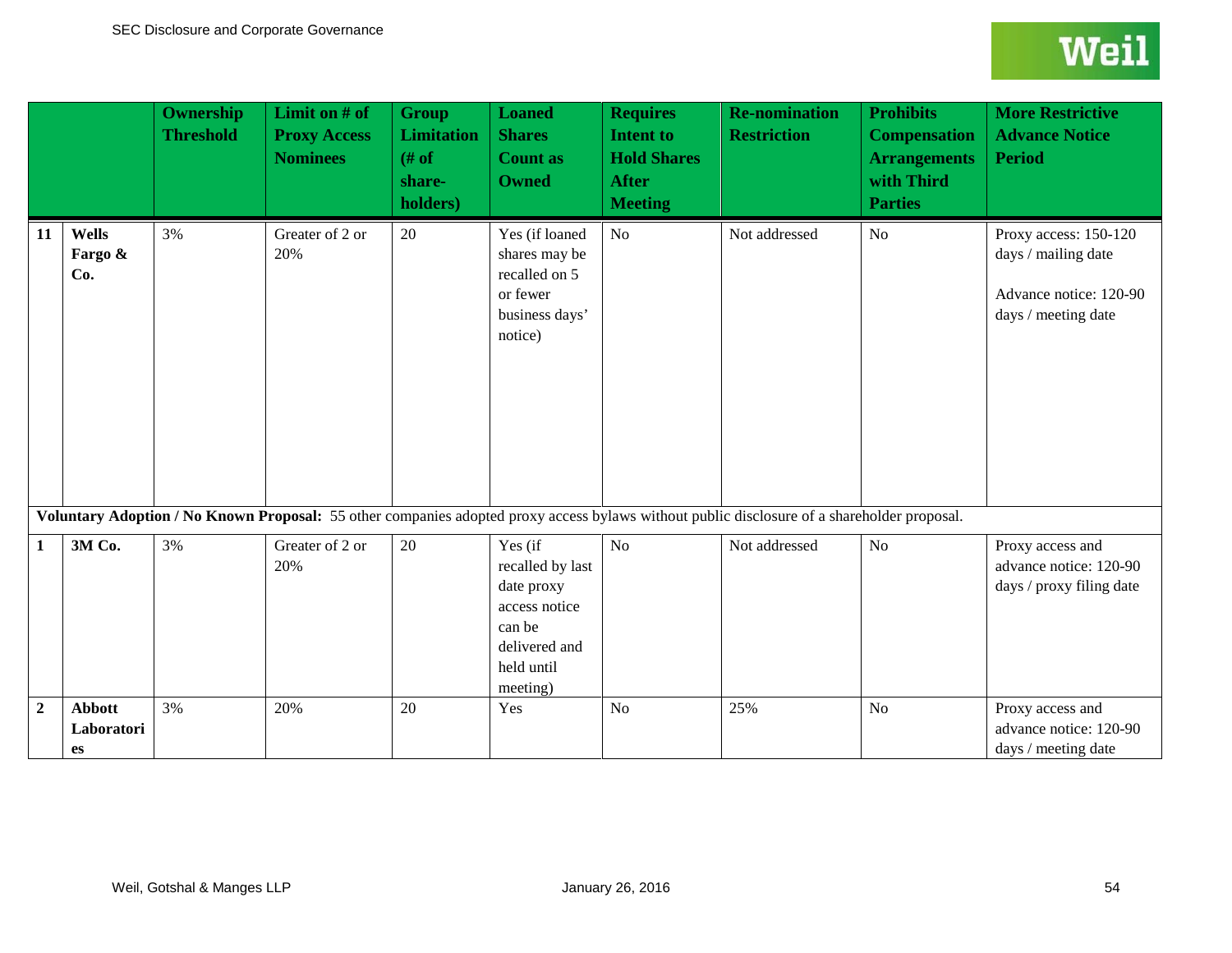| | | Ownership Threshold | Limit on # of Proxy Access Nominees | Group Limitation (# of share-holders) | Loaned Shares Count as Owned | Requires Intent to Hold Shares After Meeting | Re-nomination Restriction | Prohibits Compensation Arrangements with Third Parties | More Restrictive Advance Notice Period |
|---|---|---|---|---|---|---|---|---|---|
| **11** | **Wells Fargo & Co.** | 3% | Greater of 2 or 20% | 20 | Yes (if loaned shares may be recalled on 5 or fewer business days' notice) | No | Not addressed | No | Proxy access: 150-120 days / mailing date<br><br>Advance notice: 120-90 days / meeting date |
| **Voluntary Adoption / No Known Proposal:** 55 other companies adopted proxy access bylaws without public disclosure of a shareholder proposal. | | | | | | | | | |
| **1** | **3M Co.** | 3% | Greater of 2 or 20% | 20 | Yes (if recalled by last date proxy access notice can be delivered and held until meeting) | No | Not addressed | No | Proxy access and advance notice: 120-90 days / proxy filing date |
| **2** | **Abbott Laboratories** | 3% | 20% | 20 | Yes | No | 25% | No | Proxy access and advance notice: 120-90 days / meeting date |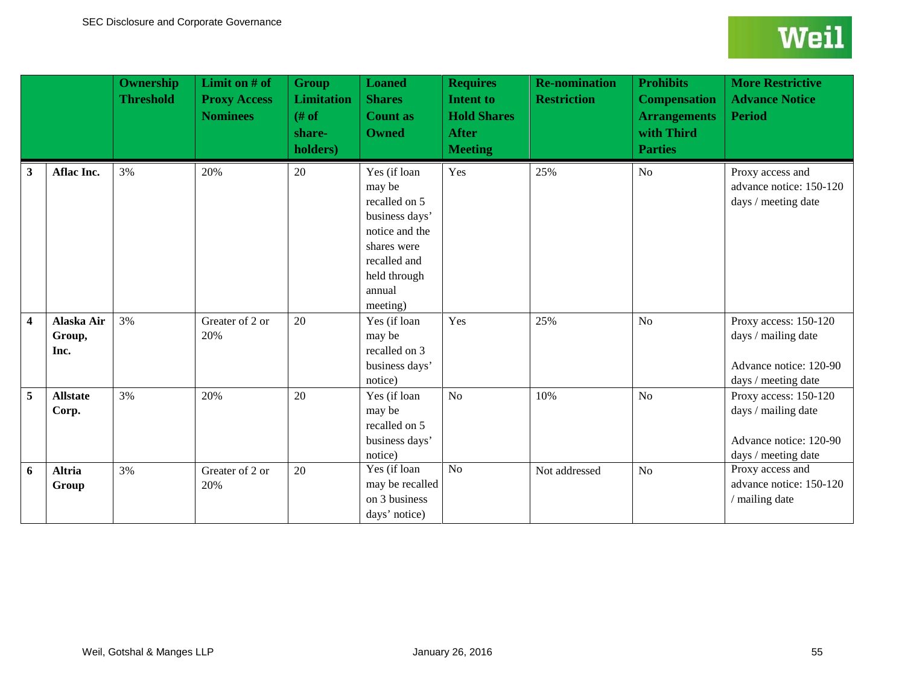| | | Ownership Threshold | Limit on # of Proxy Access Nominees | Group Limitation (# of share-holders) | Loaned Shares Count as Owned | Requires Intent to Hold Shares After Meeting | Re-nomination Restriction | Prohibits Compensation Arrangements with Third Parties | More Restrictive Advance Notice Period |
|---|---|---|---|---|---|---|---|---|---|
| **3** | **Aflac Inc.** | 3% | 20% | 20 | Yes (if loan may be recalled on 5 business days' notice and the shares were recalled and held through annual meeting) | Yes | 25% | No | Proxy access and advance notice: 150-120 days / meeting date |
| **4** | **Alaska Air Group, Inc.** | 3% | Greater of 2 or 20% | 20 | Yes (if loan may be recalled on 3 business days' notice) | Yes | 25% | No | Proxy access: 150-120 days / mailing date<br><br>Advance notice: 120-90 days / meeting date |
| **5** | **Allstate Corp.** | 3% | 20% | 20 | Yes (if loan may be recalled on 5 business days' notice) | No | 10% | No | Proxy access: 150-120 days / mailing date<br><br>Advance notice: 120-90 days / meeting date |
| **6** | **Altria Group** | 3% | Greater of 2 or 20% | 20 | Yes (if loan may be recalled on 3 business days' notice) | No | Not addressed | No | Proxy access and advance notice: 150-120 / mailing date |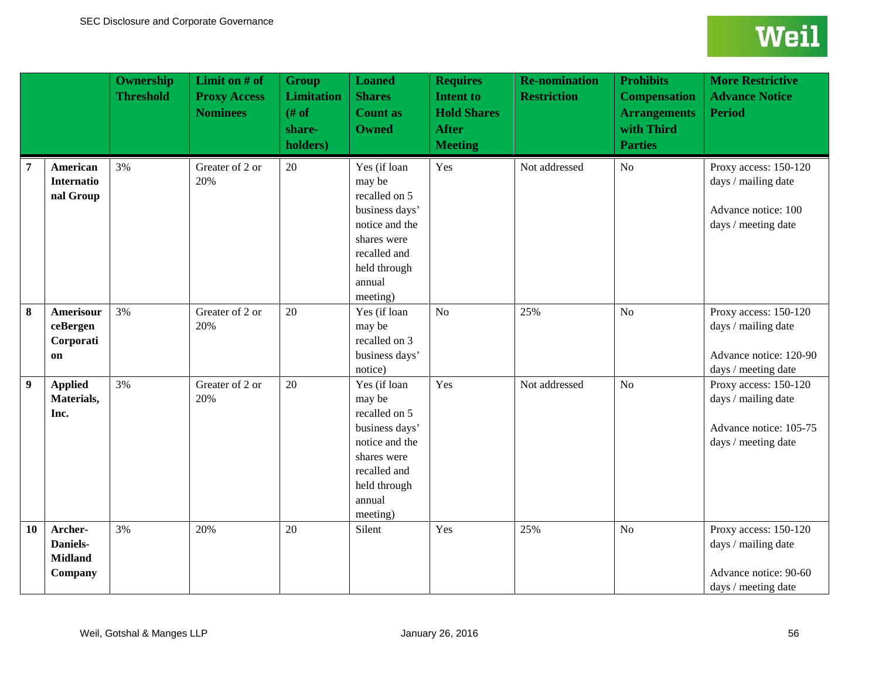| | | Ownership Threshold | Limit on # of Proxy Access Nominees | Group Limitation (# of share-holders) | Loaned Shares Count as Owned | Requires Intent to Hold Shares After Meeting | Re-nomination Restriction | Prohibits Compensation Arrangements with Third Parties | More Restrictive Advance Notice Period |
|---|---|---|---|---|---|---|---|---|---|
| **7** | **American International Group** | 3% | Greater of 2 or 20% | 20 | Yes (if loan may be recalled on 5 business days' notice and the shares were recalled and held through annual meeting) | Yes | Not addressed | No | Proxy access: 150-120 days / mailing date<br><br>Advance notice: 100 days / meeting date |
| **8** | **AmerisourceBergen Corporation** | 3% | Greater of 2 or 20% | 20 | Yes (if loan may be recalled on 3 business days' notice) | No | 25% | No | Proxy access: 150-120 days / mailing date<br><br>Advance notice: 120-90 days / meeting date |
| **9** | **Applied Materials, Inc.** | 3% | Greater of 2 or 20% | 20 | Yes (if loan may be recalled on 5 business days' notice and the shares were recalled and held through annual meeting) | Yes | Not addressed | No | Proxy access: 150-120 days / mailing date<br><br>Advance notice: 105-75 days / meeting date |
| **10** | **Archer-Daniels-Midland Company** | 3% | 20% | 20 | Silent | Yes | 25% | No | Proxy access: 150-120 days / mailing date<br><br>Advance notice: 90-60 days / meeting date |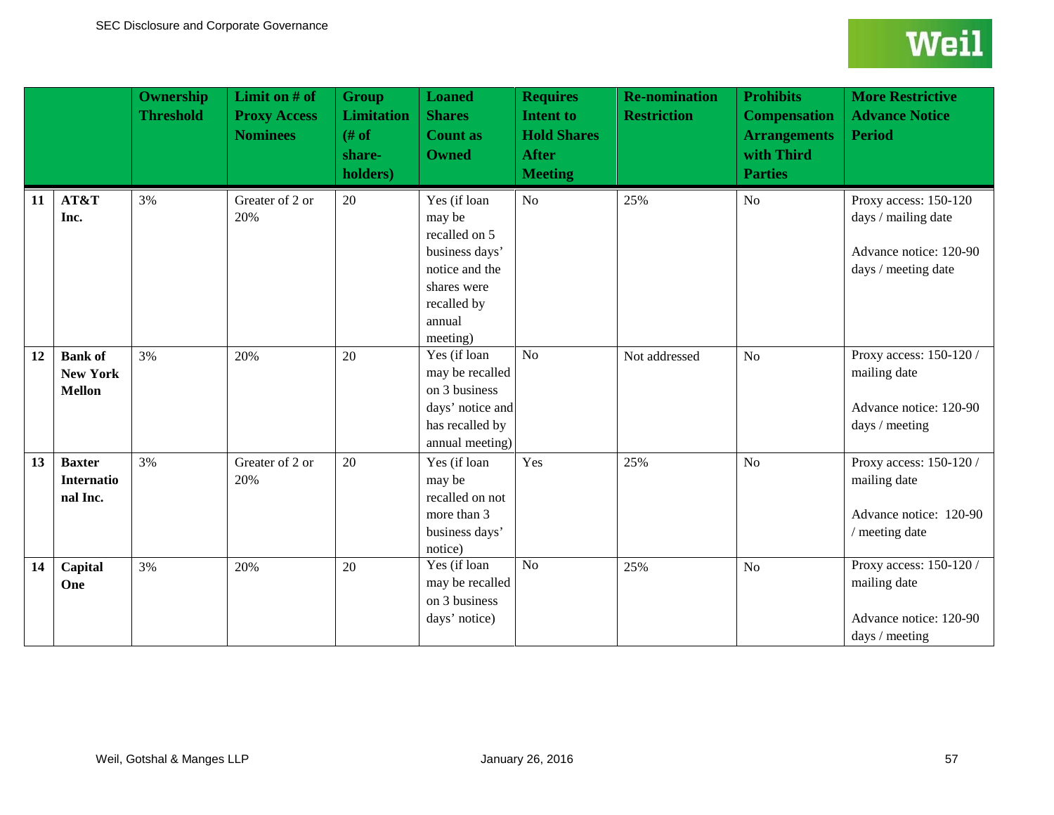| | | Ownership Threshold | Limit on # of Proxy Access Nominees | Group Limitation (# of share-holders) | Loaned Shares Count as Owned | Requires Intent to Hold Shares After Meeting | Re-nomination Restriction | Prohibits Compensation Arrangements with Third Parties | More Restrictive Advance Notice Period |
|---|---|---|---|---|---|---|---|---|---|
| 11 | **AT&T Inc.** | 3% | Greater of 2 or 20% | 20 | Yes (if loan may be recalled on 5 business days' notice and the shares were recalled by annual meeting) | No | 25% | No | Proxy access: 150-120 days / mailing date<br><br>Advance notice: 120-90 days / meeting date |
| 12 | **Bank of New York Mellon** | 3% | 20% | 20 | Yes (if loan may be recalled on 3 business days' notice and has recalled by annual meeting) | No | Not addressed | No | Proxy access: 150-120 / mailing date<br><br>Advance notice: 120-90 days / meeting |
| 13 | **Baxter International Inc.** | 3% | Greater of 2 or 20% | 20 | Yes (if loan may be recalled on not more than 3 business days' notice) | Yes | 25% | No | Proxy access: 150-120 / mailing date<br><br>Advance notice: 120-90 / meeting date |
| 14 | **Capital One** | 3% | 20% | 20 | Yes (if loan may be recalled on 3 business days' notice) | No | 25% | No | Proxy access: 150-120 / mailing date<br><br>Advance notice: 120-90 days / meeting |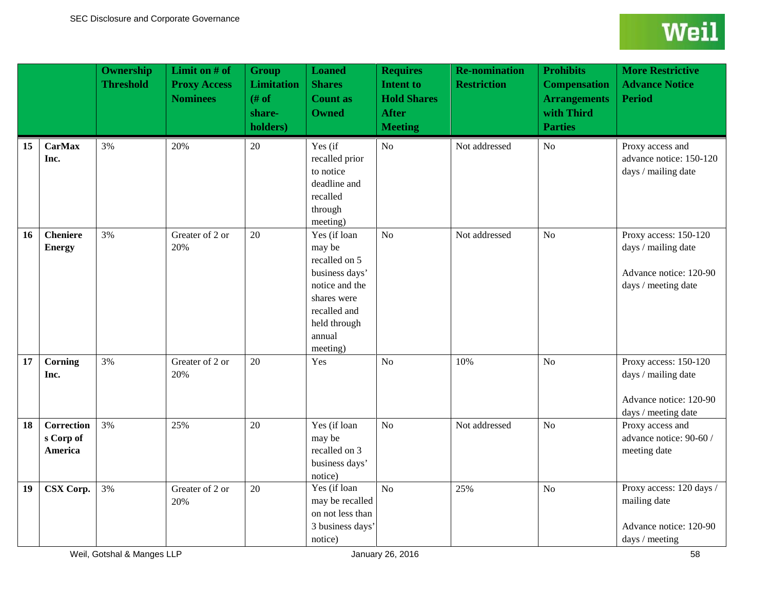| | | Ownership Threshold | Limit on # of Proxy Access Nominees | Group Limitation (# of share-holders) | Loaned Shares Count as Owned | Requires Intent to Hold Shares After Meeting | Re-nomination Restriction | Prohibits Compensation Arrangements with Third Parties | More Restrictive Advance Notice Period |
|---|---|---|---|---|---|---|---|---|---|
| 15 | **CarMax Inc.** | 3% | 20% | 20 | Yes (if recalled prior to notice deadline and recalled through meeting) | No | Not addressed | No | Proxy access and advance notice: 150-120 days / mailing date |
| 16 | **Cheniere Energy** | 3% | Greater of 2 or 20% | 20 | Yes (if loan may be recalled on 5 business days' notice and the shares were recalled and held through annual meeting) | No | Not addressed | No | Proxy access: 150-120 days / mailing date<br><br>Advance notice: 120-90 days / meeting date |
| 17 | **Corning Inc.** | 3% | Greater of 2 or 20% | 20 | Yes | No | 10% | No | Proxy access: 150-120 days / mailing date<br><br>Advance notice: 120-90 days / meeting date |
| 18 | **Corrections Corp of America** | 3% | 25% | 20 | Yes (if loan may be recalled on 3 business days' notice) | No | Not addressed | No | Proxy access and advance notice: 90-60 / meeting date |
| 19 | **CSX Corp.** | 3% | Greater of 2 or 20% | 20 | Yes (if loan may be recalled on not less than 3 business days' notice) | No | 25% | No | Proxy access: 120 days / mailing date<br><br>Advance notice: 120-90 days / meeting |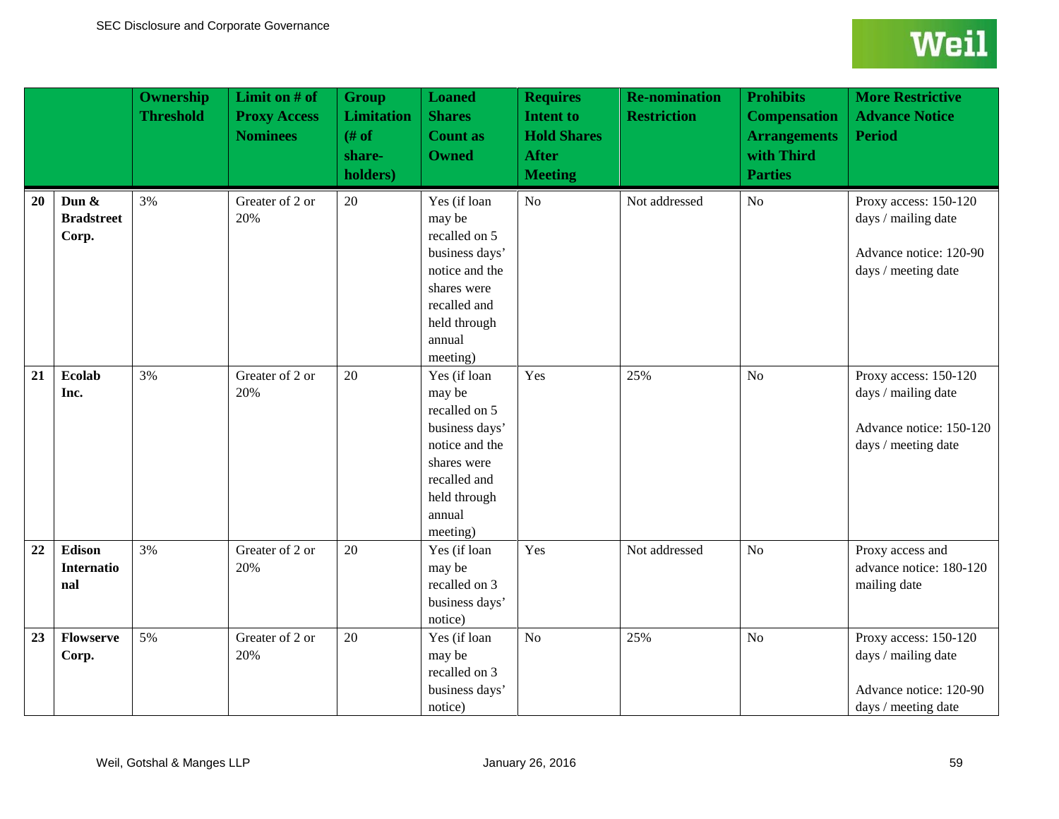| | | Ownership Threshold | Limit on # of Proxy Access Nominees | Group Limitation (# of share-holders) | Loaned Shares Count as Owned | Requires Intent to Hold Shares After Meeting | Re-nomination Restriction | Prohibits Compensation Arrangements with Third Parties | More Restrictive Advance Notice Period |
|---|---|---|---|---|---|---|---|---|---|
| 20 | **Dun & Bradstreet Corp.** | 3% | Greater of 2 or 20% | 20 | Yes (if loan may be recalled on 5 business days' notice and the shares were recalled and held through annual meeting) | No | Not addressed | No | Proxy access: 150-120 days / mailing date<br><br>Advance notice: 120-90 days / meeting date |
| 21 | **Ecolab Inc.** | 3% | Greater of 2 or 20% | 20 | Yes (if loan may be recalled on 5 business days' notice and the shares were recalled and held through annual meeting) | Yes | 25% | No | Proxy access: 150-120 days / mailing date<br><br>Advance notice: 150-120 days / meeting date |
| 22 | **Edison International** | 3% | Greater of 2 or 20% | 20 | Yes (if loan may be recalled on 3 business days' notice) | Yes | Not addressed | No | Proxy access and advance notice: 180-120 mailing date |
| 23 | **Flowserve Corp.** | 5% | Greater of 2 or 20% | 20 | Yes (if loan may be recalled on 3 business days' notice) | No | 25% | No | Proxy access: 150-120 days / mailing date<br><br>Advance notice: 120-90 days / meeting date |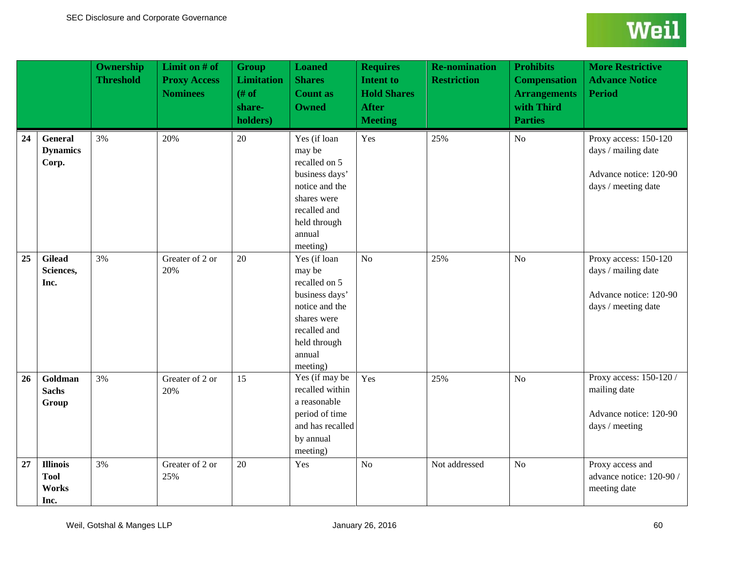| | | Ownership Threshold | Limit on # of Proxy Access Nominees | Group Limitation (# of share-holders) | Loaned Shares Count as Owned | Requires Intent to Hold Shares After Meeting | Re-nomination Restriction | Prohibits Compensation Arrangements with Third Parties | More Restrictive Advance Notice Period |
|---|---|---|---|---|---|---|---|---|---|
| 24 | **General Dynamics Corp.** | 3% | 20% | 20 | Yes (if loan may be recalled on 5 business days' notice and the shares were recalled and held through annual meeting) | Yes | 25% | No | Proxy access: 150-120 days / mailing date<br><br>Advance notice: 120-90 days / meeting date |
| 25 | **Gilead Sciences, Inc.** | 3% | Greater of 2 or 20% | 20 | Yes (if loan may be recalled on 5 business days' notice and the shares were recalled and held through annual meeting) | No | 25% | No | Proxy access: 150-120 days / mailing date<br><br>Advance notice: 120-90 days / meeting date |
| 26 | **Goldman Sachs Group** | 3% | Greater of 2 or 20% | 15 | Yes (if may be recalled within a reasonable period of time and has recalled by annual meeting) | Yes | 25% | No | Proxy access: 150-120 / mailing date<br><br>Advance notice: 120-90 days / meeting |
| 27 | **Illinois Tool Works Inc.** | 3% | Greater of 2 or 25% | 20 | Yes | No | Not addressed | No | Proxy access and advance notice: 120-90 / meeting date |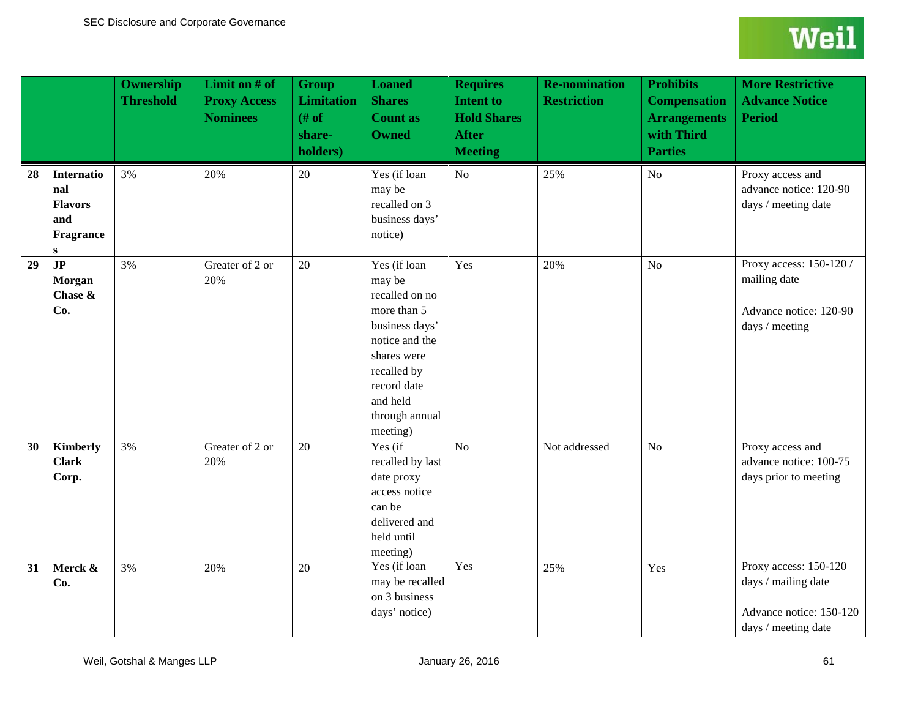| | | Ownership Threshold | Limit on # of Proxy Access Nominees | Group Limitation (# of share-holders) | Loaned Shares Count as Owned | Requires Intent to Hold Shares After Meeting | Re-nomination Restriction | Prohibits Compensation Arrangements with Third Parties | More Restrictive Advance Notice Period |
|---|---|---|---|---|---|---|---|---|---|
| **28** | **International Flavors and Fragrances** | 3% | 20% | 20 | Yes (if loan may be recalled on 3 business days' notice) | No | 25% | No | Proxy access and advance notice: 120-90 days / meeting date |
| **29** | **JP Morgan Chase & Co.** | 3% | Greater of 2 or 20% | 20 | Yes (if loan may be recalled on no more than 5 business days' notice and the shares were recalled by record date and held through annual meeting) | Yes | 20% | No | Proxy access: 150-120 / mailing date<br><br>Advance notice: 120-90 days / meeting |
| **30** | **Kimberly Clark Corp.** | 3% | Greater of 2 or 20% | 20 | Yes (if recalled by last date proxy access notice can be delivered and held until meeting) | No | Not addressed | No | Proxy access and advance notice: 100-75 days prior to meeting |
| **31** | **Merck & Co.** | 3% | 20% | 20 | Yes (if loan may be recalled on 3 business days' notice) | Yes | 25% | Yes | Proxy access: 150-120 days / mailing date<br><br>Advance notice: 150-120 days / meeting date |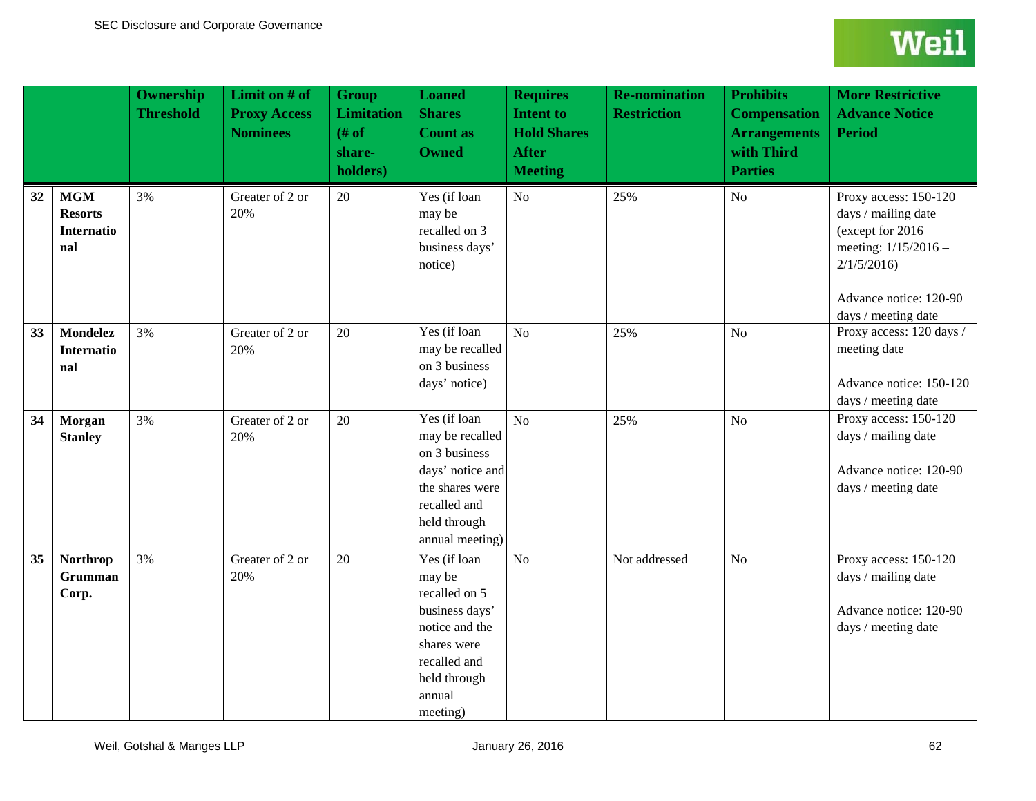| | | Ownership Threshold | Limit on # of Proxy Access Nominees | Group Limitation (# of share-holders) | Loaned Shares Count as Owned | Requires Intent to Hold Shares After Meeting | Re-nomination Restriction | Prohibits Compensation Arrangements with Third Parties | More Restrictive Advance Notice Period |
|---|---|---|---|---|---|---|---|---|---|
| **32** | **MGM Resorts International** | 3% | Greater of 2 or 20% | 20 | Yes (if loan may be recalled on 3 business days' notice) | No | 25% | No | Proxy access: 150-120 days / mailing date (except for 2016 meeting: 1/15/2016 – 2/1/5/2016)<br><br>Advance notice: 120-90 days / meeting date |
| **33** | **Mondelez International** | 3% | Greater of 2 or 20% | 20 | Yes (if loan may be recalled on 3 business days' notice) | No | 25% | No | Proxy access: 120 days / meeting date<br><br>Advance notice: 150-120 days / meeting date |
| **34** | **Morgan Stanley** | 3% | Greater of 2 or 20% | 20 | Yes (if loan may be recalled on 3 business days' notice and the shares were recalled and held through annual meeting) | No | 25% | No | Proxy access: 150-120 days / mailing date<br><br>Advance notice: 120-90 days / meeting date |
| **35** | **Northrop Grumman Corp.** | 3% | Greater of 2 or 20% | 20 | Yes (if loan may be recalled on 5 business days' notice and the shares were recalled and held through annual meeting) | No | Not addressed | No | Proxy access: 150-120 days / mailing date<br><br>Advance notice: 120-90 days / meeting date |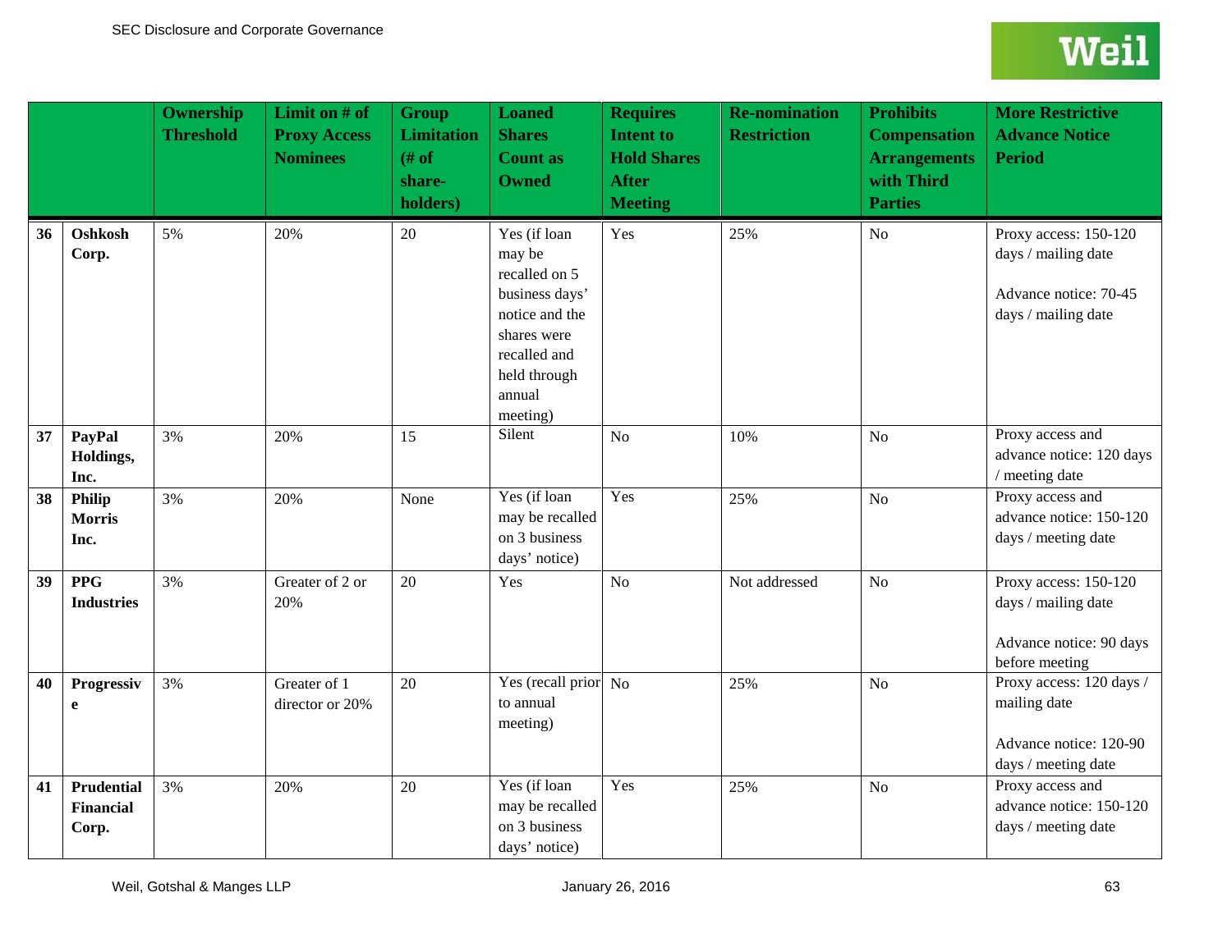| | | Ownership Threshold | Limit on # of Proxy Access Nominees | Group Limitation (# of share-holders) | Loaned Shares Count as Owned | Requires Intent to Hold Shares After Meeting | Re-nomination Restriction | Prohibits Compensation Arrangements with Third Parties | More Restrictive Advance Notice Period |
|---|---|---|---|---|---|---|---|---|---|
| **36** | **Oshkosh Corp.** | 5% | 20% | 20 | Yes (if loan may be recalled on 5 business days' notice and the shares were recalled and held through annual meeting) | Yes | 25% | No | Proxy access: 150-120 days / mailing date<br><br>Advance notice: 70-45 days / mailing date |
| **37** | **PayPal Holdings, Inc.** | 3% | 20% | 15 | Silent | No | 10% | No | Proxy access and advance notice: 120 days / meeting date |
| **38** | **Philip Morris Inc.** | 3% | 20% | None | Yes (if loan may be recalled on 3 business days' notice) | Yes | 25% | No | Proxy access and advance notice: 150-120 days / meeting date |
| **39** | **PPG Industries** | 3% | Greater of 2 or 20% | 20 | Yes | No | Not addressed | No | Proxy access: 150-120 days / mailing date<br><br>Advance notice: 90 days before meeting |
| **40** | **Progressive** | 3% | Greater of 1 director or 20% | 20 | Yes (recall prior to annual meeting) | No | 25% | No | Proxy access: 120 days / mailing date<br><br>Advance notice: 120-90 days / meeting date |
| **41** | **Prudential Financial Corp.** | 3% | 20% | 20 | Yes (if loan may be recalled on 3 business days' notice) | Yes | 25% | No | Proxy access and advance notice: 150-120 days / meeting date |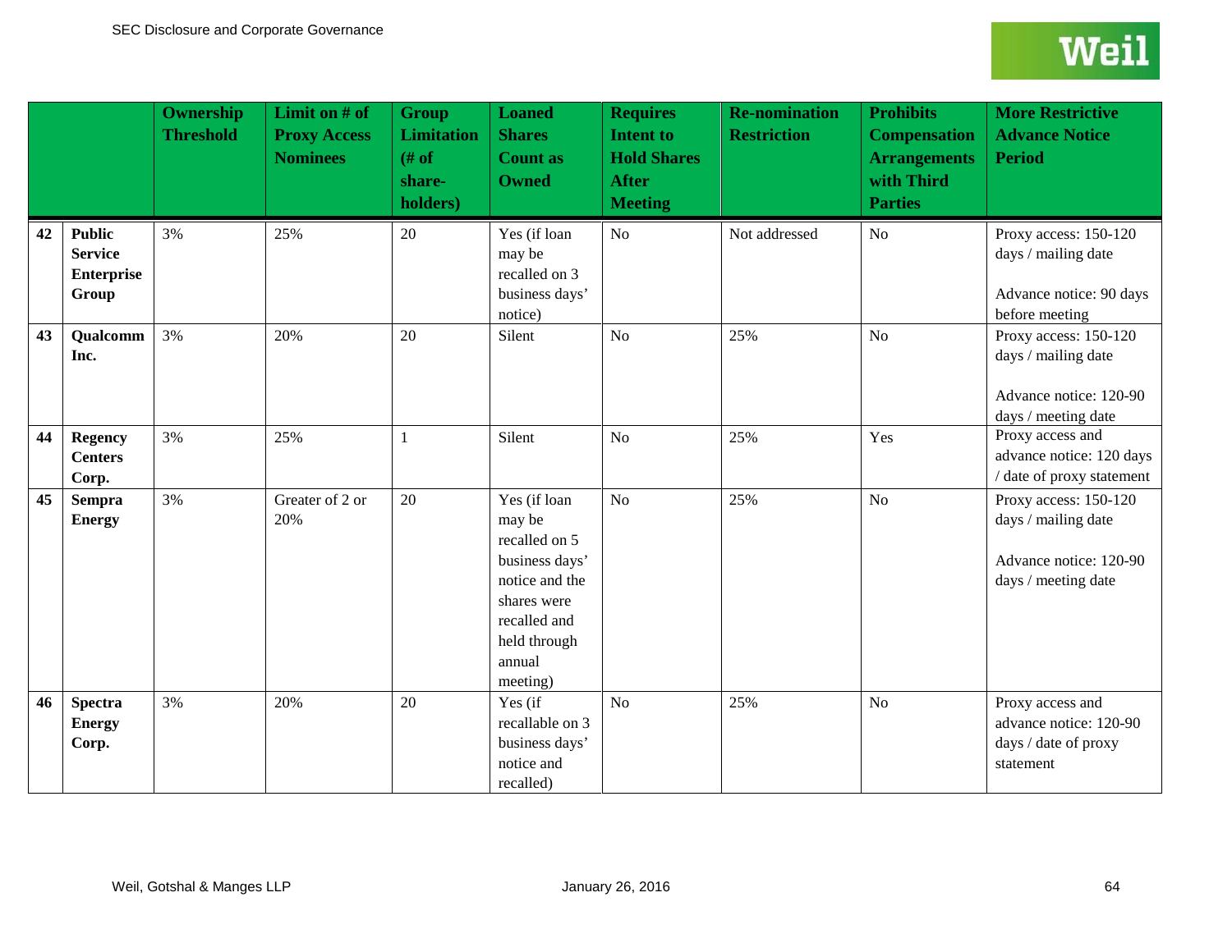| | | Ownership Threshold | Limit on # of Proxy Access Nominees | Group Limitation (# of share-holders) | Loaned Shares Count as Owned | Requires Intent to Hold Shares After Meeting | Re-nomination Restriction | Prohibits Compensation Arrangements with Third Parties | More Restrictive Advance Notice Period |
|---|---|---|---|---|---|---|---|---|---|
| 42 | **Public Service Enterprise Group** | 3% | 25% | 20 | Yes (if loan may be recalled on 3 business days' notice) | No | Not addressed | No | Proxy access: 150-120 days / mailing date<br><br>Advance notice: 90 days before meeting |
| 43 | **Qualcomm Inc.** | 3% | 20% | 20 | Silent | No | 25% | No | Proxy access: 150-120 days / mailing date<br><br>Advance notice: 120-90 days / meeting date |
| 44 | **Regency Centers Corp.** | 3% | 25% | 1 | Silent | No | 25% | Yes | Proxy access and advance notice: 120 days / date of proxy statement |
| 45 | **Sempra Energy** | 3% | Greater of 2 or 20% | 20 | Yes (if loan may be recalled on 5 business days' notice and the shares were recalled and held through annual meeting) | No | 25% | No | Proxy access: 150-120 days / mailing date<br><br>Advance notice: 120-90 days / meeting date |
| 46 | **Spectra Energy Corp.** | 3% | 20% | 20 | Yes (if recallable on 3 business days' notice and recalled) | No | 25% | No | Proxy access and advance notice: 120-90 days / date of proxy statement |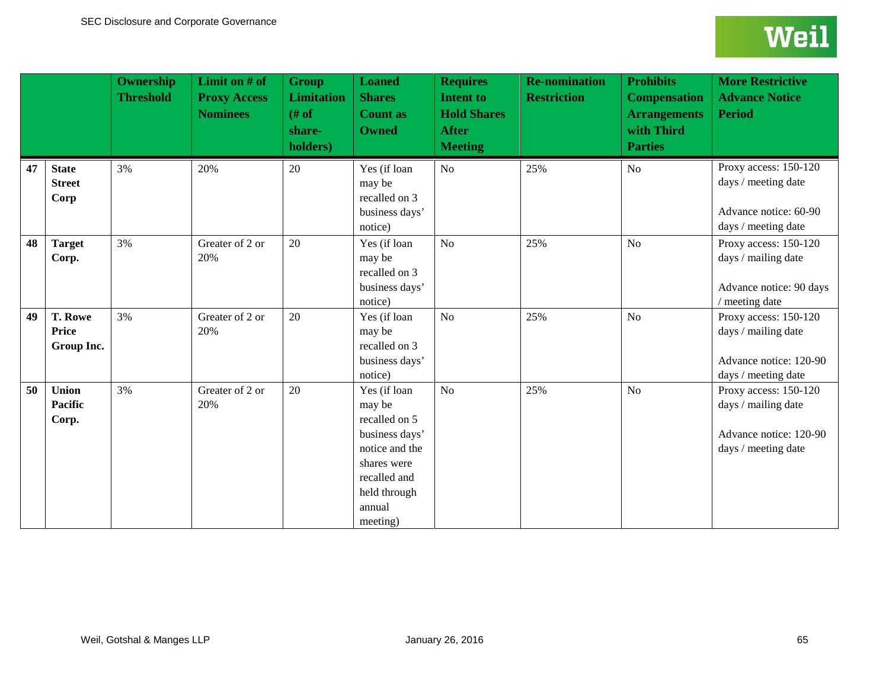| | | Ownership Threshold | Limit on # of Proxy Access Nominees | Group Limitation (# of share-holders) | Loaned Shares Count as Owned | Requires Intent to Hold Shares After Meeting | Re-nomination Restriction | Prohibits Compensation Arrangements with Third Parties | More Restrictive Advance Notice Period |
|---|---|---|---|---|---|---|---|---|---|
| 47 | **State Street Corp** | 3% | 20% | 20 | Yes (if loan may be recalled on 3 business days' notice) | No | 25% | No | Proxy access: 150-120 days / meeting date<br><br>Advance notice: 60-90 days / meeting date |
| 48 | **Target Corp.** | 3% | Greater of 2 or 20% | 20 | Yes (if loan may be recalled on 3 business days' notice) | No | 25% | No | Proxy access: 150-120 days / mailing date<br><br>Advance notice: 90 days / meeting date |
| 49 | **T. Rowe Price Group Inc.** | 3% | Greater of 2 or 20% | 20 | Yes (if loan may be recalled on 3 business days' notice) | No | 25% | No | Proxy access: 150-120 days / mailing date<br><br>Advance notice: 120-90 days / meeting date |
| 50 | **Union Pacific Corp.** | 3% | Greater of 2 or 20% | 20 | Yes (if loan may be recalled on 5 business days' notice and the shares were recalled and held through annual meeting) | No | 25% | No | Proxy access: 150-120 days / mailing date<br><br>Advance notice: 120-90 days / meeting date |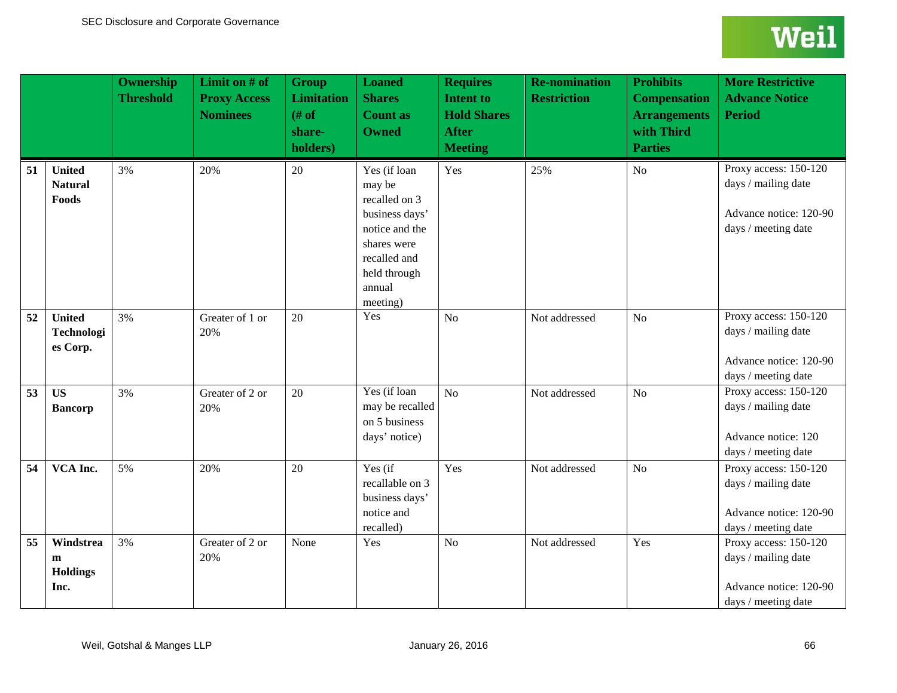| | | Ownership Threshold | Limit on # of Proxy Access Nominees | Group Limitation (# of share-holders) | Loaned Shares Count as Owned | Requires Intent to Hold Shares After Meeting | Re-nomination Restriction | Prohibits Compensation Arrangements with Third Parties | More Restrictive Advance Notice Period |
|---|---|---|---|---|---|---|---|---|---|
| 51 | **United Natural Foods** | 3% | 20% | 20 | Yes (if loan may be recalled on 3 business days' notice and the shares were recalled and held through annual meeting) | Yes | 25% | No | Proxy access: 150-120 days / mailing date<br><br>Advance notice: 120-90 days / meeting date |
| 52 | **United Technologies Corp.** | 3% | Greater of 1 or 20% | 20 | Yes | No | Not addressed | No | Proxy access: 150-120 days / mailing date<br><br>Advance notice: 120-90 days / meeting date |
| 53 | **US Bancorp** | 3% | Greater of 2 or 20% | 20 | Yes (if loan may be recalled on 5 business days' notice) | No | Not addressed | No | Proxy access: 150-120 days / mailing date<br><br>Advance notice: 120 days / meeting date |
| 54 | **VCA Inc.** | 5% | 20% | 20 | Yes (if recallable on 3 business days' notice and recalled) | Yes | Not addressed | No | Proxy access: 150-120 days / mailing date<br><br>Advance notice: 120-90 days / meeting date |
| 55 | **Windstream Holdings Inc.** | 3% | Greater of 2 or 20% | None | Yes | No | Not addressed | Yes | Proxy access: 150-120 days / mailing date<br><br>Advance notice: 120-90 days / meeting date |